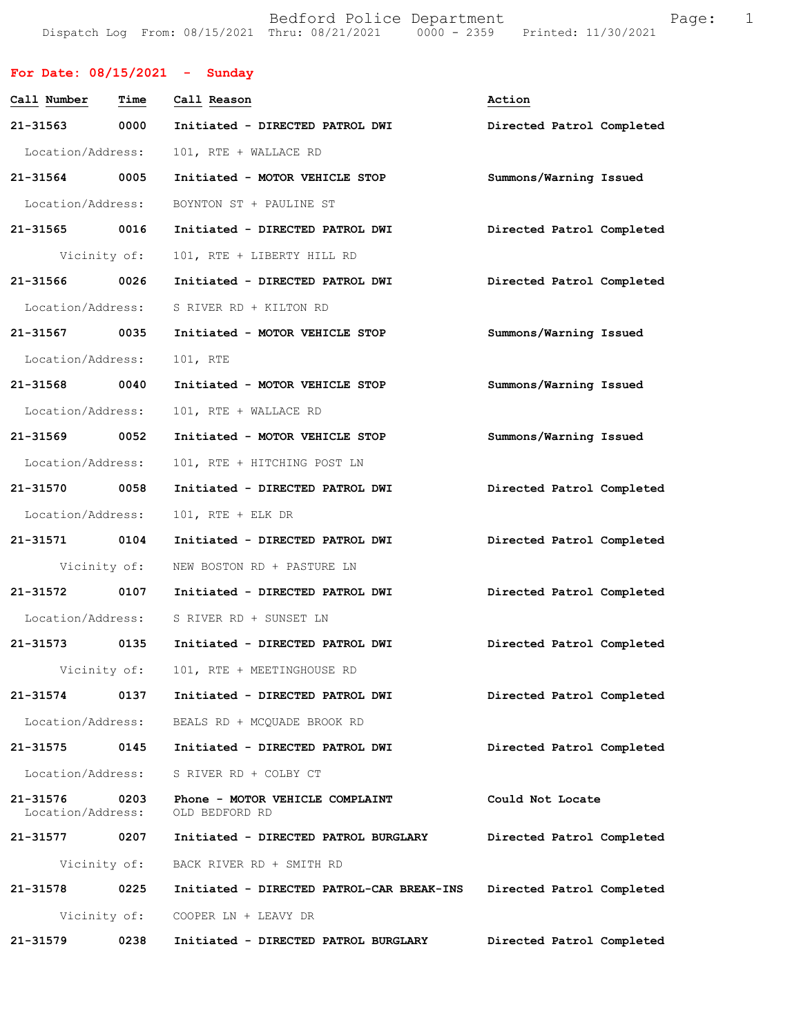Bedford Police Department

Dispatch Log From: 08/15/2021 Thru: 08/21/2021 0000 - 2359 Printed: 11/30/2021

**For Date: 08/15/2021 - Sunday**

| Call Number | Time | Call Reason | Action |
|---|---|---|---|
| **21-31563** | **0000** | Initiated - **DIRECTED PATROL DWI** | **Directed Patrol Completed** |
| Location/Address: | | 101, RTE + WALLACE RD | |
| **21-31564** | **0005** | Initiated - **MOTOR VEHICLE STOP** | **Summons/Warning Issued** |
| Location/Address: | | BOYNTON ST + PAULINE ST | |
| **21-31565** | **0016** | Initiated - **DIRECTED PATROL DWI** | **Directed Patrol Completed** |
| Vicinity of: | | 101, RTE + LIBERTY HILL RD | |
| **21-31566** | **0026** | Initiated - **DIRECTED PATROL DWI** | **Directed Patrol Completed** |
| Location/Address: | | S RIVER RD + KILTON RD | |
| **21-31567** | **0035** | Initiated - **MOTOR VEHICLE STOP** | **Summons/Warning Issued** |
| Location/Address: | | 101, RTE | |
| **21-31568** | **0040** | Initiated - **MOTOR VEHICLE STOP** | **Summons/Warning Issued** |
| Location/Address: | | 101, RTE + WALLACE RD | |
| **21-31569** | **0052** | Initiated - **MOTOR VEHICLE STOP** | **Summons/Warning Issued** |
| Location/Address: | | 101, RTE + HITCHING POST LN | |
| **21-31570** | **0058** | Initiated - **DIRECTED PATROL DWI** | **Directed Patrol Completed** |
| Location/Address: | | 101, RTE + ELK DR | |
| **21-31571** | **0104** | Initiated - **DIRECTED PATROL DWI** | **Directed Patrol Completed** |
| Vicinity of: | | NEW BOSTON RD + PASTURE LN | |
| **21-31572** | **0107** | Initiated - **DIRECTED PATROL DWI** | **Directed Patrol Completed** |
| Location/Address: | | S RIVER RD + SUNSET LN | |
| **21-31573** | **0135** | Initiated - **DIRECTED PATROL DWI** | **Directed Patrol Completed** |
| Vicinity of: | | 101, RTE + MEETINGHOUSE RD | |
| **21-31574** | **0137** | Initiated - **DIRECTED PATROL DWI** | **Directed Patrol Completed** |
| Location/Address: | | BEALS RD + MCQUADE BROOK RD | |
| **21-31575** | **0145** | Initiated - **DIRECTED PATROL DWI** | **Directed Patrol Completed** |
| Location/Address: | | S RIVER RD + COLBY CT | |
| **21-31576** | **0203** | Phone - **MOTOR VEHICLE COMPLAINT** | **Could Not Locate** |
| Location/Address: | | OLD BEDFORD RD | |
| **21-31577** | **0207** | Initiated - **DIRECTED PATROL BURGLARY** | **Directed Patrol Completed** |
| Vicinity of: | | BACK RIVER RD + SMITH RD | |
| **21-31578** | **0225** | Initiated - **DIRECTED PATROL-CAR BREAK-INS** | **Directed Patrol Completed** |
| Vicinity of: | | COOPER LN + LEAVY DR | |
| **21-31579** | **0238** | Initiated - **DIRECTED PATROL BURGLARY** | **Directed Patrol Completed** |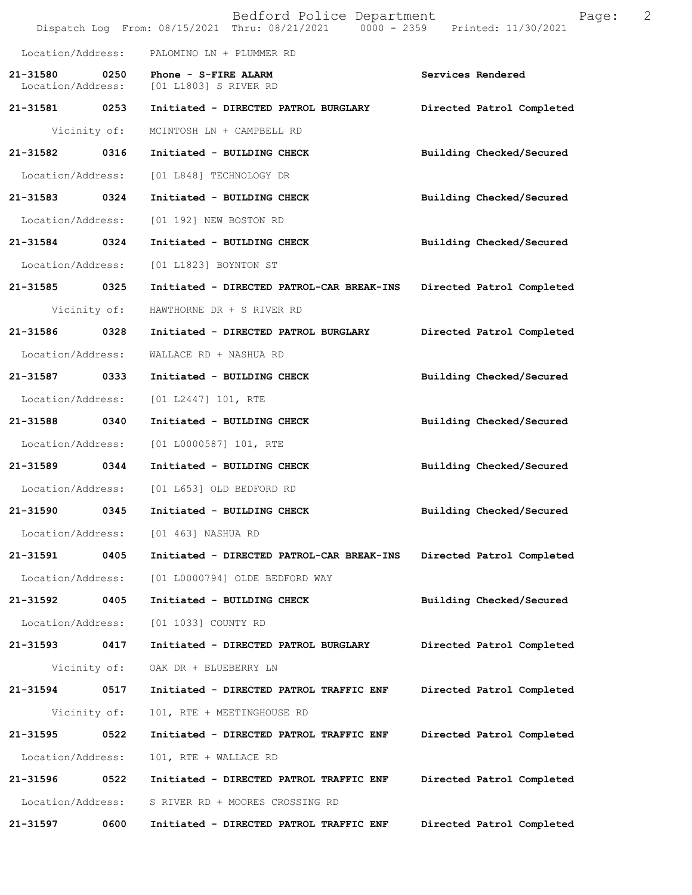Location/Address: PALOMINO LN + PLUMMER RD

| Call Number | Time | Call Reason | Action |
|---|---|---|---|
| 21-31580 | 0250 | Phone - S-FIRE ALARM | Services Rendered |
| Location/Address: | | [01 L1803] S RIVER RD | |
| 21-31581 | 0253 | Initiated - DIRECTED PATROL BURGLARY | Directed Patrol Completed |
| Vicinity of: | | MCINTOSH LN + CAMPBELL RD | |
| 21-31582 | 0316 | Initiated - BUILDING CHECK | Building Checked/Secured |
| Location/Address: | | [01 L848] TECHNOLOGY DR | |
| 21-31583 | 0324 | Initiated - BUILDING CHECK | Building Checked/Secured |
| Location/Address: | | [01 192] NEW BOSTON RD | |
| 21-31584 | 0324 | Initiated - BUILDING CHECK | Building Checked/Secured |
| Location/Address: | | [01 L1823] BOYNTON ST | |
| 21-31585 | 0325 | Initiated - DIRECTED PATROL-CAR BREAK-INS | Directed Patrol Completed |
| Vicinity of: | | HAWTHORNE DR + S RIVER RD | |
| 21-31586 | 0328 | Initiated - DIRECTED PATROL BURGLARY | Directed Patrol Completed |
| Location/Address: | | WALLACE RD + NASHUA RD | |
| 21-31587 | 0333 | Initiated - BUILDING CHECK | Building Checked/Secured |
| Location/Address: | | [01 L2447] 101, RTE | |
| 21-31588 | 0340 | Initiated - BUILDING CHECK | Building Checked/Secured |
| Location/Address: | | [01 L0000587] 101, RTE | |
| 21-31589 | 0344 | Initiated - BUILDING CHECK | Building Checked/Secured |
| Location/Address: | | [01 L653] OLD BEDFORD RD | |
| 21-31590 | 0345 | Initiated - BUILDING CHECK | Building Checked/Secured |
| Location/Address: | | [01 463] NASHUA RD | |
| 21-31591 | 0405 | Initiated - DIRECTED PATROL-CAR BREAK-INS | Directed Patrol Completed |
| Location/Address: | | [01 L0000794] OLDE BEDFORD WAY | |
| 21-31592 | 0405 | Initiated - BUILDING CHECK | Building Checked/Secured |
| Location/Address: | | [01 1033] COUNTY RD | |
| 21-31593 | 0417 | Initiated - DIRECTED PATROL BURGLARY | Directed Patrol Completed |
| Vicinity of: | | OAK DR + BLUEBERRY LN | |
| 21-31594 | 0517 | Initiated - DIRECTED PATROL TRAFFIC ENF | Directed Patrol Completed |
| Vicinity of: | | 101, RTE + MEETINGHOUSE RD | |
| 21-31595 | 0522 | Initiated - DIRECTED PATROL TRAFFIC ENF | Directed Patrol Completed |
| Location/Address: | | 101, RTE + WALLACE RD | |
| 21-31596 | 0522 | Initiated - DIRECTED PATROL TRAFFIC ENF | Directed Patrol Completed |
| Location/Address: | | S RIVER RD + MOORES CROSSING RD | |
| 21-31597 | 0600 | Initiated - DIRECTED PATROL TRAFFIC ENF | Directed Patrol Completed |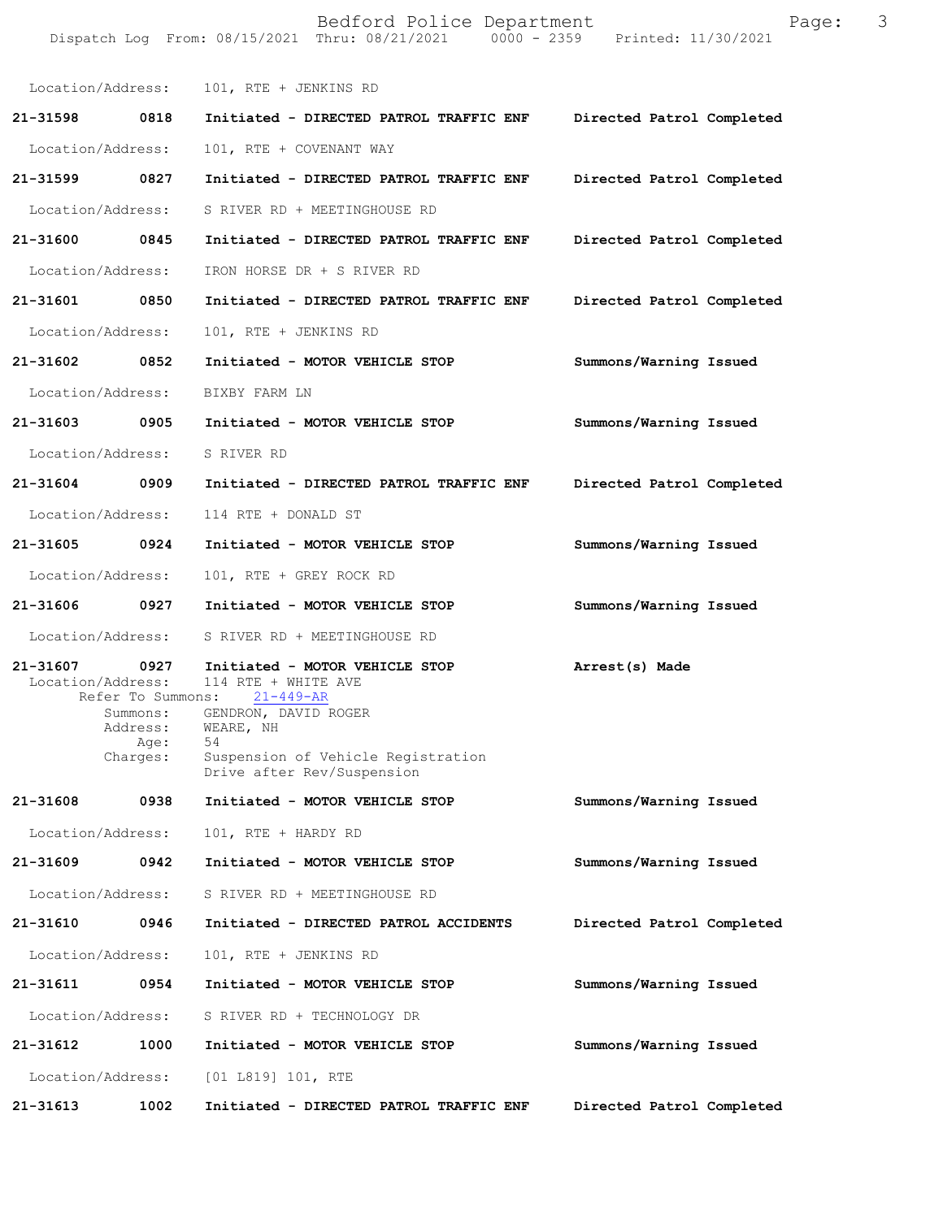Location/Address: 101, RTE + JENKINS RD

**21-31598 0818 Initiated - DIRECTED PATROL TRAFFIC ENF Directed Patrol Completed**

Location/Address: 101, RTE + COVENANT WAY

**21-31599 0827 Initiated - DIRECTED PATROL TRAFFIC ENF Directed Patrol Completed**

Location/Address: S RIVER RD + MEETINGHOUSE RD

**21-31600 0845 Initiated - DIRECTED PATROL TRAFFIC ENF Directed Patrol Completed**

Location/Address: IRON HORSE DR + S RIVER RD

**21-31601 0850 Initiated - DIRECTED PATROL TRAFFIC ENF Directed Patrol Completed**

Location/Address: 101, RTE + JENKINS RD

**21-31602 0852 Initiated - MOTOR VEHICLE STOP Summons/Warning Issued**

Location/Address: BIXBY FARM LN

**21-31603 0905 Initiated - MOTOR VEHICLE STOP Summons/Warning Issued**

Location/Address: S RIVER RD

**21-31604 0909 Initiated - DIRECTED PATROL TRAFFIC ENF Directed Patrol Completed**

Location/Address: 114 RTE + DONALD ST

**21-31605 0924 Initiated - MOTOR VEHICLE STOP Summons/Warning Issued**

Location/Address: 101, RTE + GREY ROCK RD

**21-31606 0927 Initiated - MOTOR VEHICLE STOP Summons/Warning Issued**

Location/Address: S RIVER RD + MEETINGHOUSE RD

**21-31607 0927 Initiated - MOTOR VEHICLE STOP Arrest(s) Made**

Location/Address: 114 RTE + WHITE AVE
Refer To Summons: 21-449-AR
Summons: GENDRON, DAVID ROGER
Address: WEARE, NH
Age: 54
Charges: Suspension of Vehicle Registration
Drive after Rev/Suspension

**21-31608 0938 Initiated - MOTOR VEHICLE STOP Summons/Warning Issued**

Location/Address: 101, RTE + HARDY RD

**21-31609 0942 Initiated - MOTOR VEHICLE STOP Summons/Warning Issued**

Location/Address: S RIVER RD + MEETINGHOUSE RD

**21-31610 0946 Initiated - DIRECTED PATROL ACCIDENTS Directed Patrol Completed**

Location/Address: 101, RTE + JENKINS RD

**21-31611 0954 Initiated - MOTOR VEHICLE STOP Summons/Warning Issued**

Location/Address: S RIVER RD + TECHNOLOGY DR

**21-31612 1000 Initiated - MOTOR VEHICLE STOP Summons/Warning Issued**

Location/Address: [01 L819] 101, RTE

**21-31613 1002 Initiated - DIRECTED PATROL TRAFFIC ENF Directed Patrol Completed**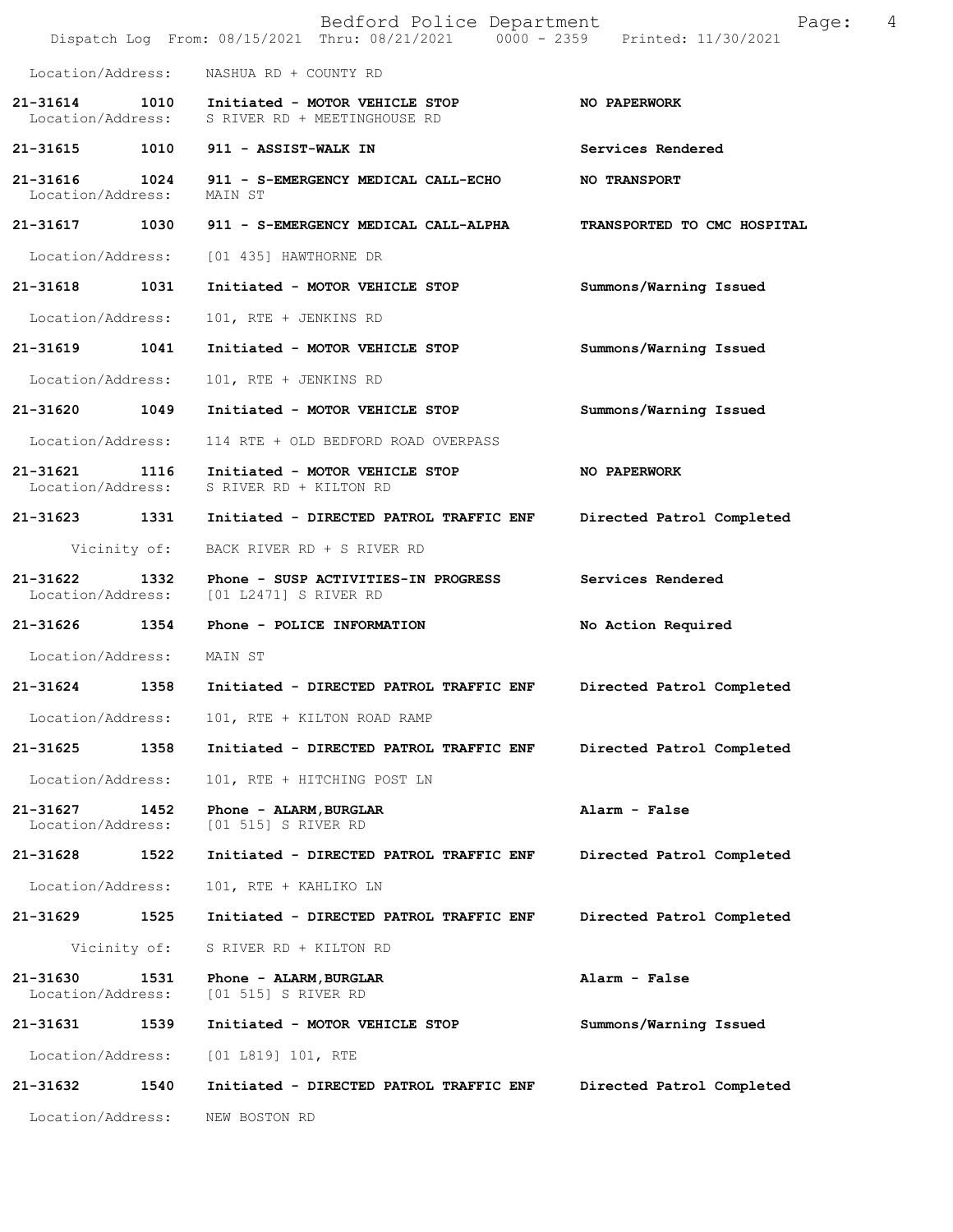Location/Address: NASHUA RD + COUNTY RD

| Call Number | Time | Call Reason | Action |
|---|---|---|---|
| **21-31614** | **1010** | **Initiated - MOTOR VEHICLE STOP** | **NO PAPERWORK** |
| | | Location/Address: S RIVER RD + MEETINGHOUSE RD | |
| **21-31615** | **1010** | **911 - ASSIST-WALK IN** | Services Rendered |
| **21-31616** | **1024** | **911 - S-EMERGENCY MEDICAL CALL-ECHO** | **NO TRANSPORT** |
| | | Location/Address: MAIN ST | |
| **21-31617** | **1030** | **911 - S-EMERGENCY MEDICAL CALL-ALPHA** | **TRANSPORTED TO CMC HOSPITAL** |
| | | Location/Address: [01 435] HAWTHORNE DR | |
| **21-31618** | **1031** | **Initiated - MOTOR VEHICLE STOP** | Summons/Warning Issued |
| | | Location/Address: 101, RTE + JENKINS RD | |
| **21-31619** | **1041** | **Initiated - MOTOR VEHICLE STOP** | Summons/Warning Issued |
| | | Location/Address: 101, RTE + JENKINS RD | |
| **21-31620** | **1049** | **Initiated - MOTOR VEHICLE STOP** | Summons/Warning Issued |
| | | Location/Address: 114 RTE + OLD BEDFORD ROAD OVERPASS | |
| **21-31621** | **1116** | **Initiated - MOTOR VEHICLE STOP** | **NO PAPERWORK** |
| | | Location/Address: S RIVER RD + KILTON RD | |
| **21-31623** | **1331** | **Initiated - DIRECTED PATROL TRAFFIC ENF** | Directed Patrol Completed |
| | | Vicinity of: BACK RIVER RD + S RIVER RD | |
| **21-31622** | **1332** | **Phone - SUSP ACTIVITIES-IN PROGRESS** | Services Rendered |
| | | Location/Address: [01 L2471] S RIVER RD | |
| **21-31626** | **1354** | **Phone - POLICE INFORMATION** | No Action Required |
| | | Location/Address: MAIN ST | |
| **21-31624** | **1358** | **Initiated - DIRECTED PATROL TRAFFIC ENF** | Directed Patrol Completed |
| | | Location/Address: 101, RTE + KILTON ROAD RAMP | |
| **21-31625** | **1358** | **Initiated - DIRECTED PATROL TRAFFIC ENF** | Directed Patrol Completed |
| | | Location/Address: 101, RTE + HITCHING POST LN | |
| **21-31627** | **1452** | **Phone - ALARM,BURGLAR** | Alarm - False |
| | | Location/Address: [01 515] S RIVER RD | |
| **21-31628** | **1522** | **Initiated - DIRECTED PATROL TRAFFIC ENF** | Directed Patrol Completed |
| | | Location/Address: 101, RTE + KAHLIKO LN | |
| **21-31629** | **1525** | **Initiated - DIRECTED PATROL TRAFFIC ENF** | Directed Patrol Completed |
| | | Vicinity of: S RIVER RD + KILTON RD | |
| **21-31630** | **1531** | **Phone - ALARM,BURGLAR** | Alarm - False |
| | | Location/Address: [01 515] S RIVER RD | |
| **21-31631** | **1539** | **Initiated - MOTOR VEHICLE STOP** | Summons/Warning Issued |
| | | Location/Address: [01 L819] 101, RTE | |
| **21-31632** | **1540** | **Initiated - DIRECTED PATROL TRAFFIC ENF** | Directed Patrol Completed |
| | | Location/Address: NEW BOSTON RD | |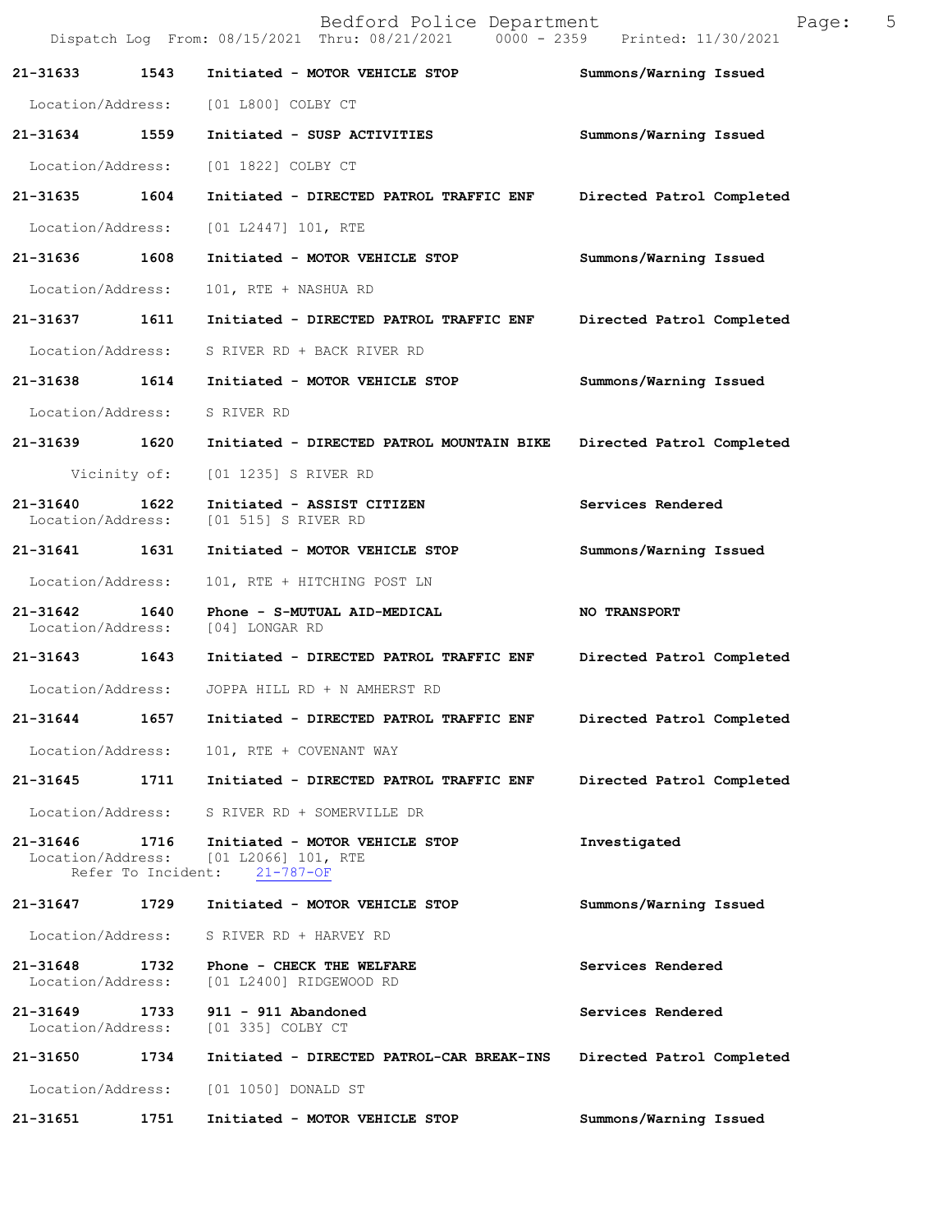| Call Number | Time | Call Reason | Action |
|---|---|---|---|
| 21-31633 | 1543 | Initiated - MOTOR VEHICLE STOP | Summons/Warning Issued |
| | | Location/Address: [01 L800] COLBY CT | |
| 21-31634 | 1559 | Initiated - SUSP ACTIVITIES | Summons/Warning Issued |
| | | Location/Address: [01 1822] COLBY CT | |
| 21-31635 | 1604 | Initiated - DIRECTED PATROL TRAFFIC ENF | Directed Patrol Completed |
| | | Location/Address: [01 L2447] 101, RTE | |
| 21-31636 | 1608 | Initiated - MOTOR VEHICLE STOP | Summons/Warning Issued |
| | | Location/Address: 101, RTE + NASHUA RD | |
| 21-31637 | 1611 | Initiated - DIRECTED PATROL TRAFFIC ENF | Directed Patrol Completed |
| | | Location/Address: S RIVER RD + BACK RIVER RD | |
| 21-31638 | 1614 | Initiated - MOTOR VEHICLE STOP | Summons/Warning Issued |
| | | Location/Address: S RIVER RD | |
| 21-31639 | 1620 | Initiated - DIRECTED PATROL MOUNTAIN BIKE | Directed Patrol Completed |
| | | Vicinity of: [01 1235] S RIVER RD | |
| 21-31640 | 1622 | Initiated - ASSIST CITIZEN | Services Rendered |
| | | Location/Address: [01 515] S RIVER RD | |
| 21-31641 | 1631 | Initiated - MOTOR VEHICLE STOP | Summons/Warning Issued |
| | | Location/Address: 101, RTE + HITCHING POST LN | |
| 21-31642 | 1640 | Phone - S-MUTUAL AID-MEDICAL | NO TRANSPORT |
| | | Location/Address: [04] LONGAR RD | |
| 21-31643 | 1643 | Initiated - DIRECTED PATROL TRAFFIC ENF | Directed Patrol Completed |
| | | Location/Address: JOPPA HILL RD + N AMHERST RD | |
| 21-31644 | 1657 | Initiated - DIRECTED PATROL TRAFFIC ENF | Directed Patrol Completed |
| | | Location/Address: 101, RTE + COVENANT WAY | |
| 21-31645 | 1711 | Initiated - DIRECTED PATROL TRAFFIC ENF | Directed Patrol Completed |
| | | Location/Address: S RIVER RD + SOMERVILLE DR | |
| 21-31646 | 1716 | Initiated - MOTOR VEHICLE STOP | Investigated |
| | | Location/Address: [01 L2066] 101, RTE | |
| | | Refer To Incident: 21-787-OF | |
| 21-31647 | 1729 | Initiated - MOTOR VEHICLE STOP | Summons/Warning Issued |
| | | Location/Address: S RIVER RD + HARVEY RD | |
| 21-31648 | 1732 | Phone - CHECK THE WELFARE | Services Rendered |
| | | Location/Address: [01 L2400] RIDGEWOOD RD | |
| 21-31649 | 1733 | 911 - 911 Abandoned | Services Rendered |
| | | Location/Address: [01 335] COLBY CT | |
| 21-31650 | 1734 | Initiated - DIRECTED PATROL-CAR BREAK-INS | Directed Patrol Completed |
| | | Location/Address: [01 1050] DONALD ST | |
| 21-31651 | 1751 | Initiated - MOTOR VEHICLE STOP | Summons/Warning Issued |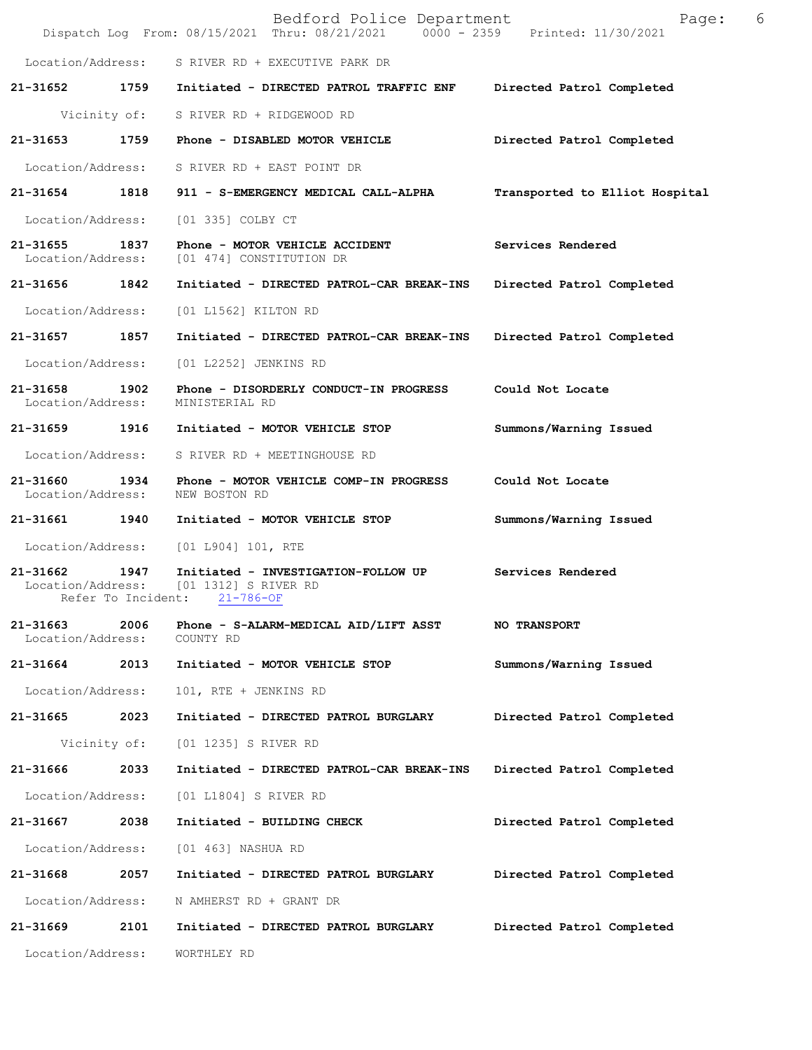Location/Address: S RIVER RD + EXECUTIVE PARK DR

**21-31652 1759 Initiated - DIRECTED PATROL TRAFFIC ENF Directed Patrol Completed**

Vicinity of: S RIVER RD + RIDGEWOOD RD

**21-31653 1759 Phone - DISABLED MOTOR VEHICLE Directed Patrol Completed**

Location/Address: S RIVER RD + EAST POINT DR

**21-31654 1818 911 - S-EMERGENCY MEDICAL CALL-ALPHA Transported to Elliot Hospital**

Location/Address: [01 335] COLBY CT

**21-31655 1837 Phone - MOTOR VEHICLE ACCIDENT Services Rendered**
Location/Address: [01 474] CONSTITUTION DR

**21-31656 1842 Initiated - DIRECTED PATROL-CAR BREAK-INS Directed Patrol Completed**

Location/Address: [01 L1562] KILTON RD

**21-31657 1857 Initiated - DIRECTED PATROL-CAR BREAK-INS Directed Patrol Completed**

Location/Address: [01 L2252] JENKINS RD

**21-31658 1902 Phone - DISORDERLY CONDUCT-IN PROGRESS Could Not Locate**
Location/Address: MINISTERIAL RD

**21-31659 1916 Initiated - MOTOR VEHICLE STOP Summons/Warning Issued**

Location/Address: S RIVER RD + MEETINGHOUSE RD

**21-31660 1934 Phone - MOTOR VEHICLE COMP-IN PROGRESS Could Not Locate**
Location/Address: NEW BOSTON RD

**21-31661 1940 Initiated - MOTOR VEHICLE STOP Summons/Warning Issued**

Location/Address: [01 L904] 101, RTE

**21-31662 1947 Initiated - INVESTIGATION-FOLLOW UP Services Rendered**
Location/Address: [01 1312] S RIVER RD
Refer To Incident: 21-786-OF

**21-31663 2006 Phone - S-ALARM-MEDICAL AID/LIFT ASST NO TRANSPORT**
Location/Address: COUNTY RD

**21-31664 2013 Initiated - MOTOR VEHICLE STOP Summons/Warning Issued**

Location/Address: 101, RTE + JENKINS RD

**21-31665 2023 Initiated - DIRECTED PATROL BURGLARY Directed Patrol Completed**

Vicinity of: [01 1235] S RIVER RD

**21-31666 2033 Initiated - DIRECTED PATROL-CAR BREAK-INS Directed Patrol Completed**

Location/Address: [01 L1804] S RIVER RD

**21-31667 2038 Initiated - BUILDING CHECK Directed Patrol Completed**

Location/Address: [01 463] NASHUA RD

**21-31668 2057 Initiated - DIRECTED PATROL BURGLARY Directed Patrol Completed**

Location/Address: N AMHERST RD + GRANT DR

**21-31669 2101 Initiated - DIRECTED PATROL BURGLARY Directed Patrol Completed**

Location/Address: WORTHLEY RD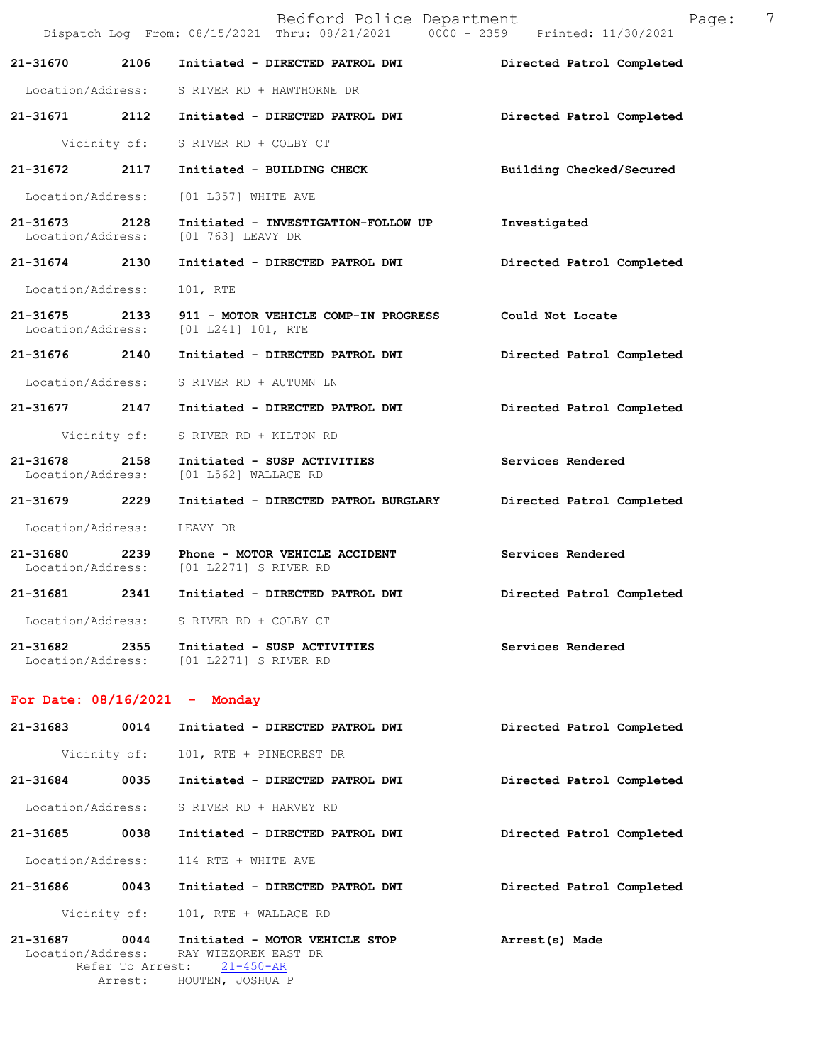21-31670 2106 Initiated - DIRECTED PATROL DWI Directed Patrol Completed

Location/Address: S RIVER RD + HAWTHORNE DR

21-31671 2112 Initiated - DIRECTED PATROL DWI Directed Patrol Completed

Vicinity of: S RIVER RD + COLBY CT

21-31672 2117 Initiated - BUILDING CHECK Building Checked/Secured

Location/Address: [01 L357] WHITE AVE

21-31673 2128 Initiated - INVESTIGATION-FOLLOW UP Investigated
Location/Address: [01 763] LEAVY DR

21-31674 2130 Initiated - DIRECTED PATROL DWI Directed Patrol Completed

Location/Address: 101, RTE

21-31675 2133 911 - MOTOR VEHICLE COMP-IN PROGRESS Could Not Locate
Location/Address: [01 L241] 101, RTE

21-31676 2140 Initiated - DIRECTED PATROL DWI Directed Patrol Completed

Location/Address: S RIVER RD + AUTUMN LN

21-31677 2147 Initiated - DIRECTED PATROL DWI Directed Patrol Completed

Vicinity of: S RIVER RD + KILTON RD

21-31678 2158 Initiated - SUSP ACTIVITIES Services Rendered
Location/Address: [01 L562] WALLACE RD

21-31679 2229 Initiated - DIRECTED PATROL BURGLARY Directed Patrol Completed

Location/Address: LEAVY DR

21-31680 2239 Phone - MOTOR VEHICLE ACCIDENT Services Rendered
Location/Address: [01 L2271] S RIVER RD

21-31681 2341 Initiated - DIRECTED PATROL DWI Directed Patrol Completed

Location/Address: S RIVER RD + COLBY CT

21-31682 2355 Initiated - SUSP ACTIVITIES Services Rendered
Location/Address: [01 L2271] S RIVER RD

**For Date: 08/16/2021 - Monday**

21-31683 0014 Initiated - DIRECTED PATROL DWI Directed Patrol Completed

Vicinity of: 101, RTE + PINECREST DR

21-31684 0035 Initiated - DIRECTED PATROL DWI Directed Patrol Completed

Location/Address: S RIVER RD + HARVEY RD

21-31685 0038 Initiated - DIRECTED PATROL DWI Directed Patrol Completed

Location/Address: 114 RTE + WHITE AVE

21-31686 0043 Initiated - DIRECTED PATROL DWI Directed Patrol Completed

Vicinity of: 101, RTE + WALLACE RD

21-31687 0044 Initiated - MOTOR VEHICLE STOP Arrest(s) Made
Location/Address: RAY WIEZOREK EAST DR
Refer To Arrest: 21-450-AR
Arrest: HOUTEN, JOSHUA P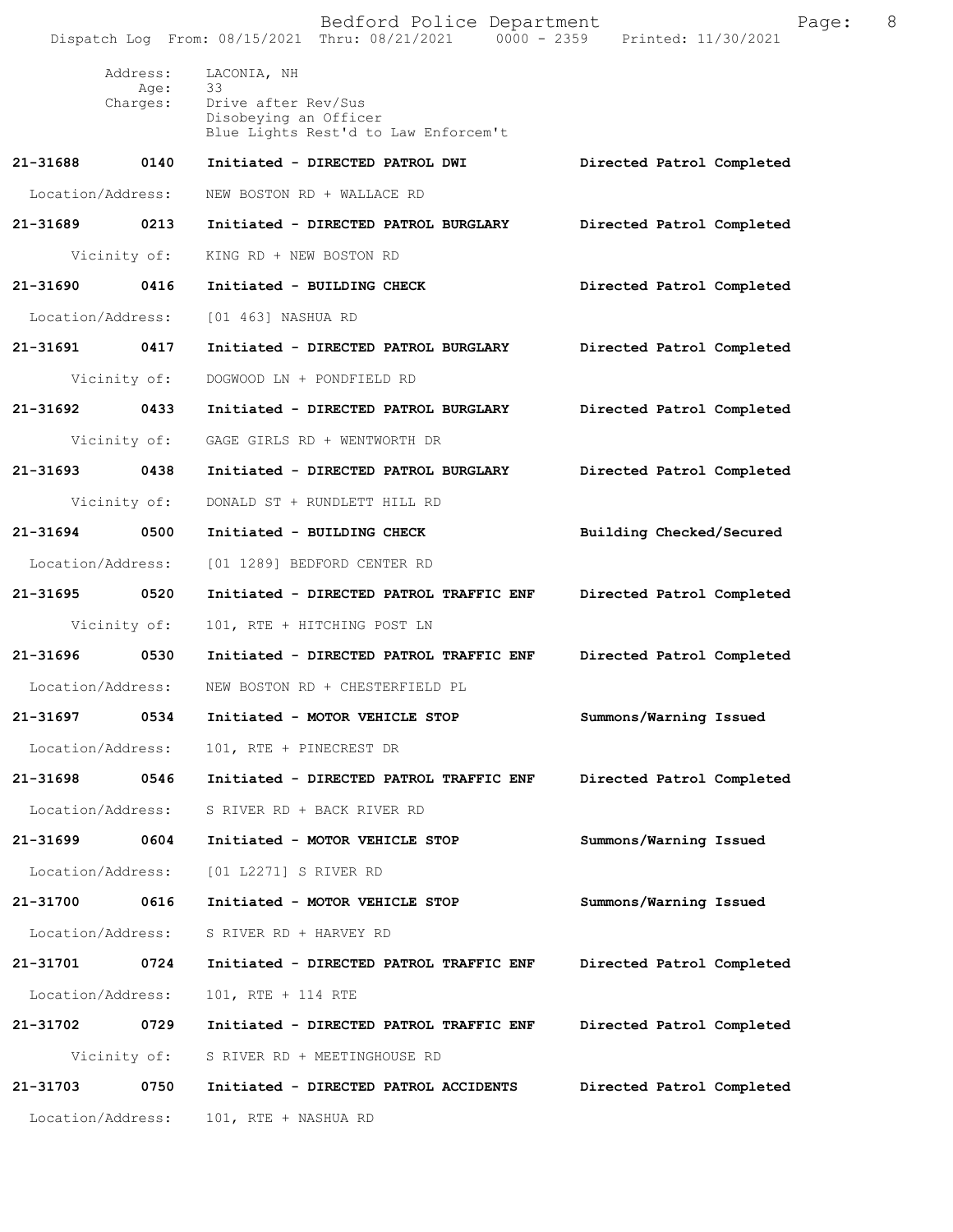Address: LACONIA, NH
Age: 33
Charges: Drive after Rev/Sus
Disobeying an Officer
Blue Lights Rest'd to Law Enforcem't

**21-31688 0140 Initiated - DIRECTED PATROL DWI** Directed Patrol Completed
Location/Address: NEW BOSTON RD + WALLACE RD

**21-31689 0213 Initiated - DIRECTED PATROL BURGLARY** Directed Patrol Completed
Vicinity of: KING RD + NEW BOSTON RD

**21-31690 0416 Initiated - BUILDING CHECK** Directed Patrol Completed
Location/Address: [01 463] NASHUA RD

**21-31691 0417 Initiated - DIRECTED PATROL BURGLARY** Directed Patrol Completed
Vicinity of: DOGWOOD LN + PONDFIELD RD

**21-31692 0433 Initiated - DIRECTED PATROL BURGLARY** Directed Patrol Completed
Vicinity of: GAGE GIRLS RD + WENTWORTH DR

**21-31693 0438 Initiated - DIRECTED PATROL BURGLARY** Directed Patrol Completed
Vicinity of: DONALD ST + RUNDLETT HILL RD

**21-31694 0500 Initiated - BUILDING CHECK** Building Checked/Secured
Location/Address: [01 1289] BEDFORD CENTER RD

**21-31695 0520 Initiated - DIRECTED PATROL TRAFFIC ENF** Directed Patrol Completed
Vicinity of: 101, RTE + HITCHING POST LN

**21-31696 0530 Initiated - DIRECTED PATROL TRAFFIC ENF** Directed Patrol Completed
Location/Address: NEW BOSTON RD + CHESTERFIELD PL

**21-31697 0534 Initiated - MOTOR VEHICLE STOP** Summons/Warning Issued
Location/Address: 101, RTE + PINECREST DR

**21-31698 0546 Initiated - DIRECTED PATROL TRAFFIC ENF** Directed Patrol Completed
Location/Address: S RIVER RD + BACK RIVER RD

**21-31699 0604 Initiated - MOTOR VEHICLE STOP** Summons/Warning Issued
Location/Address: [01 L2271] S RIVER RD

**21-31700 0616 Initiated - MOTOR VEHICLE STOP** Summons/Warning Issued
Location/Address: S RIVER RD + HARVEY RD

**21-31701 0724 Initiated - DIRECTED PATROL TRAFFIC ENF** Directed Patrol Completed
Location/Address: 101, RTE + 114 RTE

**21-31702 0729 Initiated - DIRECTED PATROL TRAFFIC ENF** Directed Patrol Completed
Vicinity of: S RIVER RD + MEETINGHOUSE RD

**21-31703 0750 Initiated - DIRECTED PATROL ACCIDENTS** Directed Patrol Completed
Location/Address: 101, RTE + NASHUA RD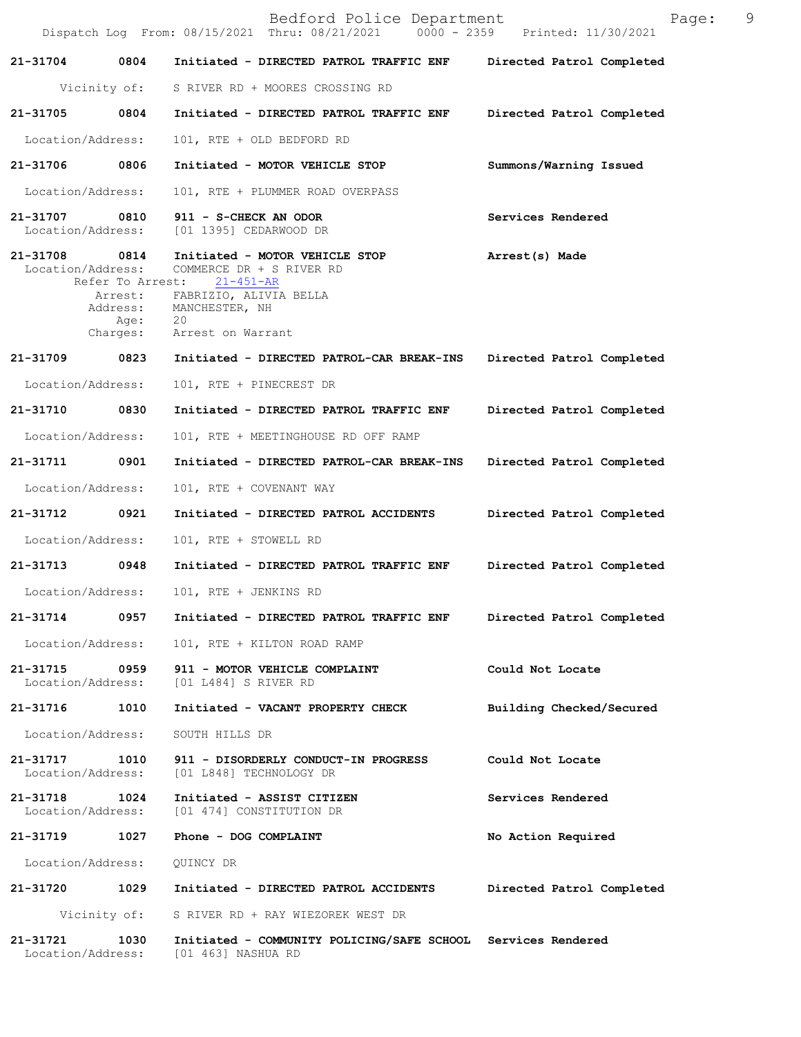**21-31704 0804 Initiated - DIRECTED PATROL TRAFFIC ENF — Directed Patrol Completed**

Vicinity of: S RIVER RD + MOORES CROSSING RD

**21-31705 0804 Initiated - DIRECTED PATROL TRAFFIC ENF — Directed Patrol Completed**

Location/Address: 101, RTE + OLD BEDFORD RD

**21-31706 0806 Initiated - MOTOR VEHICLE STOP — Summons/Warning Issued**

Location/Address: 101, RTE + PLUMMER ROAD OVERPASS

**21-31707 0810 911 - S-CHECK AN ODOR — Services Rendered**

Location/Address: [01 1395] CEDARWOOD DR

**21-31708 0814 Initiated - MOTOR VEHICLE STOP — Arrest(s) Made**

Location/Address: COMMERCE DR + S RIVER RD
Refer To Arrest: 21-451-AR
Arrest: FABRIZIO, ALIVIA BELLA
Address: MANCHESTER, NH
Age: 20
Charges: Arrest on Warrant

**21-31709 0823 Initiated - DIRECTED PATROL-CAR BREAK-INS — Directed Patrol Completed**

Location/Address: 101, RTE + PINECREST DR

**21-31710 0830 Initiated - DIRECTED PATROL TRAFFIC ENF — Directed Patrol Completed**

Location/Address: 101, RTE + MEETINGHOUSE RD OFF RAMP

**21-31711 0901 Initiated - DIRECTED PATROL-CAR BREAK-INS — Directed Patrol Completed**

Location/Address: 101, RTE + COVENANT WAY

**21-31712 0921 Initiated - DIRECTED PATROL ACCIDENTS — Directed Patrol Completed**

Location/Address: 101, RTE + STOWELL RD

**21-31713 0948 Initiated - DIRECTED PATROL TRAFFIC ENF — Directed Patrol Completed**

Location/Address: 101, RTE + JENKINS RD

**21-31714 0957 Initiated - DIRECTED PATROL TRAFFIC ENF — Directed Patrol Completed**

Location/Address: 101, RTE + KILTON ROAD RAMP

**21-31715 0959 911 - MOTOR VEHICLE COMPLAINT — Could Not Locate**

Location/Address: [01 L484] S RIVER RD

**21-31716 1010 Initiated - VACANT PROPERTY CHECK — Building Checked/Secured**

Location/Address: SOUTH HILLS DR

**21-31717 1010 911 - DISORDERLY CONDUCT-IN PROGRESS — Could Not Locate**

Location/Address: [01 L848] TECHNOLOGY DR

**21-31718 1024 Initiated - ASSIST CITIZEN — Services Rendered**

Location/Address: [01 474] CONSTITUTION DR

**21-31719 1027 Phone - DOG COMPLAINT — No Action Required**

Location/Address: QUINCY DR

**21-31720 1029 Initiated - DIRECTED PATROL ACCIDENTS — Directed Patrol Completed**

Vicinity of: S RIVER RD + RAY WIEZOREK WEST DR

**21-31721 1030 Initiated - COMMUNITY POLICING/SAFE SCHOOL — Services Rendered**

Location/Address: [01 463] NASHUA RD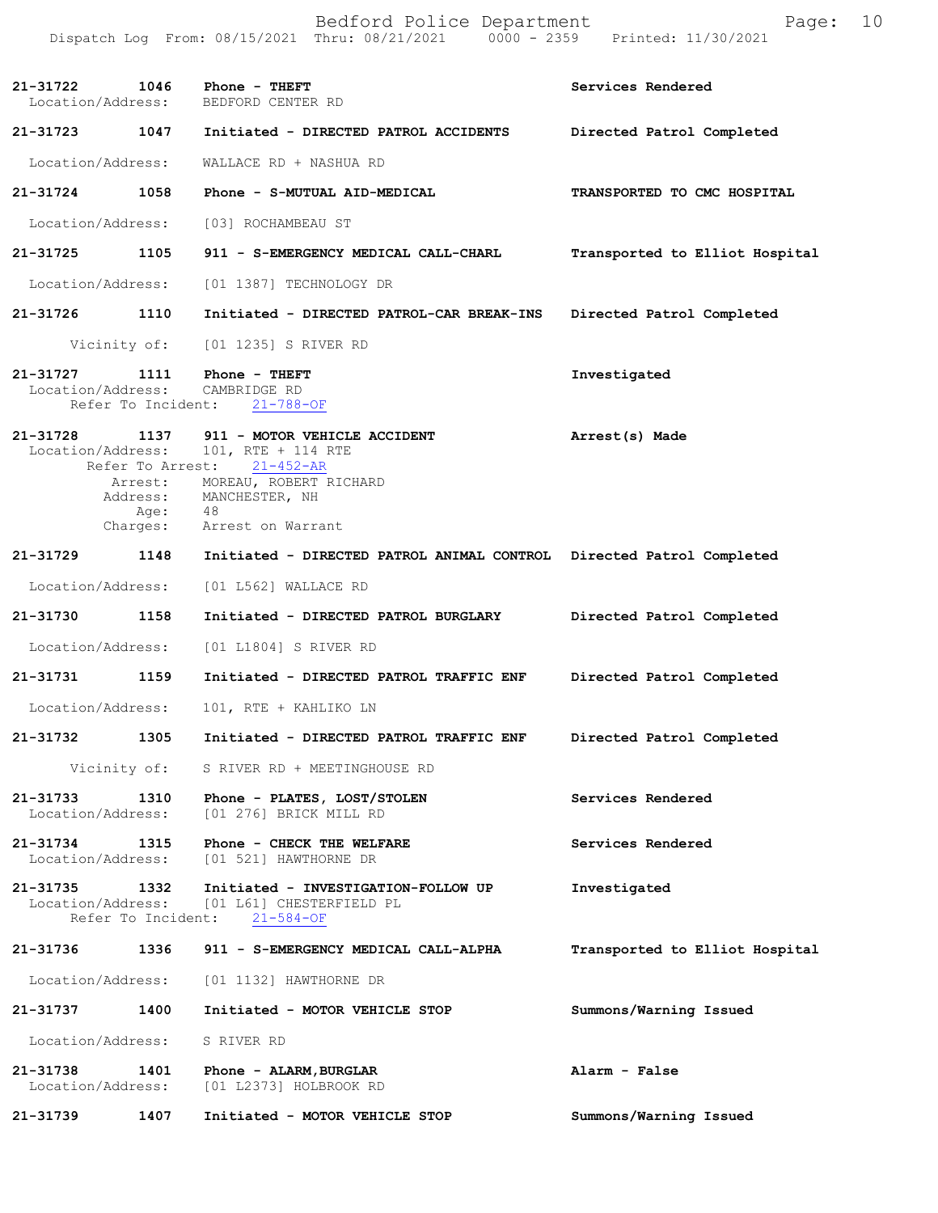| Call Number | Time | Call Reason | Action |
|---|---|---|---|
| 21-31722 | 1046 | Phone - THEFT | Services Rendered |
| | | Location/Address: BEDFORD CENTER RD | |
| 21-31723 | 1047 | Initiated - DIRECTED PATROL ACCIDENTS | Directed Patrol Completed |
| | | Location/Address: WALLACE RD + NASHUA RD | |
| 21-31724 | 1058 | Phone - S-MUTUAL AID-MEDICAL | TRANSPORTED TO CMC HOSPITAL |
| | | Location/Address: [03] ROCHAMBEAU ST | |
| 21-31725 | 1105 | 911 - S-EMERGENCY MEDICAL CALL-CHARL | Transported to Elliot Hospital |
| | | Location/Address: [01 1387] TECHNOLOGY DR | |
| 21-31726 | 1110 | Initiated - DIRECTED PATROL-CAR BREAK-INS | Directed Patrol Completed |
| | | Vicinity of: [01 1235] S RIVER RD | |
| 21-31727 | 1111 | Phone - THEFT | Investigated |
| | | Location/Address: CAMBRIDGE RD | |
| | | Refer To Incident: 21-788-OF | |
| 21-31728 | 1137 | 911 - MOTOR VEHICLE ACCIDENT | Arrest(s) Made |
| | | Location/Address: 101, RTE + 114 RTE | |
| | | Refer To Arrest: 21-452-AR | |
| | | Arrest: MOREAU, ROBERT RICHARD | |
| | | Address: MANCHESTER, NH | |
| | | Age: 48 | |
| | | Charges: Arrest on Warrant | |
| 21-31729 | 1148 | Initiated - DIRECTED PATROL ANIMAL CONTROL | Directed Patrol Completed |
| | | Location/Address: [01 L562] WALLACE RD | |
| 21-31730 | 1158 | Initiated - DIRECTED PATROL BURGLARY | Directed Patrol Completed |
| | | Location/Address: [01 L1804] S RIVER RD | |
| 21-31731 | 1159 | Initiated - DIRECTED PATROL TRAFFIC ENF | Directed Patrol Completed |
| | | Location/Address: 101, RTE + KAHLIKO LN | |
| 21-31732 | 1305 | Initiated - DIRECTED PATROL TRAFFIC ENF | Directed Patrol Completed |
| | | Vicinity of: S RIVER RD + MEETINGHOUSE RD | |
| 21-31733 | 1310 | Phone - PLATES, LOST/STOLEN | Services Rendered |
| | | Location/Address: [01 276] BRICK MILL RD | |
| 21-31734 | 1315 | Phone - CHECK THE WELFARE | Services Rendered |
| | | Location/Address: [01 521] HAWTHORNE DR | |
| 21-31735 | 1332 | Initiated - INVESTIGATION-FOLLOW UP | Investigated |
| | | Location/Address: [01 L61] CHESTERFIELD PL | |
| | | Refer To Incident: 21-584-OF | |
| 21-31736 | 1336 | 911 - S-EMERGENCY MEDICAL CALL-ALPHA | Transported to Elliot Hospital |
| | | Location/Address: [01 1132] HAWTHORNE DR | |
| 21-31737 | 1400 | Initiated - MOTOR VEHICLE STOP | Summons/Warning Issued |
| | | Location/Address: S RIVER RD | |
| 21-31738 | 1401 | Phone - ALARM,BURGLAR | Alarm - False |
| | | Location/Address: [01 L2373] HOLBROOK RD | |
| 21-31739 | 1407 | Initiated - MOTOR VEHICLE STOP | Summons/Warning Issued |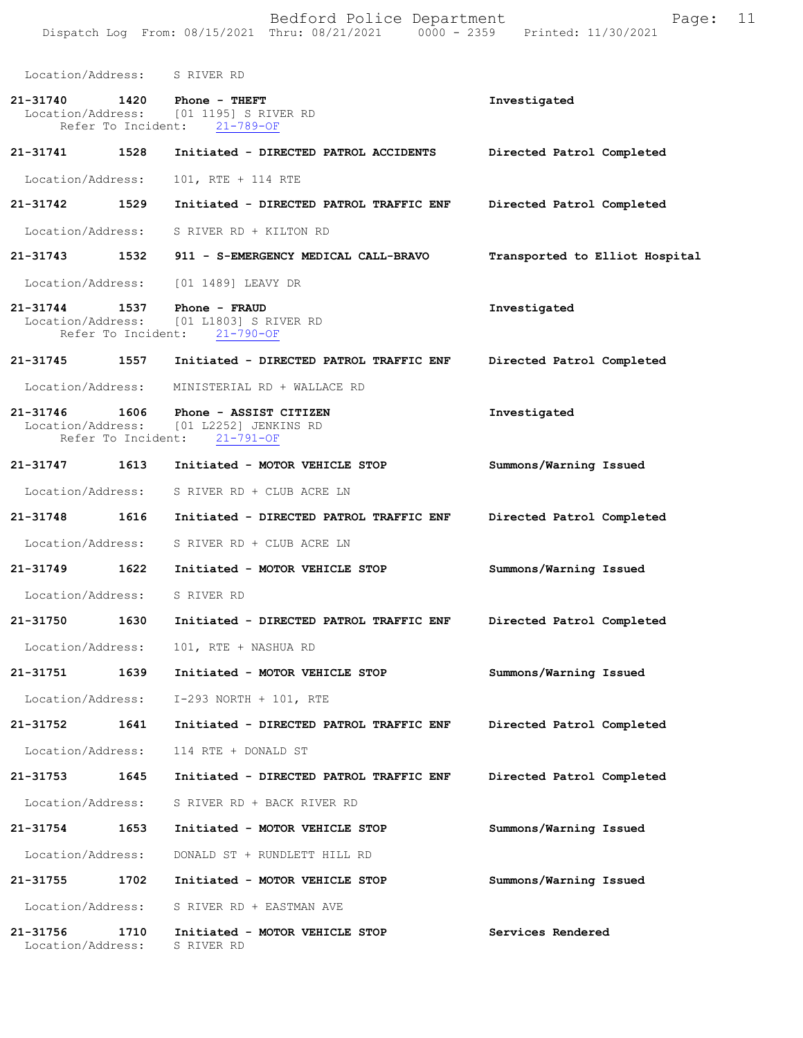Location/Address: S RIVER RD

**21-31740** **1420** **Phone - THEFT** Investigated
Location/Address: [01 1195] S RIVER RD
Refer To Incident: 21-789-OF

**21-31741** **1528** **Initiated - DIRECTED PATROL ACCIDENTS** Directed Patrol Completed
Location/Address: 101, RTE + 114 RTE

**21-31742** **1529** **Initiated - DIRECTED PATROL TRAFFIC ENF** Directed Patrol Completed
Location/Address: S RIVER RD + KILTON RD

**21-31743** **1532** **911 - S-EMERGENCY MEDICAL CALL-BRAVO** Transported to Elliot Hospital
Location/Address: [01 1489] LEAVY DR

**21-31744** **1537** **Phone - FRAUD** Investigated
Location/Address: [01 L1803] S RIVER RD
Refer To Incident: 21-790-OF

**21-31745** **1557** **Initiated - DIRECTED PATROL TRAFFIC ENF** Directed Patrol Completed
Location/Address: MINISTERIAL RD + WALLACE RD

**21-31746** **1606** **Phone - ASSIST CITIZEN** Investigated
Location/Address: [01 L2252] JENKINS RD
Refer To Incident: 21-791-OF

**21-31747** **1613** **Initiated - MOTOR VEHICLE STOP** Summons/Warning Issued
Location/Address: S RIVER RD + CLUB ACRE LN

**21-31748** **1616** **Initiated - DIRECTED PATROL TRAFFIC ENF** Directed Patrol Completed
Location/Address: S RIVER RD + CLUB ACRE LN

**21-31749** **1622** **Initiated - MOTOR VEHICLE STOP** Summons/Warning Issued
Location/Address: S RIVER RD

**21-31750** **1630** **Initiated - DIRECTED PATROL TRAFFIC ENF** Directed Patrol Completed
Location/Address: 101, RTE + NASHUA RD

**21-31751** **1639** **Initiated - MOTOR VEHICLE STOP** Summons/Warning Issued
Location/Address: I-293 NORTH + 101, RTE

**21-31752** **1641** **Initiated - DIRECTED PATROL TRAFFIC ENF** Directed Patrol Completed
Location/Address: 114 RTE + DONALD ST

**21-31753** **1645** **Initiated - DIRECTED PATROL TRAFFIC ENF** Directed Patrol Completed
Location/Address: S RIVER RD + BACK RIVER RD

**21-31754** **1653** **Initiated - MOTOR VEHICLE STOP** Summons/Warning Issued
Location/Address: DONALD ST + RUNDLETT HILL RD

**21-31755** **1702** **Initiated - MOTOR VEHICLE STOP** Summons/Warning Issued
Location/Address: S RIVER RD + EASTMAN AVE

**21-31756** **1710** **Initiated - MOTOR VEHICLE STOP** Services Rendered
Location/Address: S RIVER RD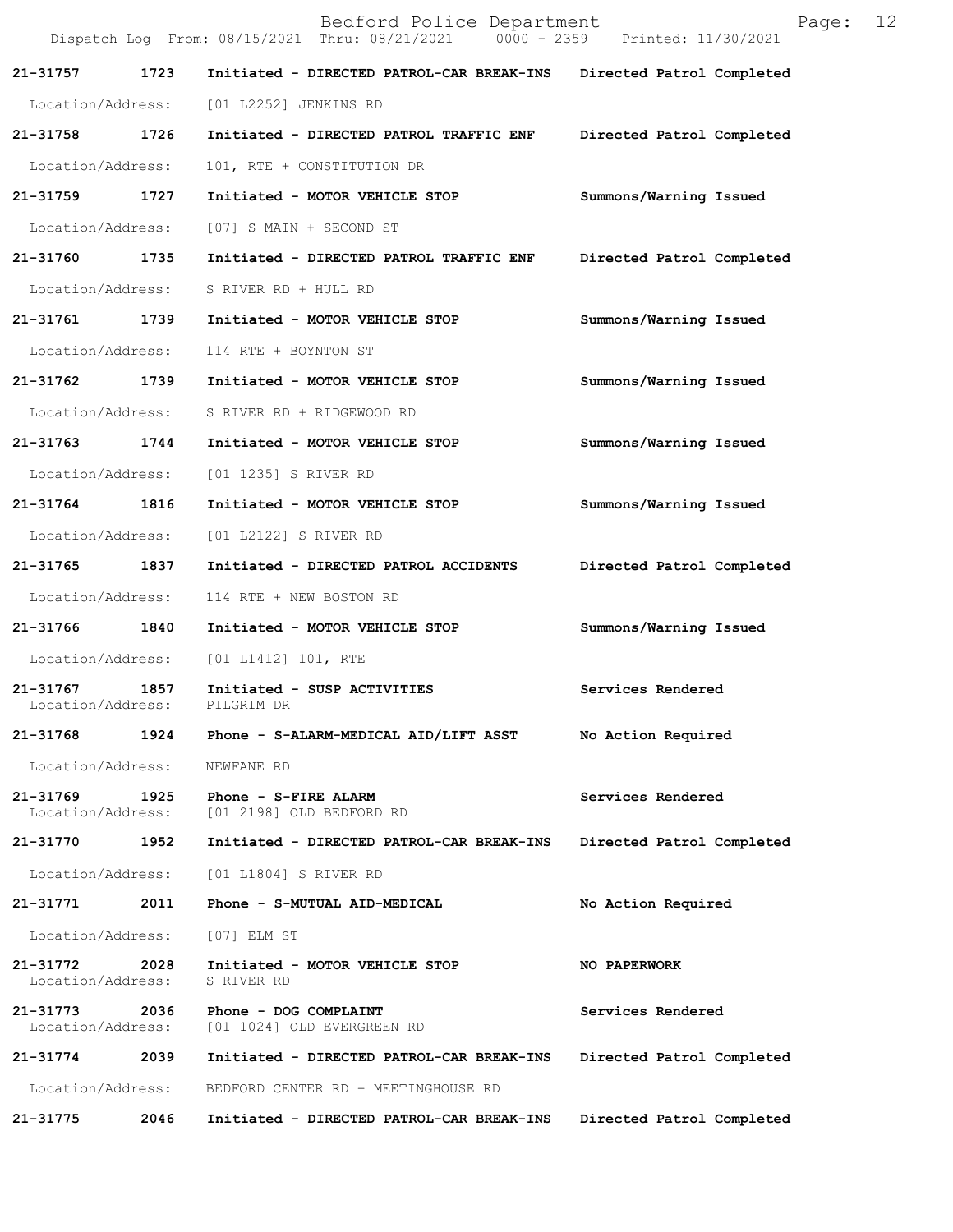| Call Number | Time | Call Reason | Action |
|---|---|---|---|
| 21-31757 | 1723 | Initiated - DIRECTED PATROL-CAR BREAK-INS | Directed Patrol Completed |
| Location/Address: | | [01 L2252] JENKINS RD | |
| 21-31758 | 1726 | Initiated - DIRECTED PATROL TRAFFIC ENF | Directed Patrol Completed |
| Location/Address: | | 101, RTE + CONSTITUTION DR | |
| 21-31759 | 1727 | Initiated - MOTOR VEHICLE STOP | Summons/Warning Issued |
| Location/Address: | | [07] S MAIN + SECOND ST | |
| 21-31760 | 1735 | Initiated - DIRECTED PATROL TRAFFIC ENF | Directed Patrol Completed |
| Location/Address: | | S RIVER RD + HULL RD | |
| 21-31761 | 1739 | Initiated - MOTOR VEHICLE STOP | Summons/Warning Issued |
| Location/Address: | | 114 RTE + BOYNTON ST | |
| 21-31762 | 1739 | Initiated - MOTOR VEHICLE STOP | Summons/Warning Issued |
| Location/Address: | | S RIVER RD + RIDGEWOOD RD | |
| 21-31763 | 1744 | Initiated - MOTOR VEHICLE STOP | Summons/Warning Issued |
| Location/Address: | | [01 1235] S RIVER RD | |
| 21-31764 | 1816 | Initiated - MOTOR VEHICLE STOP | Summons/Warning Issued |
| Location/Address: | | [01 L2122] S RIVER RD | |
| 21-31765 | 1837 | Initiated - DIRECTED PATROL ACCIDENTS | Directed Patrol Completed |
| Location/Address: | | 114 RTE + NEW BOSTON RD | |
| 21-31766 | 1840 | Initiated - MOTOR VEHICLE STOP | Summons/Warning Issued |
| Location/Address: | | [01 L1412] 101, RTE | |
| 21-31767 | 1857 | Initiated - SUSP ACTIVITIES | Services Rendered |
| Location/Address: | | PILGRIM DR | |
| 21-31768 | 1924 | Phone - S-ALARM-MEDICAL AID/LIFT ASST | No Action Required |
| Location/Address: | | NEWFANE RD | |
| 21-31769 | 1925 | Phone - S-FIRE ALARM | Services Rendered |
| Location/Address: | | [01 2198] OLD BEDFORD RD | |
| 21-31770 | 1952 | Initiated - DIRECTED PATROL-CAR BREAK-INS | Directed Patrol Completed |
| Location/Address: | | [01 L1804] S RIVER RD | |
| 21-31771 | 2011 | Phone - S-MUTUAL AID-MEDICAL | No Action Required |
| Location/Address: | | [07] ELM ST | |
| 21-31772 | 2028 | Initiated - MOTOR VEHICLE STOP | NO PAPERWORK |
| Location/Address: | | S RIVER RD | |
| 21-31773 | 2036 | Phone - DOG COMPLAINT | Services Rendered |
| Location/Address: | | [01 1024] OLD EVERGREEN RD | |
| 21-31774 | 2039 | Initiated - DIRECTED PATROL-CAR BREAK-INS | Directed Patrol Completed |
| Location/Address: | | BEDFORD CENTER RD + MEETINGHOUSE RD | |
| 21-31775 | 2046 | Initiated - DIRECTED PATROL-CAR BREAK-INS | Directed Patrol Completed |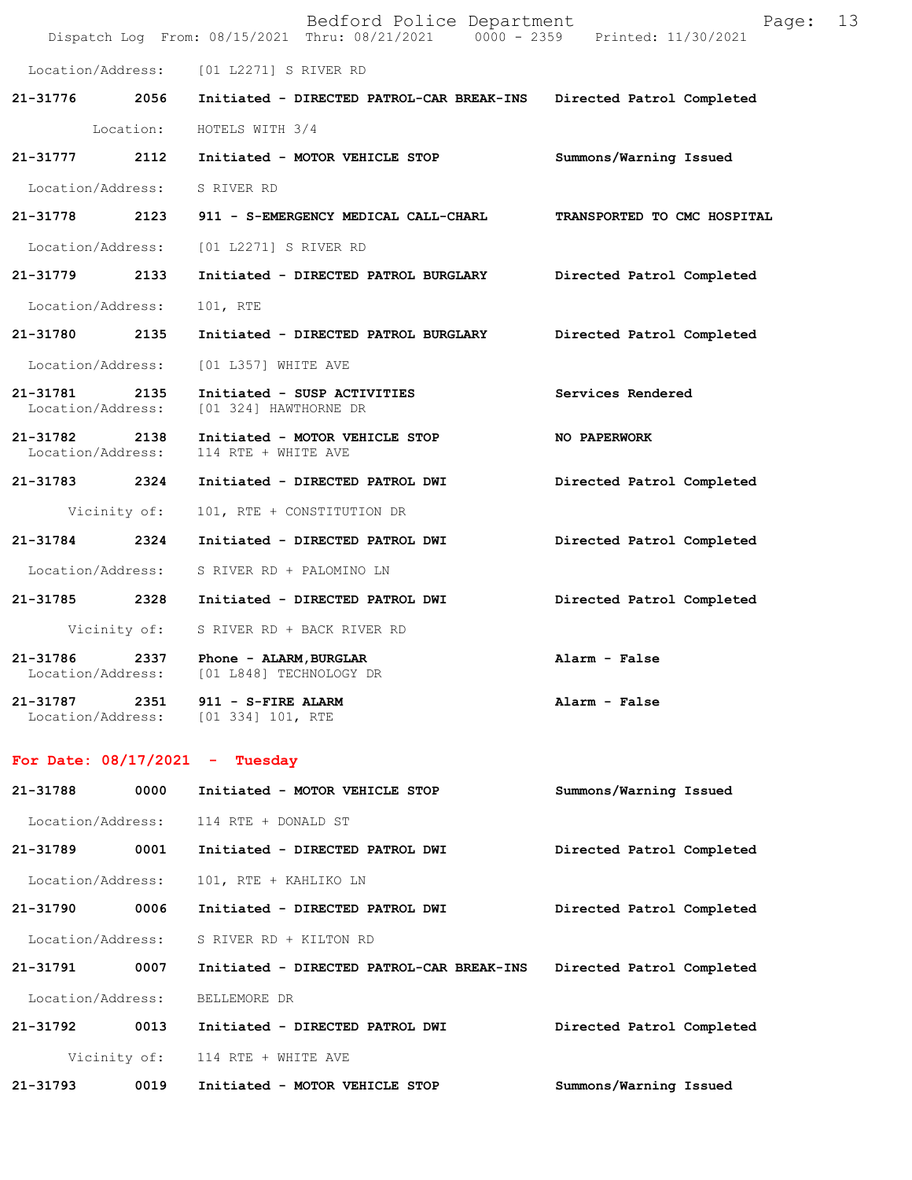Location/Address: [01 L2271] S RIVER RD

| Call # | Time | Call Reason | Action |
|---|---|---|---|
| 21-31776 | 2056 | Initiated - DIRECTED PATROL-CAR BREAK-INS | Directed Patrol Completed |
| | | Location: HOTELS WITH 3/4 | |
| 21-31777 | 2112 | Initiated - MOTOR VEHICLE STOP | Summons/Warning Issued |
| | | Location/Address: S RIVER RD | |
| 21-31778 | 2123 | 911 - S-EMERGENCY MEDICAL CALL-CHARL | TRANSPORTED TO CMC HOSPITAL |
| | | Location/Address: [01 L2271] S RIVER RD | |
| 21-31779 | 2133 | Initiated - DIRECTED PATROL BURGLARY | Directed Patrol Completed |
| | | Location/Address: 101, RTE | |
| 21-31780 | 2135 | Initiated - DIRECTED PATROL BURGLARY | Directed Patrol Completed |
| | | Location/Address: [01 L357] WHITE AVE | |
| 21-31781 | 2135 | Initiated - SUSP ACTIVITIES | Services Rendered |
| | | Location/Address: [01 324] HAWTHORNE DR | |
| 21-31782 | 2138 | Initiated - MOTOR VEHICLE STOP | NO PAPERWORK |
| | | Location/Address: 114 RTE + WHITE AVE | |
| 21-31783 | 2324 | Initiated - DIRECTED PATROL DWI | Directed Patrol Completed |
| | | Vicinity of: 101, RTE + CONSTITUTION DR | |
| 21-31784 | 2324 | Initiated - DIRECTED PATROL DWI | Directed Patrol Completed |
| | | Location/Address: S RIVER RD + PALOMINO LN | |
| 21-31785 | 2328 | Initiated - DIRECTED PATROL DWI | Directed Patrol Completed |
| | | Vicinity of: S RIVER RD + BACK RIVER RD | |
| 21-31786 | 2337 | Phone - ALARM,BURGLAR | Alarm - False |
| | | Location/Address: [01 L848] TECHNOLOGY DR | |
| 21-31787 | 2351 | 911 - S-FIRE ALARM | Alarm - False |
| | | Location/Address: [01 334] 101, RTE | |

## For Date: 08/17/2021 - Tuesday

| Call # | Time | Call Reason | Action |
|---|---|---|---|
| 21-31788 | 0000 | Initiated - MOTOR VEHICLE STOP | Summons/Warning Issued |
| | | Location/Address: 114 RTE + DONALD ST | |
| 21-31789 | 0001 | Initiated - DIRECTED PATROL DWI | Directed Patrol Completed |
| | | Location/Address: 101, RTE + KAHLIKO LN | |
| 21-31790 | 0006 | Initiated - DIRECTED PATROL DWI | Directed Patrol Completed |
| | | Location/Address: S RIVER RD + KILTON RD | |
| 21-31791 | 0007 | Initiated - DIRECTED PATROL-CAR BREAK-INS | Directed Patrol Completed |
| | | Location/Address: BELLEMORE DR | |
| 21-31792 | 0013 | Initiated - DIRECTED PATROL DWI | Directed Patrol Completed |
| | | Vicinity of: 114 RTE + WHITE AVE | |
| 21-31793 | 0019 | Initiated - MOTOR VEHICLE STOP | Summons/Warning Issued |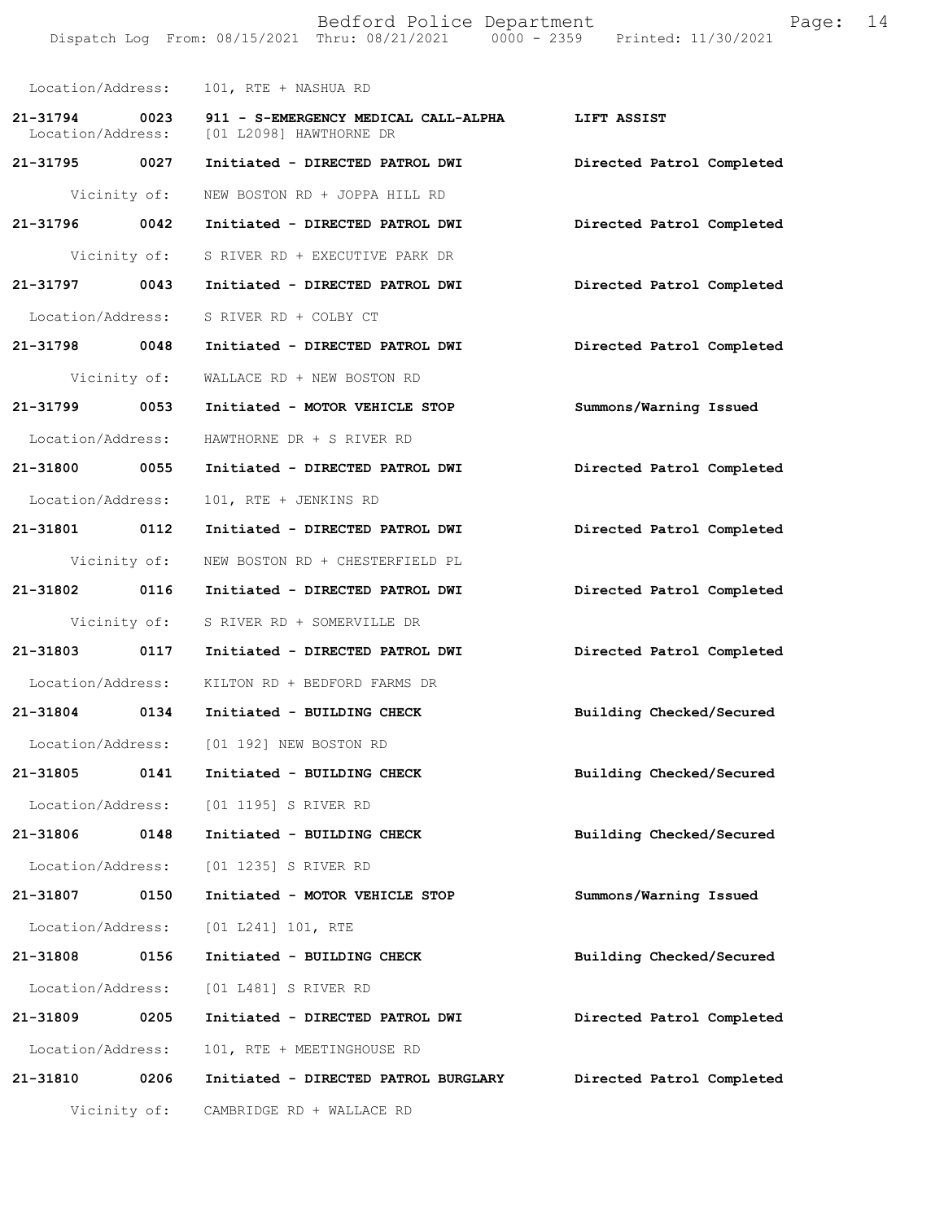Location/Address: 101, RTE + NASHUA RD

**21-31794 0023 911 - S-EMERGENCY MEDICAL CALL-ALPHA LIFT ASSIST**
Location/Address: [01 L2098] HAWTHORNE DR

**21-31795 0027 Initiated - DIRECTED PATROL DWI Directed Patrol Completed**
Vicinity of: NEW BOSTON RD + JOPPA HILL RD

**21-31796 0042 Initiated - DIRECTED PATROL DWI Directed Patrol Completed**
Vicinity of: S RIVER RD + EXECUTIVE PARK DR

**21-31797 0043 Initiated - DIRECTED PATROL DWI Directed Patrol Completed**
Location/Address: S RIVER RD + COLBY CT

**21-31798 0048 Initiated - DIRECTED PATROL DWI Directed Patrol Completed**
Vicinity of: WALLACE RD + NEW BOSTON RD

**21-31799 0053 Initiated - MOTOR VEHICLE STOP Summons/Warning Issued**
Location/Address: HAWTHORNE DR + S RIVER RD

**21-31800 0055 Initiated - DIRECTED PATROL DWI Directed Patrol Completed**
Location/Address: 101, RTE + JENKINS RD

**21-31801 0112 Initiated - DIRECTED PATROL DWI Directed Patrol Completed**
Vicinity of: NEW BOSTON RD + CHESTERFIELD PL

**21-31802 0116 Initiated - DIRECTED PATROL DWI Directed Patrol Completed**
Vicinity of: S RIVER RD + SOMERVILLE DR

**21-31803 0117 Initiated - DIRECTED PATROL DWI Directed Patrol Completed**
Location/Address: KILTON RD + BEDFORD FARMS DR

**21-31804 0134 Initiated - BUILDING CHECK Building Checked/Secured**
Location/Address: [01 192] NEW BOSTON RD

**21-31805 0141 Initiated - BUILDING CHECK Building Checked/Secured**
Location/Address: [01 1195] S RIVER RD

**21-31806 0148 Initiated - BUILDING CHECK Building Checked/Secured**
Location/Address: [01 1235] S RIVER RD

**21-31807 0150 Initiated - MOTOR VEHICLE STOP Summons/Warning Issued**
Location/Address: [01 L241] 101, RTE

**21-31808 0156 Initiated - BUILDING CHECK Building Checked/Secured**
Location/Address: [01 L481] S RIVER RD

**21-31809 0205 Initiated - DIRECTED PATROL DWI Directed Patrol Completed**
Location/Address: 101, RTE + MEETINGHOUSE RD

**21-31810 0206 Initiated - DIRECTED PATROL BURGLARY Directed Patrol Completed**
Vicinity of: CAMBRIDGE RD + WALLACE RD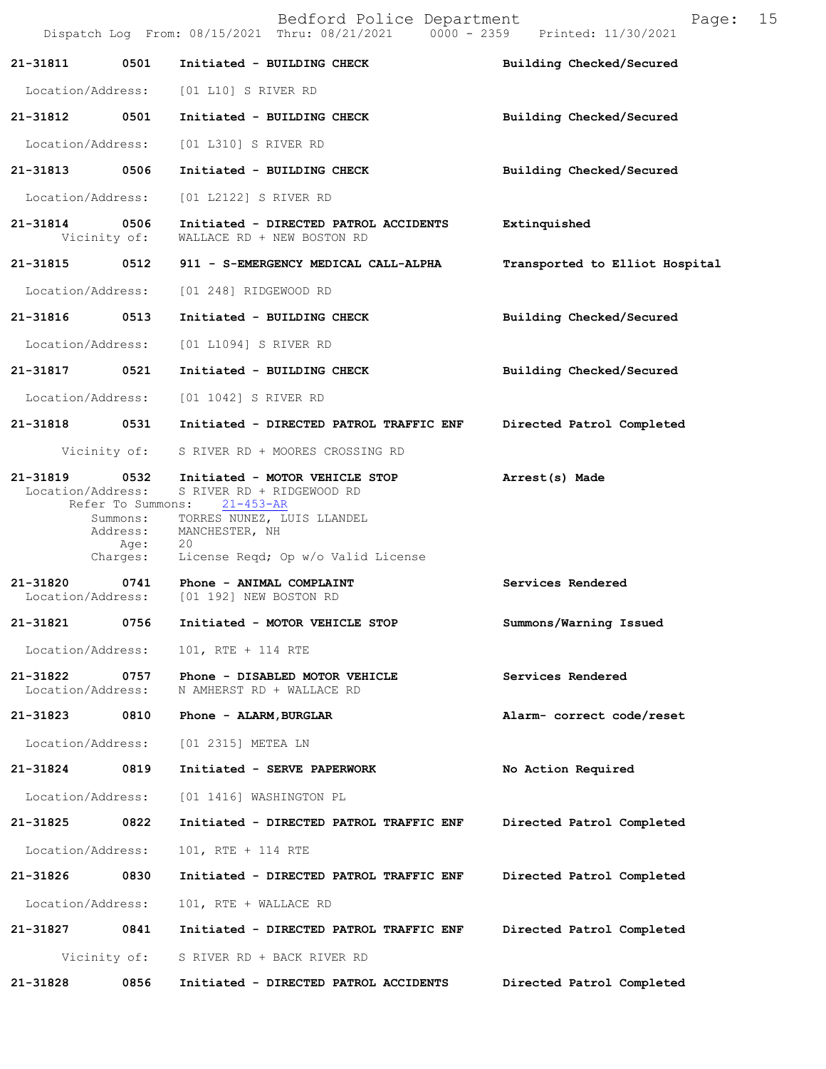| | | | |
|---|---|---|---|
| 21-31811 | 0501 | Initiated - BUILDING CHECK | Building Checked/Secured |
| Location/Address: | | [01 L10] S RIVER RD | |
| 21-31812 | 0501 | Initiated - BUILDING CHECK | Building Checked/Secured |
| Location/Address: | | [01 L310] S RIVER RD | |
| 21-31813 | 0506 | Initiated - BUILDING CHECK | Building Checked/Secured |
| Location/Address: | | [01 L2122] S RIVER RD | |
| 21-31814 | 0506 | Initiated - DIRECTED PATROL ACCIDENTS | Extinquished |
| Vicinity of: | | WALLACE RD + NEW BOSTON RD | |
| 21-31815 | 0512 | 911 - S-EMERGENCY MEDICAL CALL-ALPHA | Transported to Elliot Hospital |
| Location/Address: | | [01 248] RIDGEWOOD RD | |
| 21-31816 | 0513 | Initiated - BUILDING CHECK | Building Checked/Secured |
| Location/Address: | | [01 L1094] S RIVER RD | |
| 21-31817 | 0521 | Initiated - BUILDING CHECK | Building Checked/Secured |
| Location/Address: | | [01 1042] S RIVER RD | |
| 21-31818 | 0531 | Initiated - DIRECTED PATROL TRAFFIC ENF | Directed Patrol Completed |
| Vicinity of: | | S RIVER RD + MOORES CROSSING RD | |
| 21-31819 | 0532 | Initiated - MOTOR VEHICLE STOP | Arrest(s) Made |
| Location/Address: | | S RIVER RD + RIDGEWOOD RD | |
| Refer To Summons: | | 21-453-AR | |
| Summons: | | TORRES NUNEZ, LUIS LLANDEL | |
| Address: | | MANCHESTER, NH | |
| Age: | | 20 | |
| Charges: | | License Reqd; Op w/o Valid License | |
| 21-31820 | 0741 | Phone - ANIMAL COMPLAINT | Services Rendered |
| Location/Address: | | [01 192] NEW BOSTON RD | |
| 21-31821 | 0756 | Initiated - MOTOR VEHICLE STOP | Summons/Warning Issued |
| Location/Address: | | 101, RTE + 114 RTE | |
| 21-31822 | 0757 | Phone - DISABLED MOTOR VEHICLE | Services Rendered |
| Location/Address: | | N AMHERST RD + WALLACE RD | |
| 21-31823 | 0810 | Phone - ALARM, BURGLAR | Alarm- correct code/reset |
| Location/Address: | | [01 2315] METEA LN | |
| 21-31824 | 0819 | Initiated - SERVE PAPERWORK | No Action Required |
| Location/Address: | | [01 1416] WASHINGTON PL | |
| 21-31825 | 0822 | Initiated - DIRECTED PATROL TRAFFIC ENF | Directed Patrol Completed |
| Location/Address: | | 101, RTE + 114 RTE | |
| 21-31826 | 0830 | Initiated - DIRECTED PATROL TRAFFIC ENF | Directed Patrol Completed |
| Location/Address: | | 101, RTE + WALLACE RD | |
| 21-31827 | 0841 | Initiated - DIRECTED PATROL TRAFFIC ENF | Directed Patrol Completed |
| Vicinity of: | | S RIVER RD + BACK RIVER RD | |
| 21-31828 | 0856 | Initiated - DIRECTED PATROL ACCIDENTS | Directed Patrol Completed |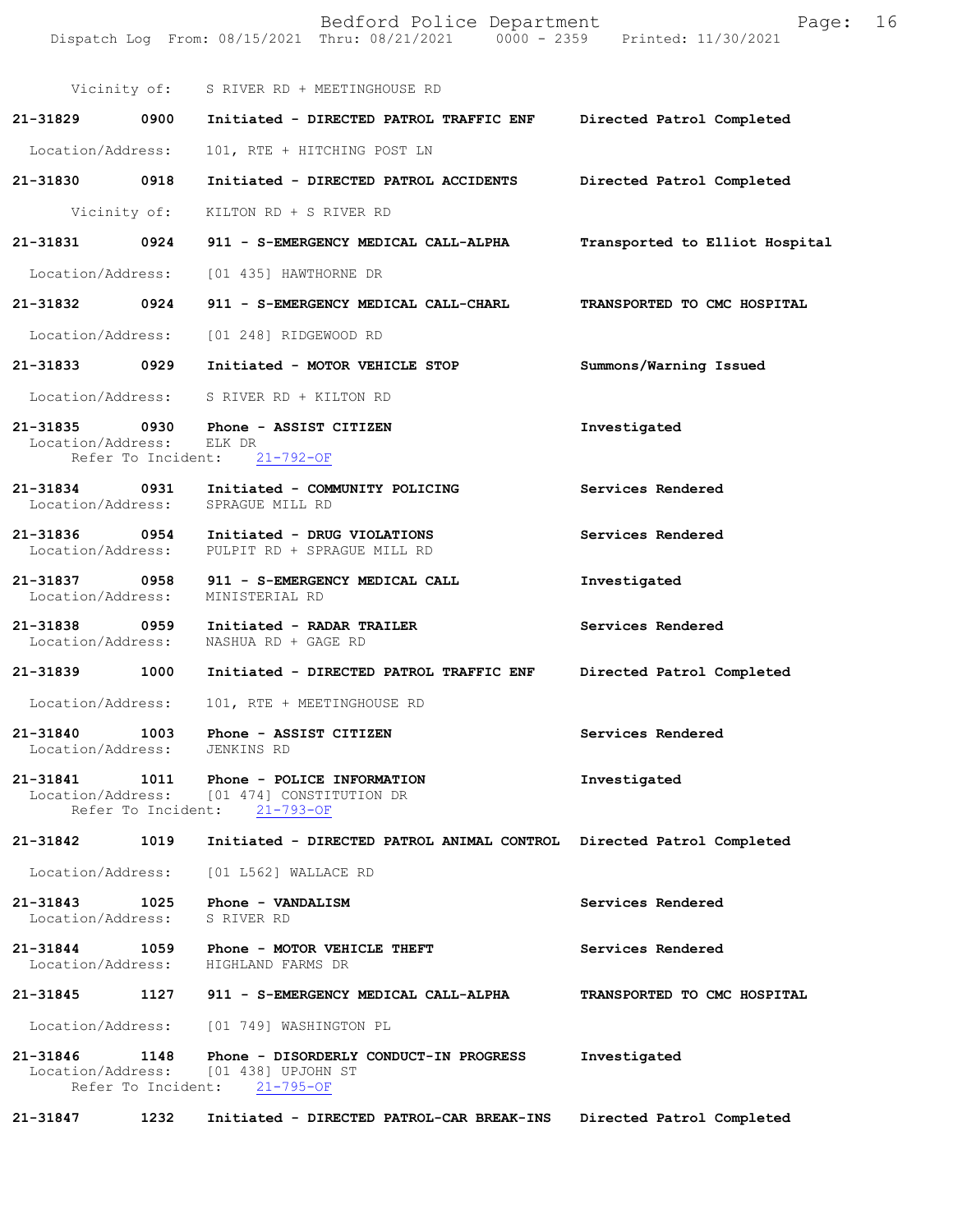Vicinity of: S RIVER RD + MEETINGHOUSE RD

**21-31829 0900 Initiated - DIRECTED PATROL TRAFFIC ENF** Directed Patrol Completed
Location/Address: 101, RTE + HITCHING POST LN

**21-31830 0918 Initiated - DIRECTED PATROL ACCIDENTS** Directed Patrol Completed
Vicinity of: KILTON RD + S RIVER RD

**21-31831 0924 911 - S-EMERGENCY MEDICAL CALL-ALPHA** Transported to Elliot Hospital
Location/Address: [01 435] HAWTHORNE DR

**21-31832 0924 911 - S-EMERGENCY MEDICAL CALL-CHARL** TRANSPORTED TO CMC HOSPITAL
Location/Address: [01 248] RIDGEWOOD RD

**21-31833 0929 Initiated - MOTOR VEHICLE STOP** Summons/Warning Issued
Location/Address: S RIVER RD + KILTON RD

**21-31835 0930 Phone - ASSIST CITIZEN** Investigated
Location/Address: ELK DR
Refer To Incident: 21-792-OF

**21-31834 0931 Initiated - COMMUNITY POLICING** Services Rendered
Location/Address: SPRAGUE MILL RD

**21-31836 0954 Initiated - DRUG VIOLATIONS** Services Rendered
Location/Address: PULPIT RD + SPRAGUE MILL RD

**21-31837 0958 911 - S-EMERGENCY MEDICAL CALL** Investigated
Location/Address: MINISTERIAL RD

**21-31838 0959 Initiated - RADAR TRAILER** Services Rendered
Location/Address: NASHUA RD + GAGE RD

**21-31839 1000 Initiated - DIRECTED PATROL TRAFFIC ENF** Directed Patrol Completed
Location/Address: 101, RTE + MEETINGHOUSE RD

**21-31840 1003 Phone - ASSIST CITIZEN** Services Rendered
Location/Address: JENKINS RD

**21-31841 1011 Phone - POLICE INFORMATION** Investigated
Location/Address: [01 474] CONSTITUTION DR
Refer To Incident: 21-793-OF

**21-31842 1019 Initiated - DIRECTED PATROL ANIMAL CONTROL** Directed Patrol Completed
Location/Address: [01 L562] WALLACE RD

**21-31843 1025 Phone - VANDALISM** Services Rendered
Location/Address: S RIVER RD

**21-31844 1059 Phone - MOTOR VEHICLE THEFT** Services Rendered
Location/Address: HIGHLAND FARMS DR

**21-31845 1127 911 - S-EMERGENCY MEDICAL CALL-ALPHA** TRANSPORTED TO CMC HOSPITAL
Location/Address: [01 749] WASHINGTON PL

**21-31846 1148 Phone - DISORDERLY CONDUCT-IN PROGRESS** Investigated
Location/Address: [01 438] UPJOHN ST
Refer To Incident: 21-795-OF

**21-31847 1232 Initiated - DIRECTED PATROL-CAR BREAK-INS** Directed Patrol Completed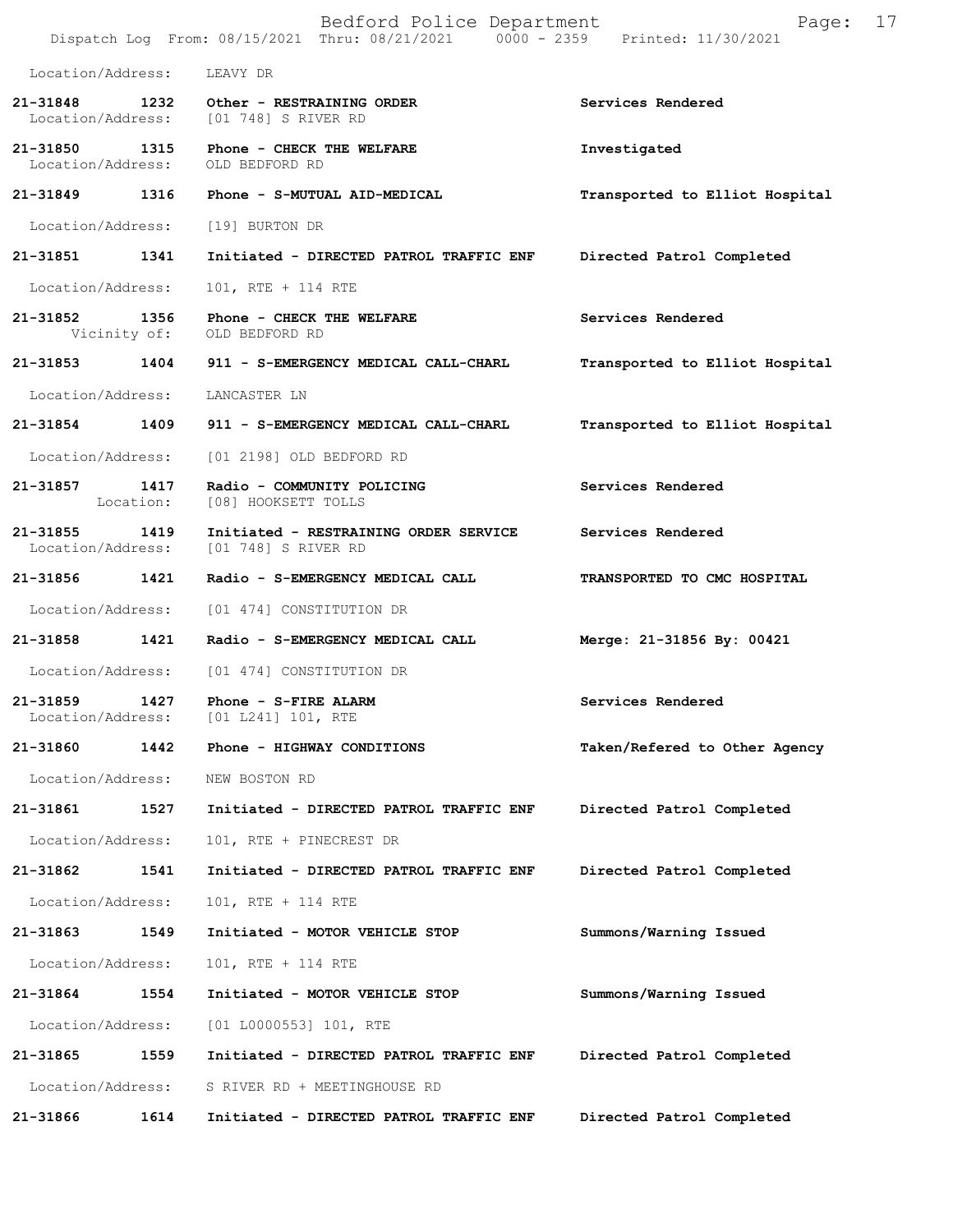Location/Address: LEAVY DR

| Call Number | Time | Call Reason | Action |
|---|---|---|---|
| 21-31848 | 1232 | Other - RESTRAINING ORDER | Services Rendered |
| Location/Address: | | [01 748] S RIVER RD | |
| 21-31850 | 1315 | Phone - CHECK THE WELFARE | Investigated |
| Location/Address: | | OLD BEDFORD RD | |
| 21-31849 | 1316 | Phone - S-MUTUAL AID-MEDICAL | Transported to Elliot Hospital |
| Location/Address: | | [19] BURTON DR | |
| 21-31851 | 1341 | Initiated - DIRECTED PATROL TRAFFIC ENF | Directed Patrol Completed |
| Location/Address: | | 101, RTE + 114 RTE | |
| 21-31852 | 1356 | Phone - CHECK THE WELFARE | Services Rendered |
| Vicinity of: | | OLD BEDFORD RD | |
| 21-31853 | 1404 | 911 - S-EMERGENCY MEDICAL CALL-CHARL | Transported to Elliot Hospital |
| Location/Address: | | LANCASTER LN | |
| 21-31854 | 1409 | 911 - S-EMERGENCY MEDICAL CALL-CHARL | Transported to Elliot Hospital |
| Location/Address: | | [01 2198] OLD BEDFORD RD | |
| 21-31857 | 1417 | Radio - COMMUNITY POLICING | Services Rendered |
| Location: | | [08] HOOKSETT TOLLS | |
| 21-31855 | 1419 | Initiated - RESTRAINING ORDER SERVICE | Services Rendered |
| Location/Address: | | [01 748] S RIVER RD | |
| 21-31856 | 1421 | Radio - S-EMERGENCY MEDICAL CALL | TRANSPORTED TO CMC HOSPITAL |
| Location/Address: | | [01 474] CONSTITUTION DR | |
| 21-31858 | 1421 | Radio - S-EMERGENCY MEDICAL CALL | Merge: 21-31856 By: 00421 |
| Location/Address: | | [01 474] CONSTITUTION DR | |
| 21-31859 | 1427 | Phone - S-FIRE ALARM | Services Rendered |
| Location/Address: | | [01 L241] 101, RTE | |
| 21-31860 | 1442 | Phone - HIGHWAY CONDITIONS | Taken/Refered to Other Agency |
| Location/Address: | | NEW BOSTON RD | |
| 21-31861 | 1527 | Initiated - DIRECTED PATROL TRAFFIC ENF | Directed Patrol Completed |
| Location/Address: | | 101, RTE + PINECREST DR | |
| 21-31862 | 1541 | Initiated - DIRECTED PATROL TRAFFIC ENF | Directed Patrol Completed |
| Location/Address: | | 101, RTE + 114 RTE | |
| 21-31863 | 1549 | Initiated - MOTOR VEHICLE STOP | Summons/Warning Issued |
| Location/Address: | | 101, RTE + 114 RTE | |
| 21-31864 | 1554 | Initiated - MOTOR VEHICLE STOP | Summons/Warning Issued |
| Location/Address: | | [01 L0000553] 101, RTE | |
| 21-31865 | 1559 | Initiated - DIRECTED PATROL TRAFFIC ENF | Directed Patrol Completed |
| Location/Address: | | S RIVER RD + MEETINGHOUSE RD | |
| 21-31866 | 1614 | Initiated - DIRECTED PATROL TRAFFIC ENF | Directed Patrol Completed |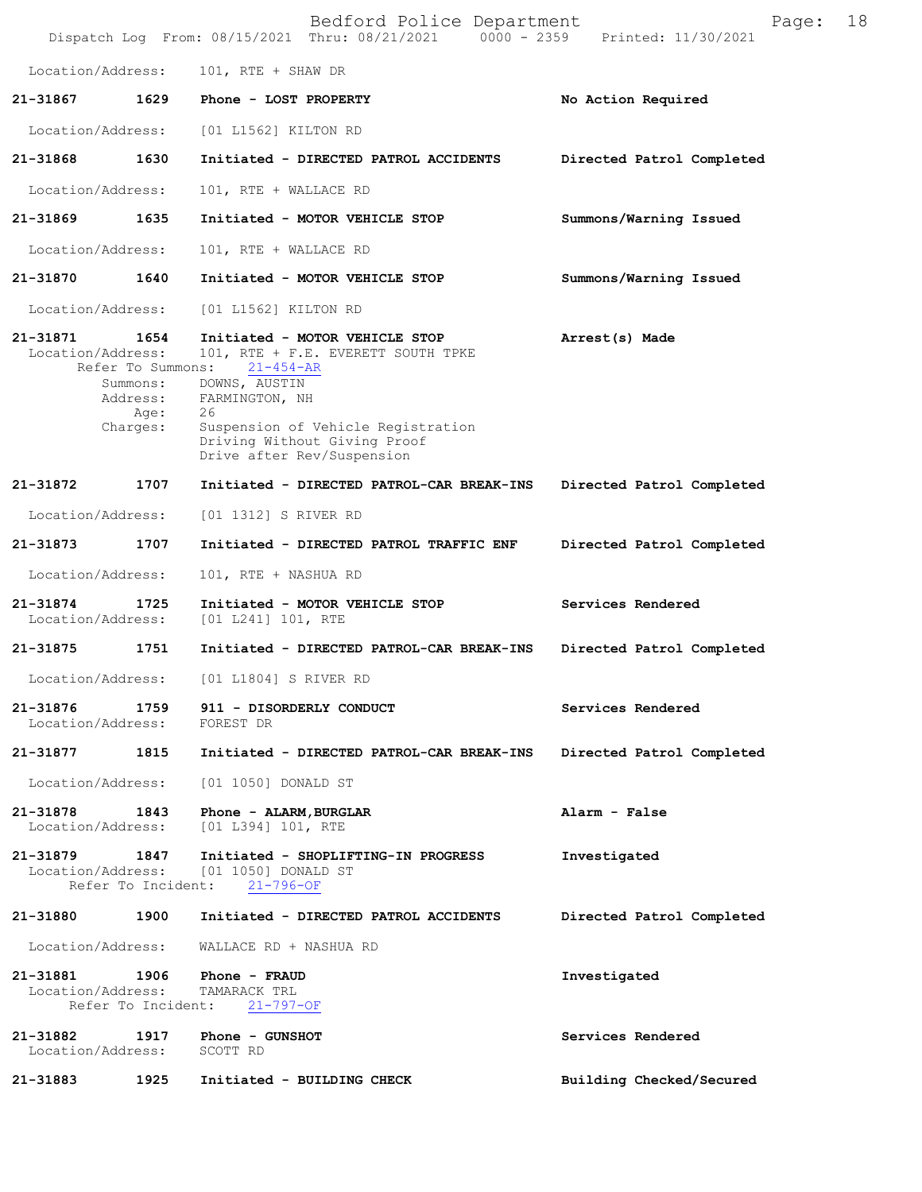Location/Address: 101, RTE + SHAW DR

**21-31867** **1629** **Phone - LOST PROPERTY** **No Action Required**

Location/Address: [01 L1562] KILTON RD

**21-31868** **1630** **Initiated - DIRECTED PATROL ACCIDENTS** **Directed Patrol Completed**

Location/Address: 101, RTE + WALLACE RD

**21-31869** **1635** **Initiated - MOTOR VEHICLE STOP** **Summons/Warning Issued**

Location/Address: 101, RTE + WALLACE RD

**21-31870** **1640** **Initiated - MOTOR VEHICLE STOP** **Summons/Warning Issued**

Location/Address: [01 L1562] KILTON RD

**21-31871** **1654** **Initiated - MOTOR VEHICLE STOP** **Arrest(s) Made**
Location/Address: 101, RTE + F.E. EVERETT SOUTH TPKE
Refer To Summons: 21-454-AR
Summons: DOWNS, AUSTIN
Address: FARMINGTON, NH
Age: 26
Charges: Suspension of Vehicle Registration
Driving Without Giving Proof
Drive after Rev/Suspension

**21-31872** **1707** **Initiated - DIRECTED PATROL-CAR BREAK-INS** **Directed Patrol Completed**

Location/Address: [01 1312] S RIVER RD

**21-31873** **1707** **Initiated - DIRECTED PATROL TRAFFIC ENF** **Directed Patrol Completed**

Location/Address: 101, RTE + NASHUA RD

**21-31874** **1725** **Initiated - MOTOR VEHICLE STOP** **Services Rendered**
Location/Address: [01 L241] 101, RTE

**21-31875** **1751** **Initiated - DIRECTED PATROL-CAR BREAK-INS** **Directed Patrol Completed**

Location/Address: [01 L1804] S RIVER RD

**21-31876** **1759** **911 - DISORDERLY CONDUCT** **Services Rendered**
Location/Address: FOREST DR

**21-31877** **1815** **Initiated - DIRECTED PATROL-CAR BREAK-INS** **Directed Patrol Completed**

Location/Address: [01 1050] DONALD ST

**21-31878** **1843** **Phone - ALARM,BURGLAR** **Alarm - False**
Location/Address: [01 L394] 101, RTE

**21-31879** **1847** **Initiated - SHOPLIFTING-IN PROGRESS** **Investigated**
Location/Address: [01 1050] DONALD ST
Refer To Incident: 21-796-OF

**21-31880** **1900** **Initiated - DIRECTED PATROL ACCIDENTS** **Directed Patrol Completed**

Location/Address: WALLACE RD + NASHUA RD

**21-31881** **1906** **Phone - FRAUD** **Investigated**
Location/Address: TAMARACK TRL
Refer To Incident: 21-797-OF

**21-31882** **1917** **Phone - GUNSHOT** **Services Rendered**
Location/Address: SCOTT RD

**21-31883** **1925** **Initiated - BUILDING CHECK** **Building Checked/Secured**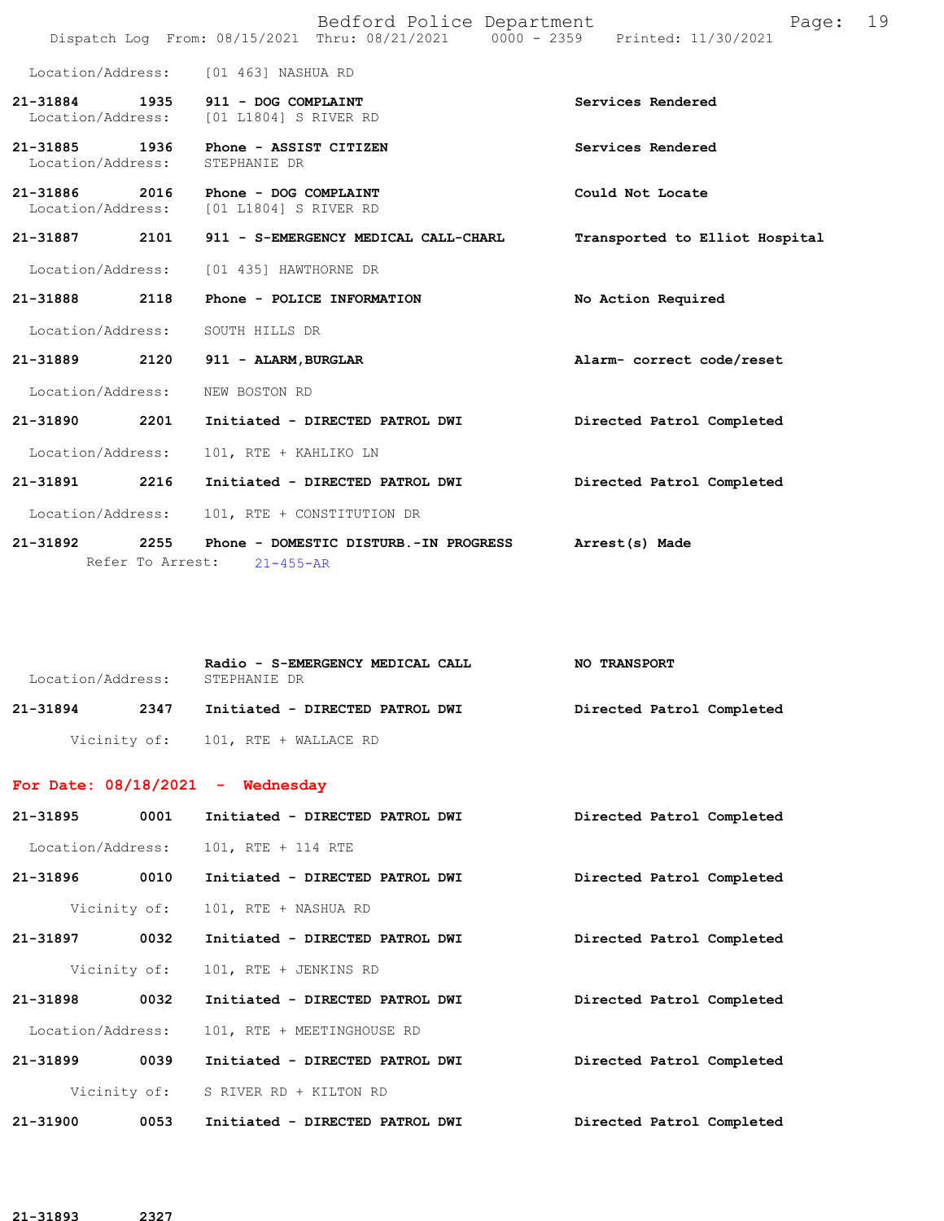Location/Address: [01 463] NASHUA RD

| Call Number | Time | Call Reason | Action |
|---|---|---|---|
| 21-31884 | 1935 | 911 - DOG COMPLAINT | Services Rendered |
| | | Location/Address: [01 L1804] S RIVER RD | |
| 21-31885 | 1936 | Phone - ASSIST CITIZEN | Services Rendered |
| | | Location/Address: STEPHANIE DR | |
| 21-31886 | 2016 | Phone - DOG COMPLAINT | Could Not Locate |
| | | Location/Address: [01 L1804] S RIVER RD | |
| 21-31887 | 2101 | 911 - S-EMERGENCY MEDICAL CALL-CHARL | Transported to Elliot Hospital |
| | | Location/Address: [01 435] HAWTHORNE DR | |
| 21-31888 | 2118 | Phone - POLICE INFORMATION | No Action Required |
| | | Location/Address: SOUTH HILLS DR | |
| 21-31889 | 2120 | 911 - ALARM,BURGLAR | Alarm- correct code/reset |
| | | Location/Address: NEW BOSTON RD | |
| 21-31890 | 2201 | Initiated - DIRECTED PATROL DWI | Directed Patrol Completed |
| | | Location/Address: 101, RTE + KAHLIKO LN | |
| 21-31891 | 2216 | Initiated - DIRECTED PATROL DWI | Directed Patrol Completed |
| | | Location/Address: 101, RTE + CONSTITUTION DR | |
| 21-31892 | 2255 | Phone - DOMESTIC DISTURB.-IN PROGRESS | Arrest(s) Made |
| | | Refer To Arrest: 21-455-AR | |
| 21-31893 | 2327 | Radio - S-EMERGENCY MEDICAL CALL | NO TRANSPORT |
| | | Location/Address: STEPHANIE DR | |
| 21-31894 | 2347 | Initiated - DIRECTED PATROL DWI | Directed Patrol Completed |
| | | Vicinity of: 101, RTE + WALLACE RD | |

**For Date: 08/18/2021 - Wednesday**

| Call Number | Time | Call Reason | Action |
|---|---|---|---|
| 21-31895 | 0001 | Initiated - DIRECTED PATROL DWI | Directed Patrol Completed |
| | | Location/Address: 101, RTE + 114 RTE | |
| 21-31896 | 0010 | Initiated - DIRECTED PATROL DWI | Directed Patrol Completed |
| | | Vicinity of: 101, RTE + NASHUA RD | |
| 21-31897 | 0032 | Initiated - DIRECTED PATROL DWI | Directed Patrol Completed |
| | | Vicinity of: 101, RTE + JENKINS RD | |
| 21-31898 | 0032 | Initiated - DIRECTED PATROL DWI | Directed Patrol Completed |
| | | Location/Address: 101, RTE + MEETINGHOUSE RD | |
| 21-31899 | 0039 | Initiated - DIRECTED PATROL DWI | Directed Patrol Completed |
| | | Vicinity of: S RIVER RD + KILTON RD | |
| 21-31900 | 0053 | Initiated - DIRECTED PATROL DWI | Directed Patrol Completed |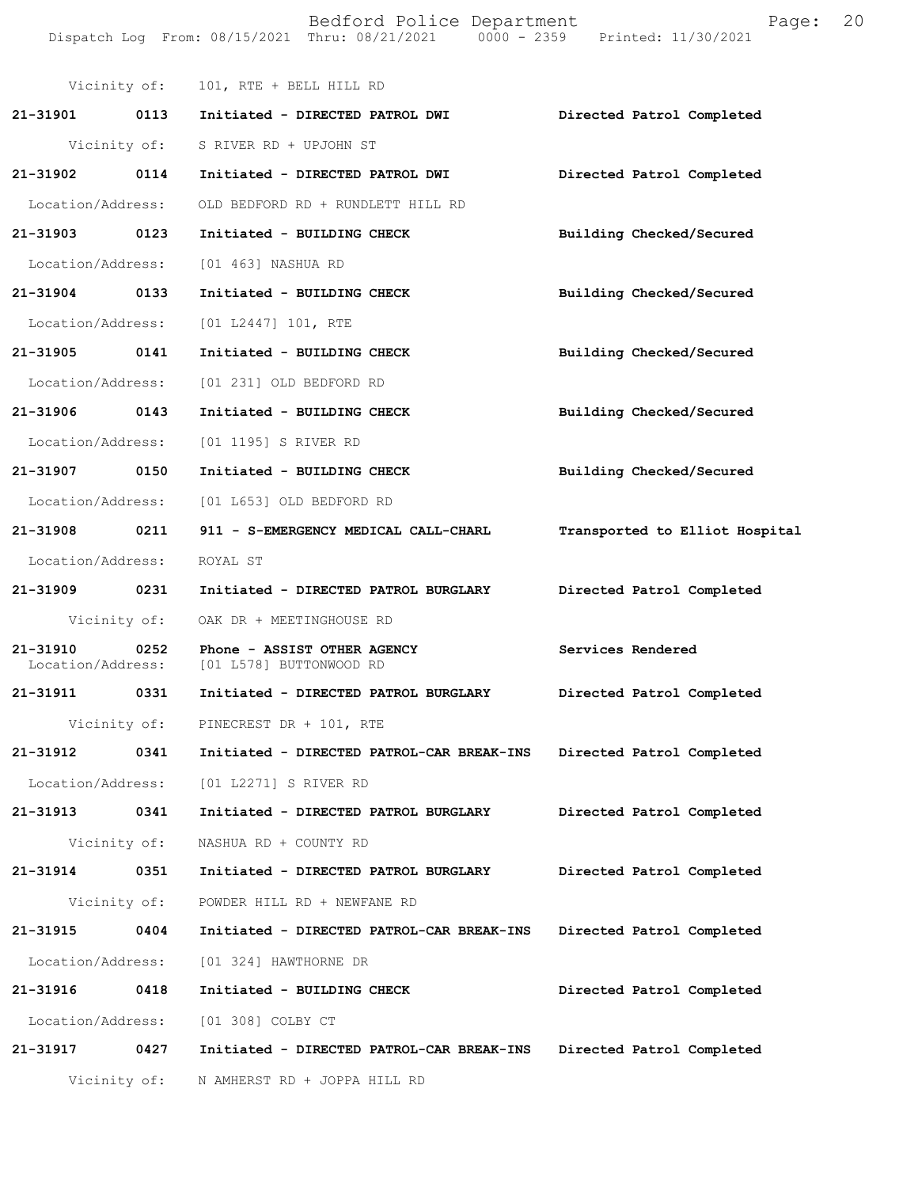Vicinity of: 101, RTE + BELL HILL RD

**21-31901 0113 Initiated - DIRECTED PATROL DWI** **Directed Patrol Completed**

Vicinity of: S RIVER RD + UPJOHN ST

**21-31902 0114 Initiated - DIRECTED PATROL DWI** **Directed Patrol Completed**

Location/Address: OLD BEDFORD RD + RUNDLETT HILL RD

**21-31903 0123 Initiated - BUILDING CHECK** **Building Checked/Secured**

Location/Address: [01 463] NASHUA RD

**21-31904 0133 Initiated - BUILDING CHECK** **Building Checked/Secured**

Location/Address: [01 L2447] 101, RTE

**21-31905 0141 Initiated - BUILDING CHECK** **Building Checked/Secured**

Location/Address: [01 231] OLD BEDFORD RD

**21-31906 0143 Initiated - BUILDING CHECK** **Building Checked/Secured**

Location/Address: [01 1195] S RIVER RD

**21-31907 0150 Initiated - BUILDING CHECK** **Building Checked/Secured**

Location/Address: [01 L653] OLD BEDFORD RD

**21-31908 0211 911 - S-EMERGENCY MEDICAL CALL-CHARL** **Transported to Elliot Hospital**

Location/Address: ROYAL ST

**21-31909 0231 Initiated - DIRECTED PATROL BURGLARY** **Directed Patrol Completed**

Vicinity of: OAK DR + MEETINGHOUSE RD

**21-31910 0252 Phone - ASSIST OTHER AGENCY** **Services Rendered**

Location/Address: [01 L578] BUTTONWOOD RD

**21-31911 0331 Initiated - DIRECTED PATROL BURGLARY** **Directed Patrol Completed**

Vicinity of: PINECREST DR + 101, RTE

**21-31912 0341 Initiated - DIRECTED PATROL-CAR BREAK-INS** **Directed Patrol Completed**

Location/Address: [01 L2271] S RIVER RD

**21-31913 0341 Initiated - DIRECTED PATROL BURGLARY** **Directed Patrol Completed**

Vicinity of: NASHUA RD + COUNTY RD

**21-31914 0351 Initiated - DIRECTED PATROL BURGLARY** **Directed Patrol Completed**

Vicinity of: POWDER HILL RD + NEWFANE RD

**21-31915 0404 Initiated - DIRECTED PATROL-CAR BREAK-INS** **Directed Patrol Completed**

Location/Address: [01 324] HAWTHORNE DR

**21-31916 0418 Initiated - BUILDING CHECK** **Directed Patrol Completed**

Location/Address: [01 308] COLBY CT

**21-31917 0427 Initiated - DIRECTED PATROL-CAR BREAK-INS** **Directed Patrol Completed**

Vicinity of: N AMHERST RD + JOPPA HILL RD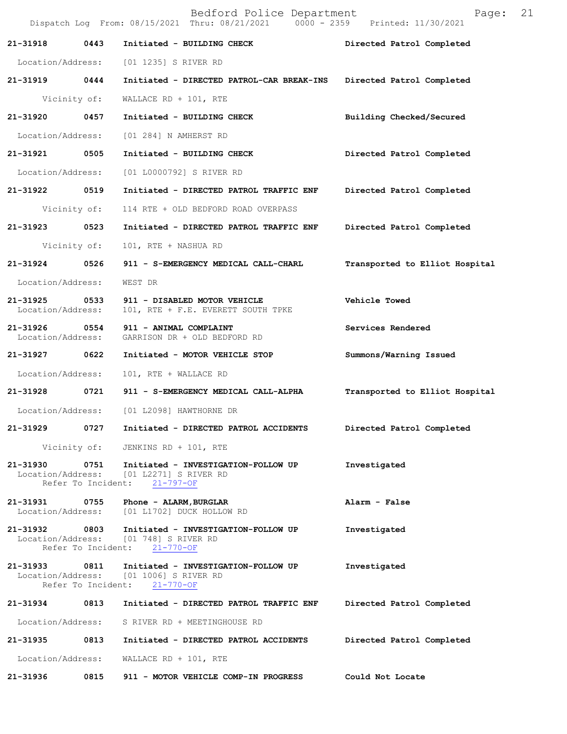| Call # | Time | Type | Disposition |
|---|---|---|---|
| **21-31918** | **0443** | **Initiated - BUILDING CHECK** | **Directed Patrol Completed** |
| | | Location/Address: [01 1235] S RIVER RD | |
| **21-31919** | **0444** | **Initiated - DIRECTED PATROL-CAR BREAK-INS** | **Directed Patrol Completed** |
| | | Vicinity of: WALLACE RD + 101, RTE | |
| **21-31920** | **0457** | **Initiated - BUILDING CHECK** | **Building Checked/Secured** |
| | | Location/Address: [01 284] N AMHERST RD | |
| **21-31921** | **0505** | **Initiated - BUILDING CHECK** | **Directed Patrol Completed** |
| | | Location/Address: [01 L0000792] S RIVER RD | |
| **21-31922** | **0519** | **Initiated - DIRECTED PATROL TRAFFIC ENF** | **Directed Patrol Completed** |
| | | Vicinity of: 114 RTE + OLD BEDFORD ROAD OVERPASS | |
| **21-31923** | **0523** | **Initiated - DIRECTED PATROL TRAFFIC ENF** | **Directed Patrol Completed** |
| | | Vicinity of: 101, RTE + NASHUA RD | |
| **21-31924** | **0526** | **911 - S-EMERGENCY MEDICAL CALL-CHARL** | **Transported to Elliot Hospital** |
| | | Location/Address: WEST DR | |
| **21-31925** | **0533** | **911 - DISABLED MOTOR VEHICLE** | **Vehicle Towed** |
| | | Location/Address: 101, RTE + F.E. EVERETT SOUTH TPKE | |
| **21-31926** | **0554** | **911 - ANIMAL COMPLAINT** | **Services Rendered** |
| | | Location/Address: GARRISON DR + OLD BEDFORD RD | |
| **21-31927** | **0622** | **Initiated - MOTOR VEHICLE STOP** | **Summons/Warning Issued** |
| | | Location/Address: 101, RTE + WALLACE RD | |
| **21-31928** | **0721** | **911 - S-EMERGENCY MEDICAL CALL-ALPHA** | **Transported to Elliot Hospital** |
| | | Location/Address: [01 L2098] HAWTHORNE DR | |
| **21-31929** | **0727** | **Initiated - DIRECTED PATROL ACCIDENTS** | **Directed Patrol Completed** |
| | | Vicinity of: JENKINS RD + 101, RTE | |
| **21-31930** | **0751** | **Initiated - INVESTIGATION-FOLLOW UP** | **Investigated** |
| | | Location/Address: [01 L2271] S RIVER RD; Refer To Incident: 21-797-OF | |
| **21-31931** | **0755** | **Phone - ALARM,BURGLAR** | **Alarm - False** |
| | | Location/Address: [01 L1702] DUCK HOLLOW RD | |
| **21-31932** | **0803** | **Initiated - INVESTIGATION-FOLLOW UP** | **Investigated** |
| | | Location/Address: [01 748] S RIVER RD; Refer To Incident: 21-770-OF | |
| **21-31933** | **0811** | **Initiated - INVESTIGATION-FOLLOW UP** | **Investigated** |
| | | Location/Address: [01 1006] S RIVER RD; Refer To Incident: 21-770-OF | |
| **21-31934** | **0813** | **Initiated - DIRECTED PATROL TRAFFIC ENF** | **Directed Patrol Completed** |
| | | Location/Address: S RIVER RD + MEETINGHOUSE RD | |
| **21-31935** | **0813** | **Initiated - DIRECTED PATROL ACCIDENTS** | **Directed Patrol Completed** |
| | | Location/Address: WALLACE RD + 101, RTE | |
| **21-31936** | **0815** | **911 - MOTOR VEHICLE COMP-IN PROGRESS** | **Could Not Locate** |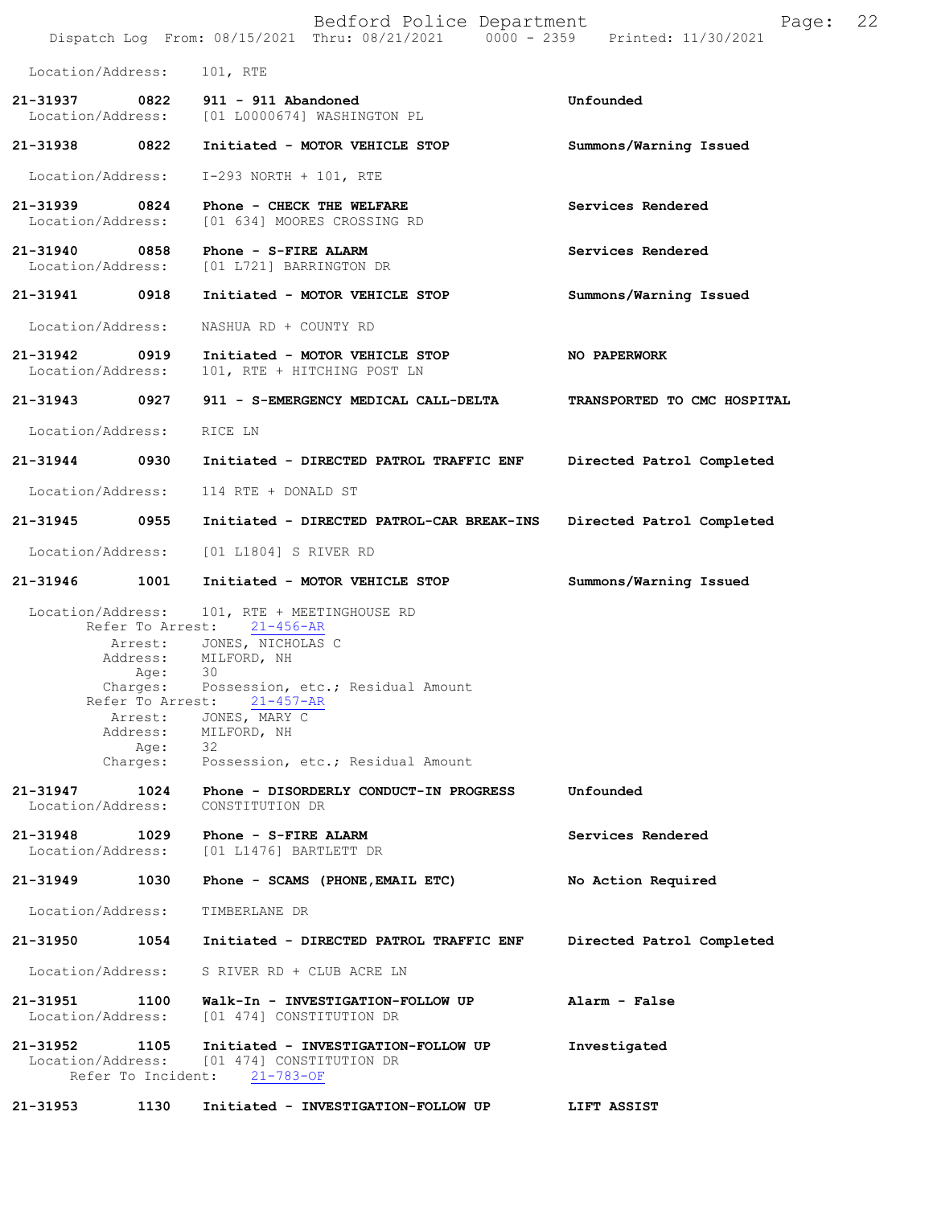Location/Address: 101, RTE

**21-31937 0822 911 - 911 Abandoned** **Unfounded**
Location/Address: [01 L0000674] WASHINGTON PL

**21-31938 0822 Initiated - MOTOR VEHICLE STOP** **Summons/Warning Issued**
Location/Address: I-293 NORTH + 101, RTE

**21-31939 0824 Phone - CHECK THE WELFARE** **Services Rendered**
Location/Address: [01 634] MOORES CROSSING RD

**21-31940 0858 Phone - S-FIRE ALARM** **Services Rendered**
Location/Address: [01 L721] BARRINGTON DR

**21-31941 0918 Initiated - MOTOR VEHICLE STOP** **Summons/Warning Issued**
Location/Address: NASHUA RD + COUNTY RD

**21-31942 0919 Initiated - MOTOR VEHICLE STOP** **NO PAPERWORK**
Location/Address: 101, RTE + HITCHING POST LN

**21-31943 0927 911 - S-EMERGENCY MEDICAL CALL-DELTA** **TRANSPORTED TO CMC HOSPITAL**
Location/Address: RICE LN

**21-31944 0930 Initiated - DIRECTED PATROL TRAFFIC ENF** **Directed Patrol Completed**
Location/Address: 114 RTE + DONALD ST

**21-31945 0955 Initiated - DIRECTED PATROL-CAR BREAK-INS** **Directed Patrol Completed**
Location/Address: [01 L1804] S RIVER RD

**21-31946 1001 Initiated - MOTOR VEHICLE STOP** **Summons/Warning Issued**
Location/Address: 101, RTE + MEETINGHOUSE RD
Refer To Arrest: 21-456-AR
Arrest: JONES, NICHOLAS C
Address: MILFORD, NH
Age: 30
Charges: Possession, etc.; Residual Amount
Refer To Arrest: 21-457-AR
Arrest: JONES, MARY C
Address: MILFORD, NH
Age: 32
Charges: Possession, etc.; Residual Amount

**21-31947 1024 Phone - DISORDERLY CONDUCT-IN PROGRESS** **Unfounded**
Location/Address: CONSTITUTION DR

**21-31948 1029 Phone - S-FIRE ALARM** **Services Rendered**
Location/Address: [01 L1476] BARTLETT DR

**21-31949 1030 Phone - SCAMS (PHONE,EMAIL ETC)** **No Action Required**
Location/Address: TIMBERLANE DR

**21-31950 1054 Initiated - DIRECTED PATROL TRAFFIC ENF** **Directed Patrol Completed**
Location/Address: S RIVER RD + CLUB ACRE LN

**21-31951 1100 Walk-In - INVESTIGATION-FOLLOW UP** **Alarm - False**
Location/Address: [01 474] CONSTITUTION DR

**21-31952 1105 Initiated - INVESTIGATION-FOLLOW UP** **Investigated**
Location/Address: [01 474] CONSTITUTION DR
Refer To Incident: 21-783-OF

**21-31953 1130 Initiated - INVESTIGATION-FOLLOW UP** **LIFT ASSIST**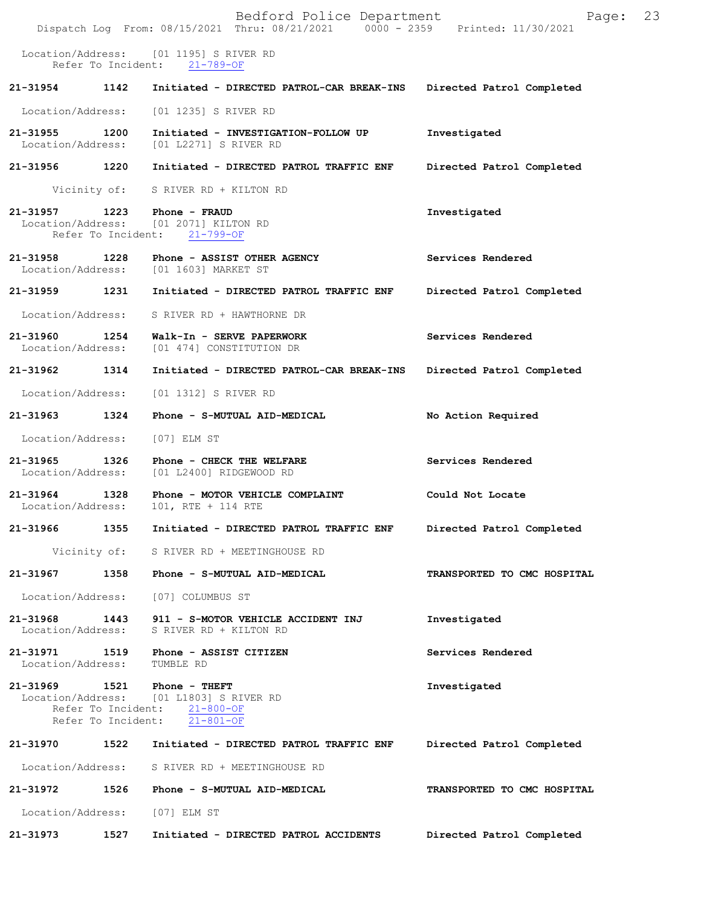Location/Address: [01 1195] S RIVER RD
Refer To Incident: 21-789-OF

**21-31954** 1142 Initiated - DIRECTED PATROL-CAR BREAK-INS — Directed Patrol Completed
Location/Address: [01 1235] S RIVER RD

**21-31955** 1200 Initiated - INVESTIGATION-FOLLOW UP — Investigated
Location/Address: [01 L2271] S RIVER RD

**21-31956** 1220 Initiated - DIRECTED PATROL TRAFFIC ENF — Directed Patrol Completed
Vicinity of: S RIVER RD + KILTON RD

**21-31957** 1223 Phone - FRAUD — Investigated
Location/Address: [01 2071] KILTON RD
Refer To Incident: 21-799-OF

**21-31958** 1228 Phone - ASSIST OTHER AGENCY — Services Rendered
Location/Address: [01 1603] MARKET ST

**21-31959** 1231 Initiated - DIRECTED PATROL TRAFFIC ENF — Directed Patrol Completed
Location/Address: S RIVER RD + HAWTHORNE DR

**21-31960** 1254 Walk-In - SERVE PAPERWORK — Services Rendered
Location/Address: [01 474] CONSTITUTION DR

**21-31962** 1314 Initiated - DIRECTED PATROL-CAR BREAK-INS — Directed Patrol Completed
Location/Address: [01 1312] S RIVER RD

**21-31963** 1324 Phone - S-MUTUAL AID-MEDICAL — No Action Required
Location/Address: [07] ELM ST

**21-31965** 1326 Phone - CHECK THE WELFARE — Services Rendered
Location/Address: [01 L2400] RIDGEWOOD RD

**21-31964** 1328 Phone - MOTOR VEHICLE COMPLAINT — Could Not Locate
Location/Address: 101, RTE + 114 RTE

**21-31966** 1355 Initiated - DIRECTED PATROL TRAFFIC ENF — Directed Patrol Completed
Vicinity of: S RIVER RD + MEETINGHOUSE RD

**21-31967** 1358 Phone - S-MUTUAL AID-MEDICAL — TRANSPORTED TO CMC HOSPITAL
Location/Address: [07] COLUMBUS ST

**21-31968** 1443 911 - S-MOTOR VEHICLE ACCIDENT INJ — Investigated
Location/Address: S RIVER RD + KILTON RD

**21-31971** 1519 Phone - ASSIST CITIZEN — Services Rendered
Location/Address: TUMBLE RD

**21-31969** 1521 Phone - THEFT — Investigated
Location/Address: [01 L1803] S RIVER RD
Refer To Incident: 21-800-OF
Refer To Incident: 21-801-OF

**21-31970** 1522 Initiated - DIRECTED PATROL TRAFFIC ENF — Directed Patrol Completed
Location/Address: S RIVER RD + MEETINGHOUSE RD

**21-31972** 1526 Phone - S-MUTUAL AID-MEDICAL — TRANSPORTED TO CMC HOSPITAL
Location/Address: [07] ELM ST

**21-31973** 1527 Initiated - DIRECTED PATROL ACCIDENTS — Directed Patrol Completed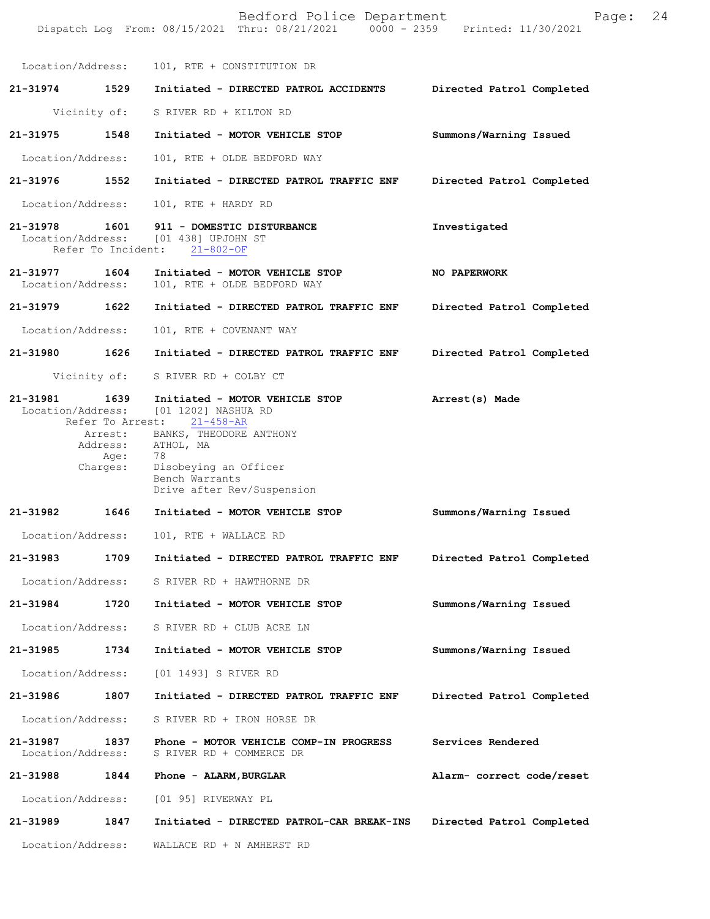Location/Address: 101, RTE + CONSTITUTION DR

**21-31974** 1529 Initiated - **DIRECTED PATROL ACCIDENTS** Directed Patrol Completed

Vicinity of: S RIVER RD + KILTON RD

**21-31975** 1548 Initiated - **MOTOR VEHICLE STOP** Summons/Warning Issued

Location/Address: 101, RTE + OLDE BEDFORD WAY

**21-31976** 1552 Initiated - **DIRECTED PATROL TRAFFIC ENF** Directed Patrol Completed

Location/Address: 101, RTE + HARDY RD

**21-31978** 1601 911 - **DOMESTIC DISTURBANCE** Investigated
Location/Address: [01 438] UPJOHN ST
Refer To Incident: 21-802-OF

**21-31977** 1604 Initiated - **MOTOR VEHICLE STOP** NO PAPERWORK
Location/Address: 101, RTE + OLDE BEDFORD WAY

**21-31979** 1622 Initiated - **DIRECTED PATROL TRAFFIC ENF** Directed Patrol Completed

Location/Address: 101, RTE + COVENANT WAY

**21-31980** 1626 Initiated - **DIRECTED PATROL TRAFFIC ENF** Directed Patrol Completed

Vicinity of: S RIVER RD + COLBY CT

**21-31981** 1639 Initiated - **MOTOR VEHICLE STOP** Arrest(s) Made
Location/Address: [01 1202] NASHUA RD
Refer To Arrest: 21-458-AR
Arrest: BANKS, THEODORE ANTHONY
Address: ATHOL, MA
Age: 78
Charges: Disobeying an Officer
Bench Warrants
Drive after Rev/Suspension

**21-31982** 1646 Initiated - **MOTOR VEHICLE STOP** Summons/Warning Issued

Location/Address: 101, RTE + WALLACE RD

**21-31983** 1709 Initiated - **DIRECTED PATROL TRAFFIC ENF** Directed Patrol Completed

Location/Address: S RIVER RD + HAWTHORNE DR

**21-31984** 1720 Initiated - **MOTOR VEHICLE STOP** Summons/Warning Issued

Location/Address: S RIVER RD + CLUB ACRE LN

**21-31985** 1734 Initiated - **MOTOR VEHICLE STOP** Summons/Warning Issued

Location/Address: [01 1493] S RIVER RD

**21-31986** 1807 Initiated - **DIRECTED PATROL TRAFFIC ENF** Directed Patrol Completed

Location/Address: S RIVER RD + IRON HORSE DR

**21-31987** 1837 Phone - **MOTOR VEHICLE COMP-IN PROGRESS** Services Rendered
Location/Address: S RIVER RD + COMMERCE DR

**21-31988** 1844 Phone - **ALARM,BURGLAR** Alarm- correct code/reset

Location/Address: [01 95] RIVERWAY PL

**21-31989** 1847 Initiated - **DIRECTED PATROL-CAR BREAK-INS** Directed Patrol Completed

Location/Address: WALLACE RD + N AMHERST RD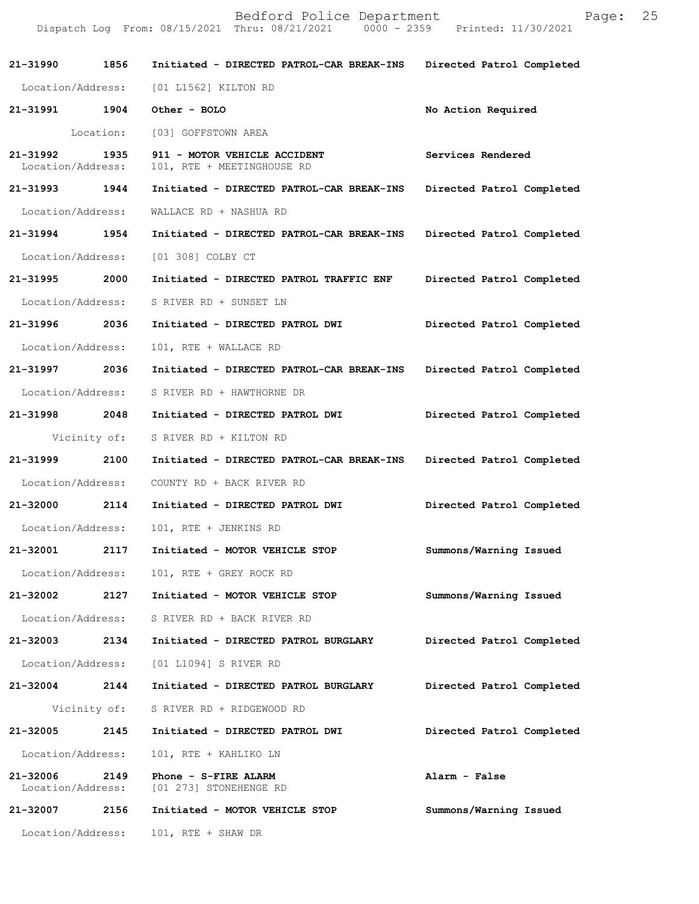| Call Number | Time | Call Reason | Action |
|---|---|---|---|
| 21-31990 | 1856 | Initiated - DIRECTED PATROL-CAR BREAK-INS | Directed Patrol Completed |
| Location/Address: | | [01 L1562] KILTON RD | |
| 21-31991 | 1904 | Other - BOLO | No Action Required |
| Location: | | [03] GOFFSTOWN AREA | |
| 21-31992 | 1935 | 911 - MOTOR VEHICLE ACCIDENT | Services Rendered |
| Location/Address: | | 101, RTE + MEETINGHOUSE RD | |
| 21-31993 | 1944 | Initiated - DIRECTED PATROL-CAR BREAK-INS | Directed Patrol Completed |
| Location/Address: | | WALLACE RD + NASHUA RD | |
| 21-31994 | 1954 | Initiated - DIRECTED PATROL-CAR BREAK-INS | Directed Patrol Completed |
| Location/Address: | | [01 308] COLBY CT | |
| 21-31995 | 2000 | Initiated - DIRECTED PATROL TRAFFIC ENF | Directed Patrol Completed |
| Location/Address: | | S RIVER RD + SUNSET LN | |
| 21-31996 | 2036 | Initiated - DIRECTED PATROL DWI | Directed Patrol Completed |
| Location/Address: | | 101, RTE + WALLACE RD | |
| 21-31997 | 2036 | Initiated - DIRECTED PATROL-CAR BREAK-INS | Directed Patrol Completed |
| Location/Address: | | S RIVER RD + HAWTHORNE DR | |
| 21-31998 | 2048 | Initiated - DIRECTED PATROL DWI | Directed Patrol Completed |
| Vicinity of: | | S RIVER RD + KILTON RD | |
| 21-31999 | 2100 | Initiated - DIRECTED PATROL-CAR BREAK-INS | Directed Patrol Completed |
| Location/Address: | | COUNTY RD + BACK RIVER RD | |
| 21-32000 | 2114 | Initiated - DIRECTED PATROL DWI | Directed Patrol Completed |
| Location/Address: | | 101, RTE + JENKINS RD | |
| 21-32001 | 2117 | Initiated - MOTOR VEHICLE STOP | Summons/Warning Issued |
| Location/Address: | | 101, RTE + GREY ROCK RD | |
| 21-32002 | 2127 | Initiated - MOTOR VEHICLE STOP | Summons/Warning Issued |
| Location/Address: | | S RIVER RD + BACK RIVER RD | |
| 21-32003 | 2134 | Initiated - DIRECTED PATROL BURGLARY | Directed Patrol Completed |
| Location/Address: | | [01 L1094] S RIVER RD | |
| 21-32004 | 2144 | Initiated - DIRECTED PATROL BURGLARY | Directed Patrol Completed |
| Vicinity of: | | S RIVER RD + RIDGEWOOD RD | |
| 21-32005 | 2145 | Initiated - DIRECTED PATROL DWI | Directed Patrol Completed |
| Location/Address: | | 101, RTE + KAHLIKO LN | |
| 21-32006 | 2149 | Phone - S-FIRE ALARM | Alarm - False |
| Location/Address: | | [01 273] STONEHENGE RD | |
| 21-32007 | 2156 | Initiated - MOTOR VEHICLE STOP | Summons/Warning Issued |
| Location/Address: | | 101, RTE + SHAW DR | |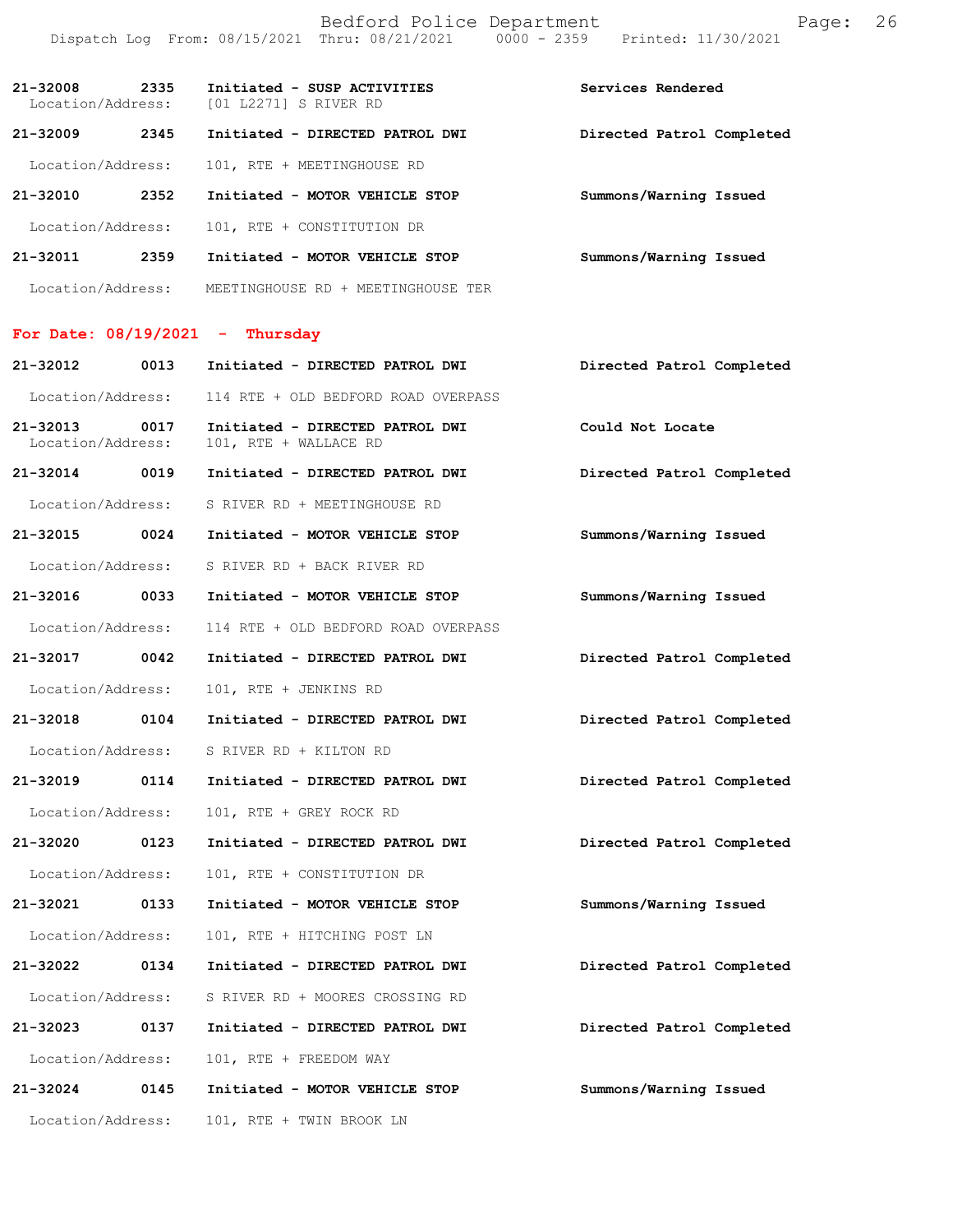| Call # | Time | Call Type | Action |
|---|---|---|---|
| 21-32008 | 2335 | Initiated - SUSP ACTIVITIES | Services Rendered |
| Location/Address: | | [01 L2271] S RIVER RD | |
| 21-32009 | 2345 | Initiated - DIRECTED PATROL DWI | Directed Patrol Completed |
| Location/Address: | | 101, RTE + MEETINGHOUSE RD | |
| 21-32010 | 2352 | Initiated - MOTOR VEHICLE STOP | Summons/Warning Issued |
| Location/Address: | | 101, RTE + CONSTITUTION DR | |
| 21-32011 | 2359 | Initiated - MOTOR VEHICLE STOP | Summons/Warning Issued |
| Location/Address: | | MEETINGHOUSE RD + MEETINGHOUSE TER | |

## For Date: 08/19/2021 - Thursday

| Call # | Time | Call Type | Action |
|---|---|---|---|
| 21-32012 | 0013 | Initiated - DIRECTED PATROL DWI | Directed Patrol Completed |
| Location/Address: | | 114 RTE + OLD BEDFORD ROAD OVERPASS | |
| 21-32013 | 0017 | Initiated - DIRECTED PATROL DWI | Could Not Locate |
| Location/Address: | | 101, RTE + WALLACE RD | |
| 21-32014 | 0019 | Initiated - DIRECTED PATROL DWI | Directed Patrol Completed |
| Location/Address: | | S RIVER RD + MEETINGHOUSE RD | |
| 21-32015 | 0024 | Initiated - MOTOR VEHICLE STOP | Summons/Warning Issued |
| Location/Address: | | S RIVER RD + BACK RIVER RD | |
| 21-32016 | 0033 | Initiated - MOTOR VEHICLE STOP | Summons/Warning Issued |
| Location/Address: | | 114 RTE + OLD BEDFORD ROAD OVERPASS | |
| 21-32017 | 0042 | Initiated - DIRECTED PATROL DWI | Directed Patrol Completed |
| Location/Address: | | 101, RTE + JENKINS RD | |
| 21-32018 | 0104 | Initiated - DIRECTED PATROL DWI | Directed Patrol Completed |
| Location/Address: | | S RIVER RD + KILTON RD | |
| 21-32019 | 0114 | Initiated - DIRECTED PATROL DWI | Directed Patrol Completed |
| Location/Address: | | 101, RTE + GREY ROCK RD | |
| 21-32020 | 0123 | Initiated - DIRECTED PATROL DWI | Directed Patrol Completed |
| Location/Address: | | 101, RTE + CONSTITUTION DR | |
| 21-32021 | 0133 | Initiated - MOTOR VEHICLE STOP | Summons/Warning Issued |
| Location/Address: | | 101, RTE + HITCHING POST LN | |
| 21-32022 | 0134 | Initiated - DIRECTED PATROL DWI | Directed Patrol Completed |
| Location/Address: | | S RIVER RD + MOORES CROSSING RD | |
| 21-32023 | 0137 | Initiated - DIRECTED PATROL DWI | Directed Patrol Completed |
| Location/Address: | | 101, RTE + FREEDOM WAY | |
| 21-32024 | 0145 | Initiated - MOTOR VEHICLE STOP | Summons/Warning Issued |
| Location/Address: | | 101, RTE + TWIN BROOK LN | |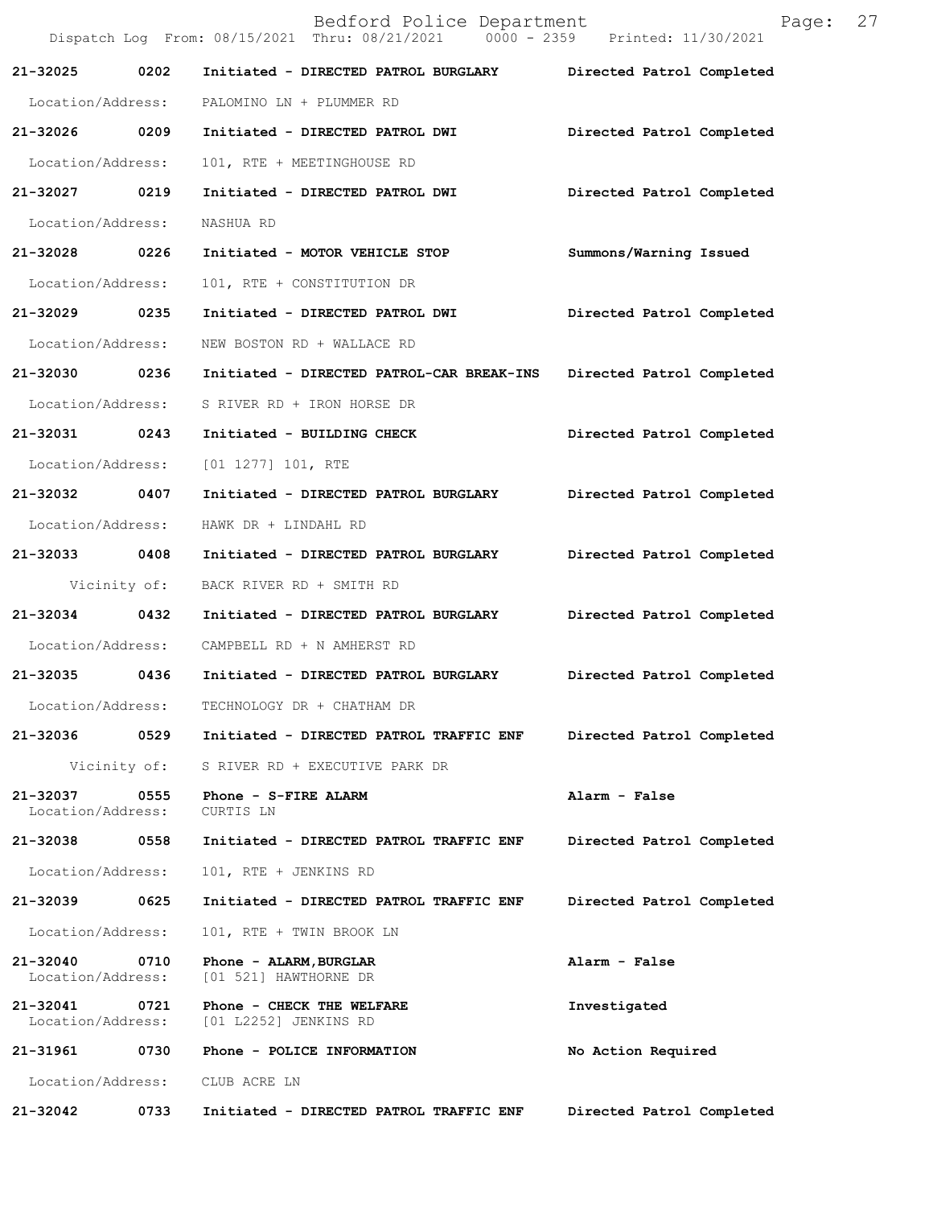| Call # | Time | Call Reason / Action | Disposition |
|---|---|---|---|
| **21-32025** | **0202** | **Initiated - DIRECTED PATROL BURGLARY** | **Directed Patrol Completed** |
| Location/Address: | | PALOMINO LN + PLUMMER RD | |
| **21-32026** | **0209** | **Initiated - DIRECTED PATROL DWI** | **Directed Patrol Completed** |
| Location/Address: | | 101, RTE + MEETINGHOUSE RD | |
| **21-32027** | **0219** | **Initiated - DIRECTED PATROL DWI** | **Directed Patrol Completed** |
| Location/Address: | | NASHUA RD | |
| **21-32028** | **0226** | **Initiated - MOTOR VEHICLE STOP** | **Summons/Warning Issued** |
| Location/Address: | | 101, RTE + CONSTITUTION DR | |
| **21-32029** | **0235** | **Initiated - DIRECTED PATROL DWI** | **Directed Patrol Completed** |
| Location/Address: | | NEW BOSTON RD + WALLACE RD | |
| **21-32030** | **0236** | **Initiated - DIRECTED PATROL-CAR BREAK-INS** | **Directed Patrol Completed** |
| Location/Address: | | S RIVER RD + IRON HORSE DR | |
| **21-32031** | **0243** | **Initiated - BUILDING CHECK** | **Directed Patrol Completed** |
| Location/Address: | | [01 1277] 101, RTE | |
| **21-32032** | **0407** | **Initiated - DIRECTED PATROL BURGLARY** | **Directed Patrol Completed** |
| Location/Address: | | HAWK DR + LINDAHL RD | |
| **21-32033** | **0408** | **Initiated - DIRECTED PATROL BURGLARY** | **Directed Patrol Completed** |
| Vicinity of: | | BACK RIVER RD + SMITH RD | |
| **21-32034** | **0432** | **Initiated - DIRECTED PATROL BURGLARY** | **Directed Patrol Completed** |
| Location/Address: | | CAMPBELL RD + N AMHERST RD | |
| **21-32035** | **0436** | **Initiated - DIRECTED PATROL BURGLARY** | **Directed Patrol Completed** |
| Location/Address: | | TECHNOLOGY DR + CHATHAM DR | |
| **21-32036** | **0529** | **Initiated - DIRECTED PATROL TRAFFIC ENF** | **Directed Patrol Completed** |
| Vicinity of: | | S RIVER RD + EXECUTIVE PARK DR | |
| **21-32037** | **0555** | **Phone - S-FIRE ALARM** | **Alarm - False** |
| Location/Address: | | CURTIS LN | |
| **21-32038** | **0558** | **Initiated - DIRECTED PATROL TRAFFIC ENF** | **Directed Patrol Completed** |
| Location/Address: | | 101, RTE + JENKINS RD | |
| **21-32039** | **0625** | **Initiated - DIRECTED PATROL TRAFFIC ENF** | **Directed Patrol Completed** |
| Location/Address: | | 101, RTE + TWIN BROOK LN | |
| **21-32040** | **0710** | **Phone - ALARM,BURGLAR** | **Alarm - False** |
| Location/Address: | | [01 521] HAWTHORNE DR | |
| **21-32041** | **0721** | **Phone - CHECK THE WELFARE** | **Investigated** |
| Location/Address: | | [01 L2252] JENKINS RD | |
| **21-31961** | **0730** | **Phone - POLICE INFORMATION** | **No Action Required** |
| Location/Address: | | CLUB ACRE LN | |
| **21-32042** | **0733** | **Initiated - DIRECTED PATROL TRAFFIC ENF** | **Directed Patrol Completed** |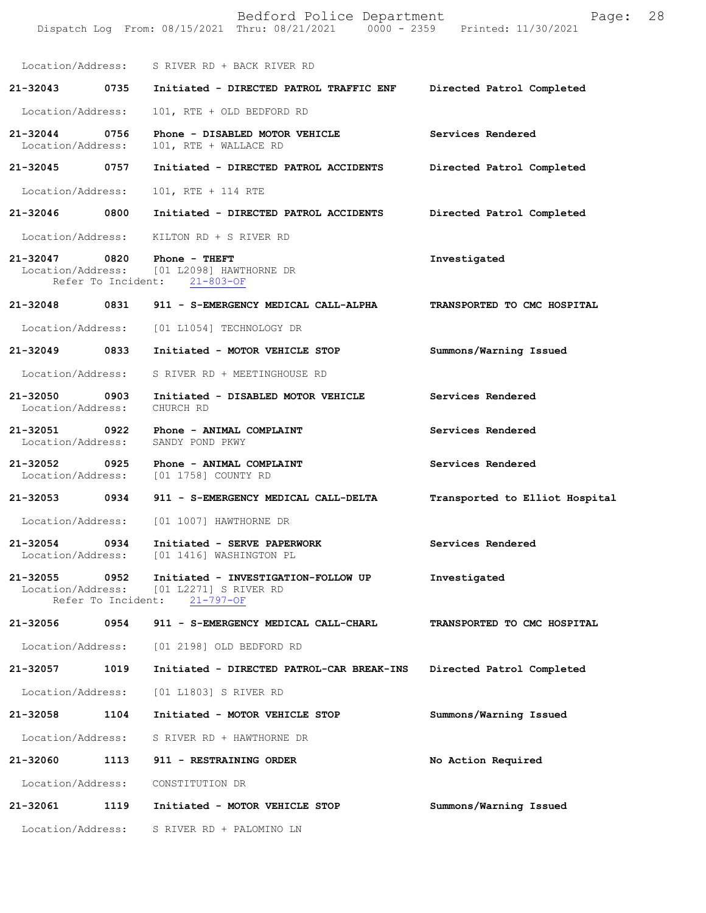Location/Address: S RIVER RD + BACK RIVER RD

**21-32043 0735 Initiated - DIRECTED PATROL TRAFFIC ENF — Directed Patrol Completed**
Location/Address: 101, RTE + OLD BEDFORD RD

**21-32044 0756 Phone - DISABLED MOTOR VEHICLE — Services Rendered**
Location/Address: 101, RTE + WALLACE RD

**21-32045 0757 Initiated - DIRECTED PATROL ACCIDENTS — Directed Patrol Completed**
Location/Address: 101, RTE + 114 RTE

**21-32046 0800 Initiated - DIRECTED PATROL ACCIDENTS — Directed Patrol Completed**
Location/Address: KILTON RD + S RIVER RD

**21-32047 0820 Phone - THEFT — Investigated**
Location/Address: [01 L2098] HAWTHORNE DR
Refer To Incident: 21-803-OF

**21-32048 0831 911 - S-EMERGENCY MEDICAL CALL-ALPHA — TRANSPORTED TO CMC HOSPITAL**
Location/Address: [01 L1054] TECHNOLOGY DR

**21-32049 0833 Initiated - MOTOR VEHICLE STOP — Summons/Warning Issued**
Location/Address: S RIVER RD + MEETINGHOUSE RD

**21-32050 0903 Initiated - DISABLED MOTOR VEHICLE — Services Rendered**
Location/Address: CHURCH RD

**21-32051 0922 Phone - ANIMAL COMPLAINT — Services Rendered**
Location/Address: SANDY POND PKWY

**21-32052 0925 Phone - ANIMAL COMPLAINT — Services Rendered**
Location/Address: [01 1758] COUNTY RD

**21-32053 0934 911 - S-EMERGENCY MEDICAL CALL-DELTA — Transported to Elliot Hospital**
Location/Address: [01 1007] HAWTHORNE DR

**21-32054 0934 Initiated - SERVE PAPERWORK — Services Rendered**
Location/Address: [01 1416] WASHINGTON PL

**21-32055 0952 Initiated - INVESTIGATION-FOLLOW UP — Investigated**
Location/Address: [01 L2271] S RIVER RD
Refer To Incident: 21-797-OF

**21-32056 0954 911 - S-EMERGENCY MEDICAL CALL-CHARL — TRANSPORTED TO CMC HOSPITAL**
Location/Address: [01 2198] OLD BEDFORD RD

**21-32057 1019 Initiated - DIRECTED PATROL-CAR BREAK-INS — Directed Patrol Completed**
Location/Address: [01 L1803] S RIVER RD

**21-32058 1104 Initiated - MOTOR VEHICLE STOP — Summons/Warning Issued**
Location/Address: S RIVER RD + HAWTHORNE DR

**21-32060 1113 911 - RESTRAINING ORDER — No Action Required**
Location/Address: CONSTITUTION DR

**21-32061 1119 Initiated - MOTOR VEHICLE STOP — Summons/Warning Issued**
Location/Address: S RIVER RD + PALOMINO LN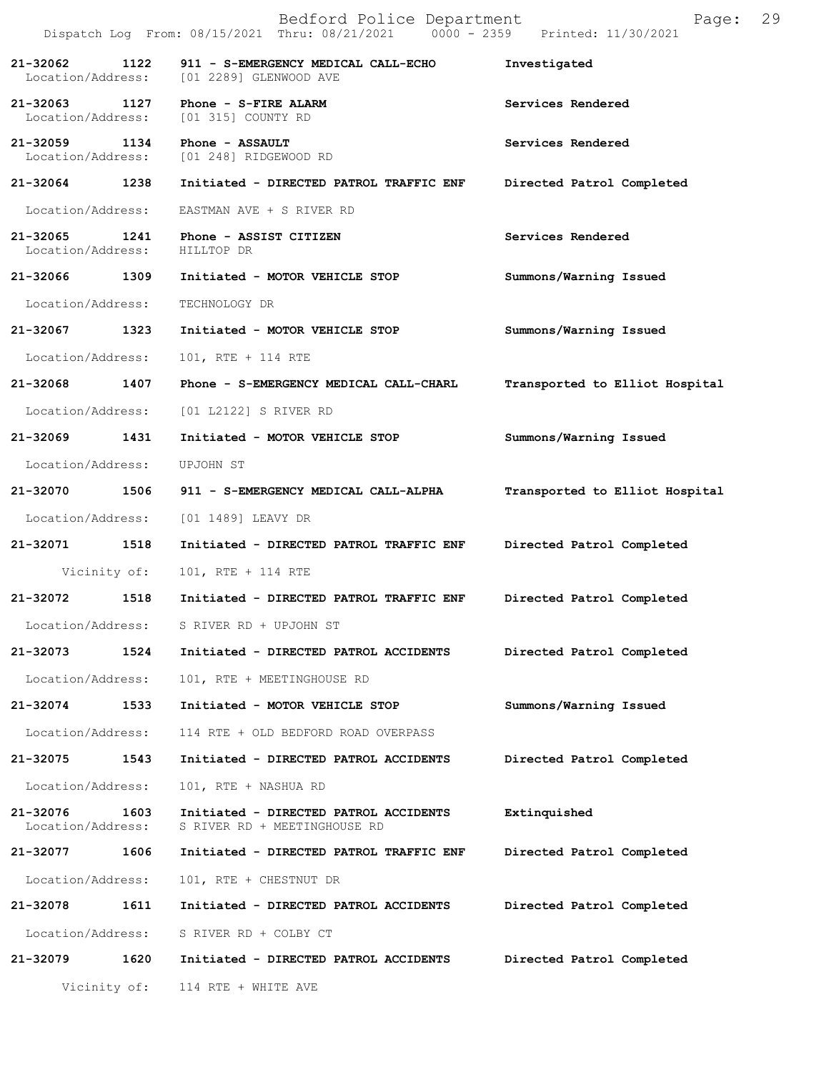| Call Number | Time | Call Reason | Action |
|---|---|---|---|
| 21-32062 | 1122 | 911 - S-EMERGENCY MEDICAL CALL-ECHO | Investigated |
| Location/Address: | | [01 2289] GLENWOOD AVE | |
| 21-32063 | 1127 | Phone - S-FIRE ALARM | Services Rendered |
| Location/Address: | | [01 315] COUNTY RD | |
| 21-32059 | 1134 | Phone - ASSAULT | Services Rendered |
| Location/Address: | | [01 248] RIDGEWOOD RD | |
| 21-32064 | 1238 | Initiated - DIRECTED PATROL TRAFFIC ENF | Directed Patrol Completed |
| Location/Address: | | EASTMAN AVE + S RIVER RD | |
| 21-32065 | 1241 | Phone - ASSIST CITIZEN | Services Rendered |
| Location/Address: | | HILLTOP DR | |
| 21-32066 | 1309 | Initiated - MOTOR VEHICLE STOP | Summons/Warning Issued |
| Location/Address: | | TECHNOLOGY DR | |
| 21-32067 | 1323 | Initiated - MOTOR VEHICLE STOP | Summons/Warning Issued |
| Location/Address: | | 101, RTE + 114 RTE | |
| 21-32068 | 1407 | Phone - S-EMERGENCY MEDICAL CALL-CHARL | Transported to Elliot Hospital |
| Location/Address: | | [01 L2122] S RIVER RD | |
| 21-32069 | 1431 | Initiated - MOTOR VEHICLE STOP | Summons/Warning Issued |
| Location/Address: | | UPJOHN ST | |
| 21-32070 | 1506 | 911 - S-EMERGENCY MEDICAL CALL-ALPHA | Transported to Elliot Hospital |
| Location/Address: | | [01 1489] LEAVY DR | |
| 21-32071 | 1518 | Initiated - DIRECTED PATROL TRAFFIC ENF | Directed Patrol Completed |
| Vicinity of: | | 101, RTE + 114 RTE | |
| 21-32072 | 1518 | Initiated - DIRECTED PATROL TRAFFIC ENF | Directed Patrol Completed |
| Location/Address: | | S RIVER RD + UPJOHN ST | |
| 21-32073 | 1524 | Initiated - DIRECTED PATROL ACCIDENTS | Directed Patrol Completed |
| Location/Address: | | 101, RTE + MEETINGHOUSE RD | |
| 21-32074 | 1533 | Initiated - MOTOR VEHICLE STOP | Summons/Warning Issued |
| Location/Address: | | 114 RTE + OLD BEDFORD ROAD OVERPASS | |
| 21-32075 | 1543 | Initiated - DIRECTED PATROL ACCIDENTS | Directed Patrol Completed |
| Location/Address: | | 101, RTE + NASHUA RD | |
| 21-32076 | 1603 | Initiated - DIRECTED PATROL ACCIDENTS | Extinquished |
| Location/Address: | | S RIVER RD + MEETINGHOUSE RD | |
| 21-32077 | 1606 | Initiated - DIRECTED PATROL TRAFFIC ENF | Directed Patrol Completed |
| Location/Address: | | 101, RTE + CHESTNUT DR | |
| 21-32078 | 1611 | Initiated - DIRECTED PATROL ACCIDENTS | Directed Patrol Completed |
| Location/Address: | | S RIVER RD + COLBY CT | |
| 21-32079 | 1620 | Initiated - DIRECTED PATROL ACCIDENTS | Directed Patrol Completed |
| Vicinity of: | | 114 RTE + WHITE AVE | |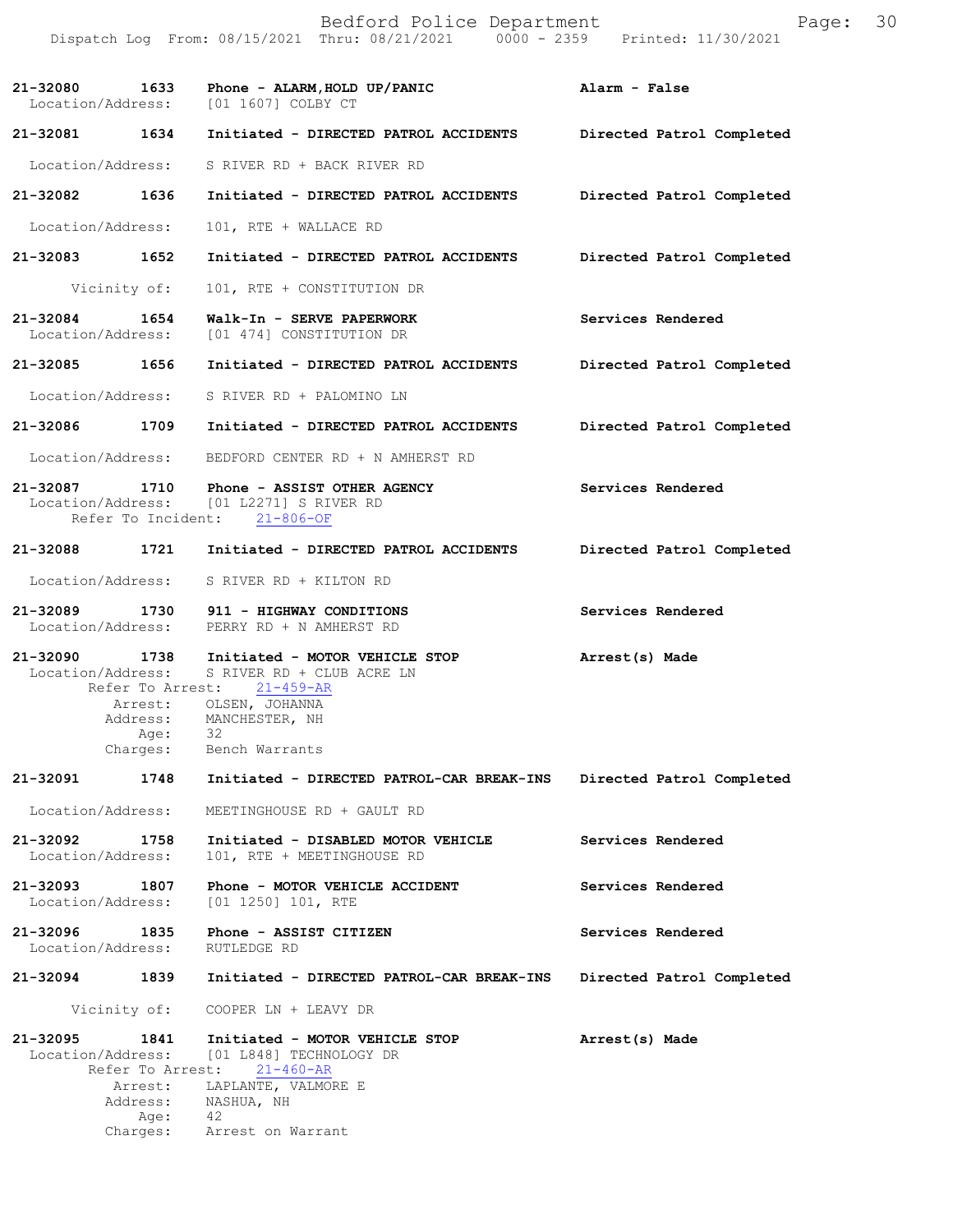21-32080 1633 Phone - ALARM,HOLD UP/PANIC **Alarm - False**
Location/Address: [01 1607] COLBY CT

21-32081 1634 Initiated - DIRECTED PATROL ACCIDENTS **Directed Patrol Completed**
Location/Address: S RIVER RD + BACK RIVER RD

21-32082 1636 Initiated - DIRECTED PATROL ACCIDENTS **Directed Patrol Completed**
Location/Address: 101, RTE + WALLACE RD

21-32083 1652 Initiated - DIRECTED PATROL ACCIDENTS **Directed Patrol Completed**
Vicinity of: 101, RTE + CONSTITUTION DR

21-32084 1654 Walk-In - SERVE PAPERWORK **Services Rendered**
Location/Address: [01 474] CONSTITUTION DR

21-32085 1656 Initiated - DIRECTED PATROL ACCIDENTS **Directed Patrol Completed**
Location/Address: S RIVER RD + PALOMINO LN

21-32086 1709 Initiated - DIRECTED PATROL ACCIDENTS **Directed Patrol Completed**
Location/Address: BEDFORD CENTER RD + N AMHERST RD

21-32087 1710 Phone - ASSIST OTHER AGENCY **Services Rendered**
Location/Address: [01 L2271] S RIVER RD
Refer To Incident: 21-806-OF

21-32088 1721 Initiated - DIRECTED PATROL ACCIDENTS **Directed Patrol Completed**
Location/Address: S RIVER RD + KILTON RD

21-32089 1730 911 - HIGHWAY CONDITIONS **Services Rendered**
Location/Address: PERRY RD + N AMHERST RD

21-32090 1738 Initiated - MOTOR VEHICLE STOP **Arrest(s) Made**
Location/Address: S RIVER RD + CLUB ACRE LN
Refer To Arrest: 21-459-AR
Arrest: OLSEN, JOHANNA
Address: MANCHESTER, NH
Age: 32
Charges: Bench Warrants

21-32091 1748 Initiated - DIRECTED PATROL-CAR BREAK-INS **Directed Patrol Completed**
Location/Address: MEETINGHOUSE RD + GAULT RD

21-32092 1758 Initiated - DISABLED MOTOR VEHICLE **Services Rendered**
Location/Address: 101, RTE + MEETINGHOUSE RD

21-32093 1807 Phone - MOTOR VEHICLE ACCIDENT **Services Rendered**
Location/Address: [01 1250] 101, RTE

21-32096 1835 Phone - ASSIST CITIZEN **Services Rendered**
Location/Address: RUTLEDGE RD

21-32094 1839 Initiated - DIRECTED PATROL-CAR BREAK-INS **Directed Patrol Completed**
Vicinity of: COOPER LN + LEAVY DR

21-32095 1841 Initiated - MOTOR VEHICLE STOP **Arrest(s) Made**
Location/Address: [01 L848] TECHNOLOGY DR
Refer To Arrest: 21-460-AR
Arrest: LAPLANTE, VALMORE E
Address: NASHUA, NH
Age: 42
Charges: Arrest on Warrant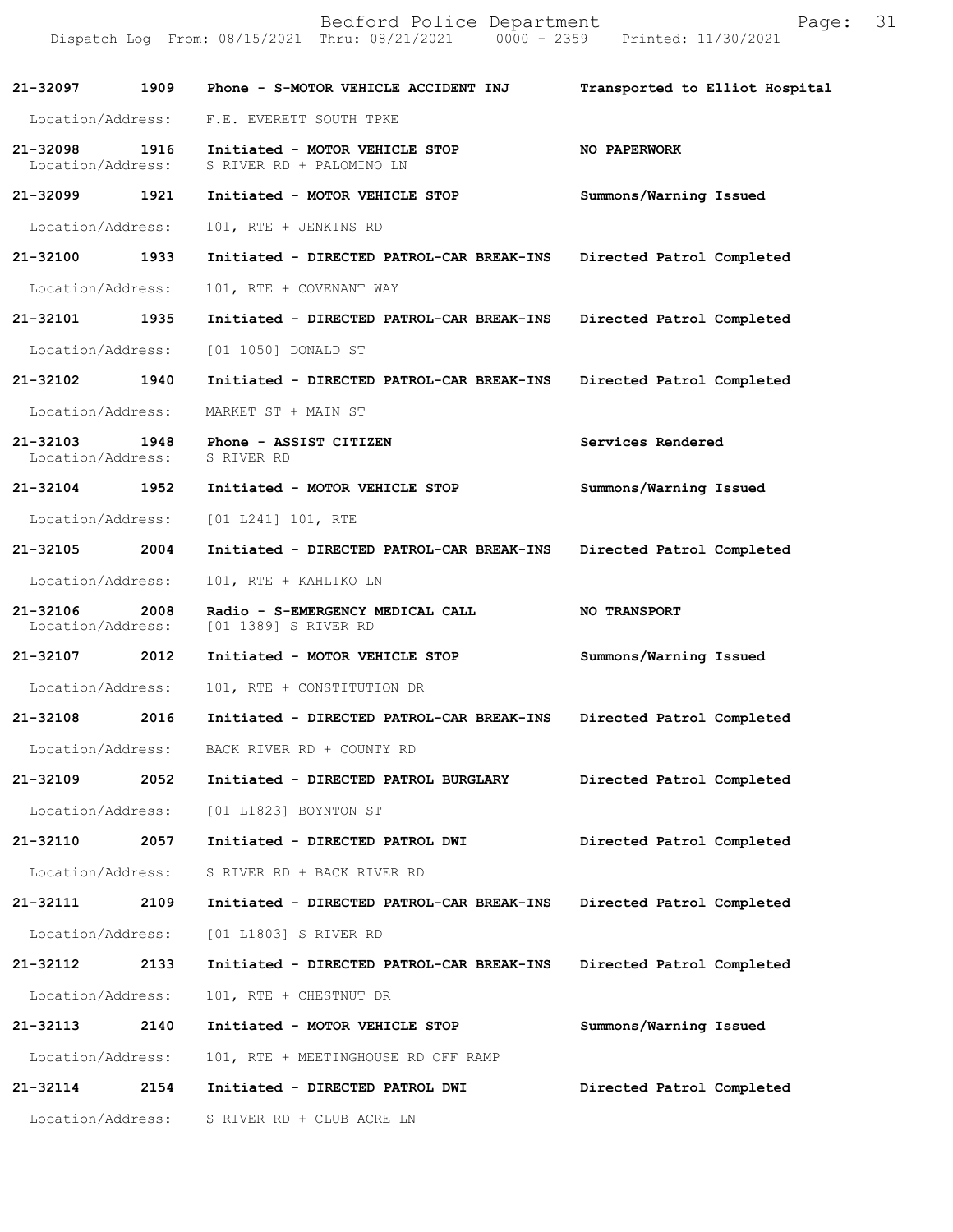Bedford Police Department

Dispatch Log From: 08/15/2021 Thru: 08/21/2021 0000 - 2359 Printed: 11/30/2021

**21-32097 1909 Phone - S-MOTOR VEHICLE ACCIDENT INJ** **Transported to Elliot Hospital**

Location/Address: F.E. EVERETT SOUTH TPKE

**21-32098 1916 Initiated - MOTOR VEHICLE STOP** **NO PAPERWORK**

Location/Address: S RIVER RD + PALOMINO LN

**21-32099 1921 Initiated - MOTOR VEHICLE STOP** **Summons/Warning Issued**

Location/Address: 101, RTE + JENKINS RD

**21-32100 1933 Initiated - DIRECTED PATROL-CAR BREAK-INS** **Directed Patrol Completed**

Location/Address: 101, RTE + COVENANT WAY

**21-32101 1935 Initiated - DIRECTED PATROL-CAR BREAK-INS** **Directed Patrol Completed**

Location/Address: [01 1050] DONALD ST

**21-32102 1940 Initiated - DIRECTED PATROL-CAR BREAK-INS** **Directed Patrol Completed**

Location/Address: MARKET ST + MAIN ST

**21-32103 1948 Phone - ASSIST CITIZEN** **Services Rendered**

Location/Address: S RIVER RD

**21-32104 1952 Initiated - MOTOR VEHICLE STOP** **Summons/Warning Issued**

Location/Address: [01 L241] 101, RTE

**21-32105 2004 Initiated - DIRECTED PATROL-CAR BREAK-INS** **Directed Patrol Completed**

Location/Address: 101, RTE + KAHLIKO LN

**21-32106 2008 Radio - S-EMERGENCY MEDICAL CALL** **NO TRANSPORT**

Location/Address: [01 1389] S RIVER RD

**21-32107 2012 Initiated - MOTOR VEHICLE STOP** **Summons/Warning Issued**

Location/Address: 101, RTE + CONSTITUTION DR

**21-32108 2016 Initiated - DIRECTED PATROL-CAR BREAK-INS** **Directed Patrol Completed**

Location/Address: BACK RIVER RD + COUNTY RD

**21-32109 2052 Initiated - DIRECTED PATROL BURGLARY** **Directed Patrol Completed**

Location/Address: [01 L1823] BOYNTON ST

**21-32110 2057 Initiated - DIRECTED PATROL DWI** **Directed Patrol Completed**

Location/Address: S RIVER RD + BACK RIVER RD

**21-32111 2109 Initiated - DIRECTED PATROL-CAR BREAK-INS** **Directed Patrol Completed**

Location/Address: [01 L1803] S RIVER RD

**21-32112 2133 Initiated - DIRECTED PATROL-CAR BREAK-INS** **Directed Patrol Completed**

Location/Address: 101, RTE + CHESTNUT DR

**21-32113 2140 Initiated - MOTOR VEHICLE STOP** **Summons/Warning Issued**

Location/Address: 101, RTE + MEETINGHOUSE RD OFF RAMP

**21-32114 2154 Initiated - DIRECTED PATROL DWI** **Directed Patrol Completed**

Location/Address: S RIVER RD + CLUB ACRE LN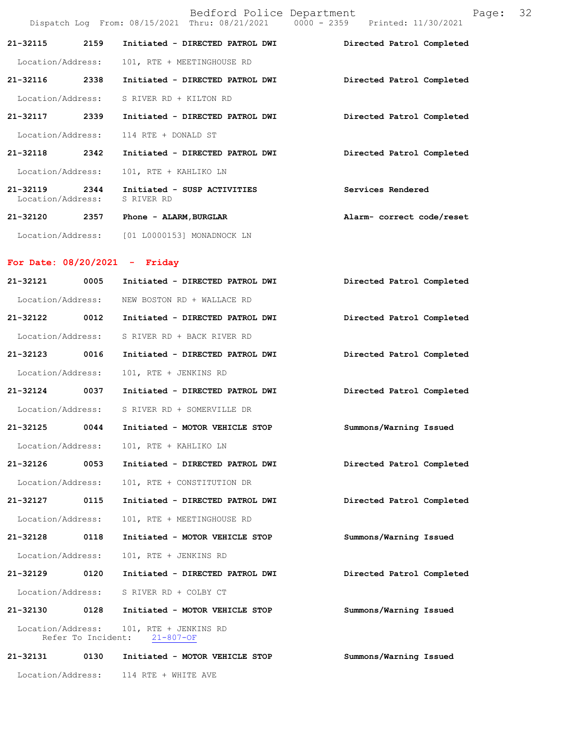| | | | |
|---|---|---|---|
| 21-32115 | 2159 | Initiated - DIRECTED PATROL DWI | Directed Patrol Completed |
| Location/Address: | 101, RTE + MEETINGHOUSE RD | | |
| 21-32116 | 2338 | Initiated - DIRECTED PATROL DWI | Directed Patrol Completed |
| Location/Address: | S RIVER RD + KILTON RD | | |
| 21-32117 | 2339 | Initiated - DIRECTED PATROL DWI | Directed Patrol Completed |
| Location/Address: | 114 RTE + DONALD ST | | |
| 21-32118 | 2342 | Initiated - DIRECTED PATROL DWI | Directed Patrol Completed |
| Location/Address: | 101, RTE + KAHLIKO LN | | |
| 21-32119 | 2344 | Initiated - SUSP ACTIVITIES | Services Rendered |
| Location/Address: | S RIVER RD | | |
| 21-32120 | 2357 | Phone - ALARM,BURGLAR | Alarm- correct code/reset |
| Location/Address: | [01 L0000153] MONADNOCK LN | | |

**For Date: 08/20/2021 - Friday**

| | | | |
|---|---|---|---|
| 21-32121 | 0005 | Initiated - DIRECTED PATROL DWI | Directed Patrol Completed |
| Location/Address: | NEW BOSTON RD + WALLACE RD | | |
| 21-32122 | 0012 | Initiated - DIRECTED PATROL DWI | Directed Patrol Completed |
| Location/Address: | S RIVER RD + BACK RIVER RD | | |
| 21-32123 | 0016 | Initiated - DIRECTED PATROL DWI | Directed Patrol Completed |
| Location/Address: | 101, RTE + JENKINS RD | | |
| 21-32124 | 0037 | Initiated - DIRECTED PATROL DWI | Directed Patrol Completed |
| Location/Address: | S RIVER RD + SOMERVILLE DR | | |
| 21-32125 | 0044 | Initiated - MOTOR VEHICLE STOP | Summons/Warning Issued |
| Location/Address: | 101, RTE + KAHLIKO LN | | |
| 21-32126 | 0053 | Initiated - DIRECTED PATROL DWI | Directed Patrol Completed |
| Location/Address: | 101, RTE + CONSTITUTION DR | | |
| 21-32127 | 0115 | Initiated - DIRECTED PATROL DWI | Directed Patrol Completed |
| Location/Address: | 101, RTE + MEETINGHOUSE RD | | |
| 21-32128 | 0118 | Initiated - MOTOR VEHICLE STOP | Summons/Warning Issued |
| Location/Address: | 101, RTE + JENKINS RD | | |
| 21-32129 | 0120 | Initiated - DIRECTED PATROL DWI | Directed Patrol Completed |
| Location/Address: | S RIVER RD + COLBY CT | | |
| 21-32130 | 0128 | Initiated - MOTOR VEHICLE STOP | Summons/Warning Issued |
| Location/Address: | 101, RTE + JENKINS RD | | |
| Refer To Incident: | 21-807-OF | | |
| 21-32131 | 0130 | Initiated - MOTOR VEHICLE STOP | Summons/Warning Issued |
| Location/Address: | 114 RTE + WHITE AVE | | |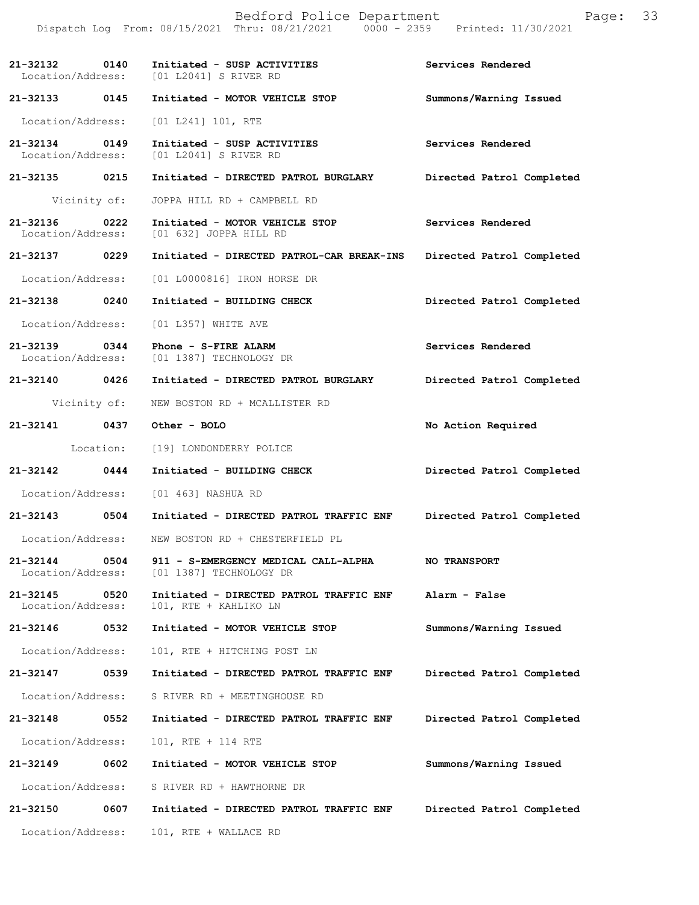| Call # | Time | Call Reason / Action | Disposition |
|---|---|---|---|
| 21-32132 | 0140 | Initiated - SUSP ACTIVITIES | Services Rendered |
| Location/Address: | | [01 L2041] S RIVER RD | |
| 21-32133 | 0145 | Initiated - MOTOR VEHICLE STOP | Summons/Warning Issued |
| Location/Address: | | [01 L241] 101, RTE | |
| 21-32134 | 0149 | Initiated - SUSP ACTIVITIES | Services Rendered |
| Location/Address: | | [01 L2041] S RIVER RD | |
| 21-32135 | 0215 | Initiated - DIRECTED PATROL BURGLARY | Directed Patrol Completed |
| Vicinity of: | | JOPPA HILL RD + CAMPBELL RD | |
| 21-32136 | 0222 | Initiated - MOTOR VEHICLE STOP | Services Rendered |
| Location/Address: | | [01 632] JOPPA HILL RD | |
| 21-32137 | 0229 | Initiated - DIRECTED PATROL-CAR BREAK-INS | Directed Patrol Completed |
| Location/Address: | | [01 L0000816] IRON HORSE DR | |
| 21-32138 | 0240 | Initiated - BUILDING CHECK | Directed Patrol Completed |
| Location/Address: | | [01 L357] WHITE AVE | |
| 21-32139 | 0344 | Phone - S-FIRE ALARM | Services Rendered |
| Location/Address: | | [01 1387] TECHNOLOGY DR | |
| 21-32140 | 0426 | Initiated - DIRECTED PATROL BURGLARY | Directed Patrol Completed |
| Vicinity of: | | NEW BOSTON RD + MCALLISTER RD | |
| 21-32141 | 0437 | Other - BOLO | No Action Required |
| Location: | | [19] LONDONDERRY POLICE | |
| 21-32142 | 0444 | Initiated - BUILDING CHECK | Directed Patrol Completed |
| Location/Address: | | [01 463] NASHUA RD | |
| 21-32143 | 0504 | Initiated - DIRECTED PATROL TRAFFIC ENF | Directed Patrol Completed |
| Location/Address: | | NEW BOSTON RD + CHESTERFIELD PL | |
| 21-32144 | 0504 | 911 - S-EMERGENCY MEDICAL CALL-ALPHA | NO TRANSPORT |
| Location/Address: | | [01 1387] TECHNOLOGY DR | |
| 21-32145 | 0520 | Initiated - DIRECTED PATROL TRAFFIC ENF | Alarm - False |
| Location/Address: | | 101, RTE + KAHLIKO LN | |
| 21-32146 | 0532 | Initiated - MOTOR VEHICLE STOP | Summons/Warning Issued |
| Location/Address: | | 101, RTE + HITCHING POST LN | |
| 21-32147 | 0539 | Initiated - DIRECTED PATROL TRAFFIC ENF | Directed Patrol Completed |
| Location/Address: | | S RIVER RD + MEETINGHOUSE RD | |
| 21-32148 | 0552 | Initiated - DIRECTED PATROL TRAFFIC ENF | Directed Patrol Completed |
| Location/Address: | | 101, RTE + 114 RTE | |
| 21-32149 | 0602 | Initiated - MOTOR VEHICLE STOP | Summons/Warning Issued |
| Location/Address: | | S RIVER RD + HAWTHORNE DR | |
| 21-32150 | 0607 | Initiated - DIRECTED PATROL TRAFFIC ENF | Directed Patrol Completed |
| Location/Address: | | 101, RTE + WALLACE RD | |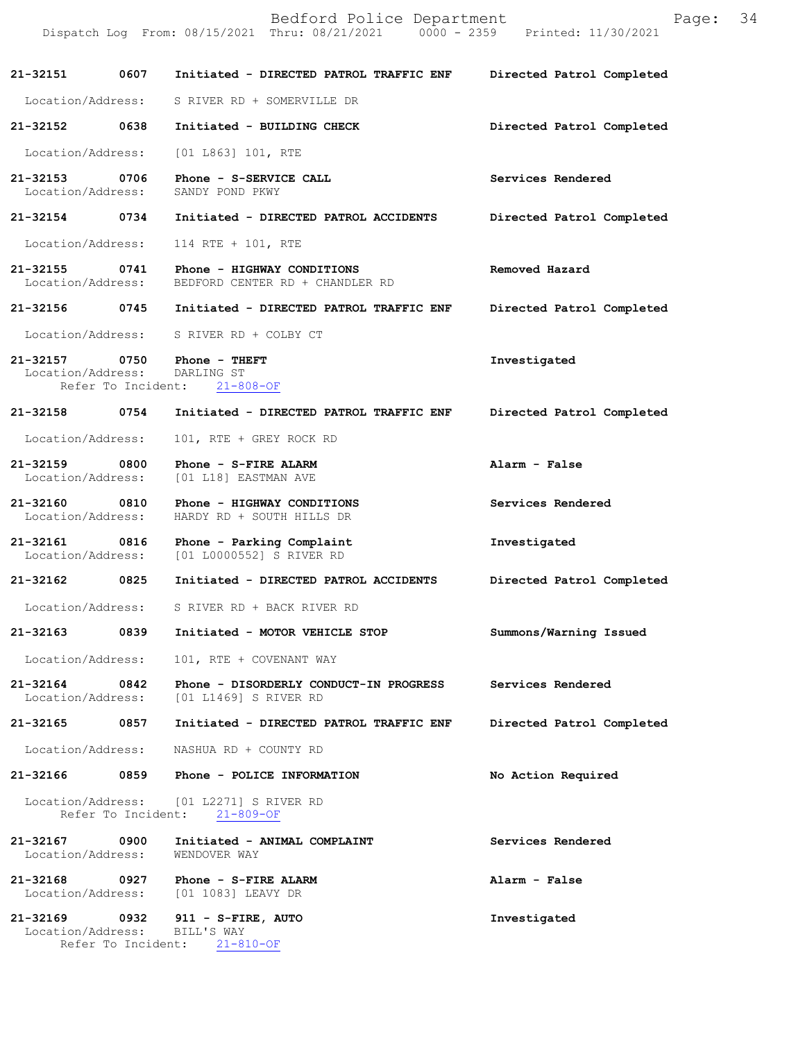| Call Number | Time | Call Reason | Action |
|---|---|---|---|
| 21-32151 | 0607 | Initiated - DIRECTED PATROL TRAFFIC ENF | Directed Patrol Completed |
| | | Location/Address: S RIVER RD + SOMERVILLE DR | |
| 21-32152 | 0638 | Initiated - BUILDING CHECK | Directed Patrol Completed |
| | | Location/Address: [01 L863] 101, RTE | |
| 21-32153 | 0706 | Phone - S-SERVICE CALL | Services Rendered |
| | | Location/Address: SANDY POND PKWY | |
| 21-32154 | 0734 | Initiated - DIRECTED PATROL ACCIDENTS | Directed Patrol Completed |
| | | Location/Address: 114 RTE + 101, RTE | |
| 21-32155 | 0741 | Phone - HIGHWAY CONDITIONS | Removed Hazard |
| | | Location/Address: BEDFORD CENTER RD + CHANDLER RD | |
| 21-32156 | 0745 | Initiated - DIRECTED PATROL TRAFFIC ENF | Directed Patrol Completed |
| | | Location/Address: S RIVER RD + COLBY CT | |
| 21-32157 | 0750 | Phone - THEFT | Investigated |
| | | Location/Address: DARLING ST<br>Refer To Incident: 21-808-OF | |
| 21-32158 | 0754 | Initiated - DIRECTED PATROL TRAFFIC ENF | Directed Patrol Completed |
| | | Location/Address: 101, RTE + GREY ROCK RD | |
| 21-32159 | 0800 | Phone - S-FIRE ALARM | Alarm - False |
| | | Location/Address: [01 L18] EASTMAN AVE | |
| 21-32160 | 0810 | Phone - HIGHWAY CONDITIONS | Services Rendered |
| | | Location/Address: HARDY RD + SOUTH HILLS DR | |
| 21-32161 | 0816 | Phone - Parking Complaint | Investigated |
| | | Location/Address: [01 L0000552] S RIVER RD | |
| 21-32162 | 0825 | Initiated - DIRECTED PATROL ACCIDENTS | Directed Patrol Completed |
| | | Location/Address: S RIVER RD + BACK RIVER RD | |
| 21-32163 | 0839 | Initiated - MOTOR VEHICLE STOP | Summons/Warning Issued |
| | | Location/Address: 101, RTE + COVENANT WAY | |
| 21-32164 | 0842 | Phone - DISORDERLY CONDUCT-IN PROGRESS | Services Rendered |
| | | Location/Address: [01 L1469] S RIVER RD | |
| 21-32165 | 0857 | Initiated - DIRECTED PATROL TRAFFIC ENF | Directed Patrol Completed |
| | | Location/Address: NASHUA RD + COUNTY RD | |
| 21-32166 | 0859 | Phone - POLICE INFORMATION | No Action Required |
| | | Location/Address: [01 L2271] S RIVER RD<br>Refer To Incident: 21-809-OF | |
| 21-32167 | 0900 | Initiated - ANIMAL COMPLAINT | Services Rendered |
| | | Location/Address: WENDOVER WAY | |
| 21-32168 | 0927 | Phone - S-FIRE ALARM | Alarm - False |
| | | Location/Address: [01 1083] LEAVY DR | |
| 21-32169 | 0932 | 911 - S-FIRE, AUTO | Investigated |
| | | Location/Address: BILL'S WAY<br>Refer To Incident: 21-810-OF | |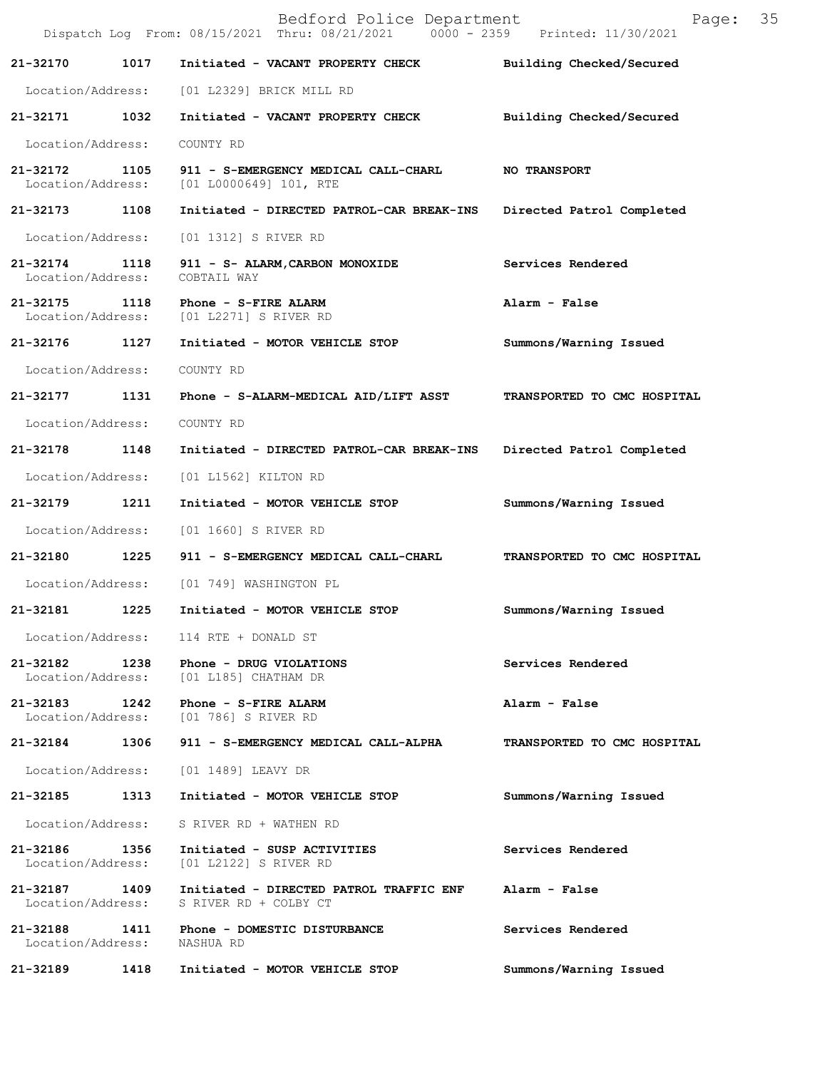Bedford Police Department

Dispatch Log From: 08/15/2021 Thru: 08/21/2021 0000 - 2359 Printed: 11/30/2021

**21-32170 1017 Initiated - VACANT PROPERTY CHECK** **Building Checked/Secured**
Location/Address: [01 L2329] BRICK MILL RD

**21-32171 1032 Initiated - VACANT PROPERTY CHECK** **Building Checked/Secured**
Location/Address: COUNTY RD

**21-32172 1105 911 - S-EMERGENCY MEDICAL CALL-CHARL** **NO TRANSPORT**
Location/Address: [01 L0000649] 101, RTE

**21-32173 1108 Initiated - DIRECTED PATROL-CAR BREAK-INS** **Directed Patrol Completed**
Location/Address: [01 1312] S RIVER RD

**21-32174 1118 911 - S- ALARM,CARBON MONOXIDE** **Services Rendered**
Location/Address: COBTAIL WAY

**21-32175 1118 Phone - S-FIRE ALARM** **Alarm - False**
Location/Address: [01 L2271] S RIVER RD

**21-32176 1127 Initiated - MOTOR VEHICLE STOP** **Summons/Warning Issued**
Location/Address: COUNTY RD

**21-32177 1131 Phone - S-ALARM-MEDICAL AID/LIFT ASST** **TRANSPORTED TO CMC HOSPITAL**
Location/Address: COUNTY RD

**21-32178 1148 Initiated - DIRECTED PATROL-CAR BREAK-INS** **Directed Patrol Completed**
Location/Address: [01 L1562] KILTON RD

**21-32179 1211 Initiated - MOTOR VEHICLE STOP** **Summons/Warning Issued**
Location/Address: [01 1660] S RIVER RD

**21-32180 1225 911 - S-EMERGENCY MEDICAL CALL-CHARL** **TRANSPORTED TO CMC HOSPITAL**
Location/Address: [01 749] WASHINGTON PL

**21-32181 1225 Initiated - MOTOR VEHICLE STOP** **Summons/Warning Issued**
Location/Address: 114 RTE + DONALD ST

**21-32182 1238 Phone - DRUG VIOLATIONS** **Services Rendered**
Location/Address: [01 L185] CHATHAM DR

**21-32183 1242 Phone - S-FIRE ALARM** **Alarm - False**
Location/Address: [01 786] S RIVER RD

**21-32184 1306 911 - S-EMERGENCY MEDICAL CALL-ALPHA** **TRANSPORTED TO CMC HOSPITAL**
Location/Address: [01 1489] LEAVY DR

**21-32185 1313 Initiated - MOTOR VEHICLE STOP** **Summons/Warning Issued**
Location/Address: S RIVER RD + WATHEN RD

**21-32186 1356 Initiated - SUSP ACTIVITIES** **Services Rendered**
Location/Address: [01 L2122] S RIVER RD

**21-32187 1409 Initiated - DIRECTED PATROL TRAFFIC ENF** **Alarm - False**
Location/Address: S RIVER RD + COLBY CT

**21-32188 1411 Phone - DOMESTIC DISTURBANCE** **Services Rendered**
Location/Address: NASHUA RD

**21-32189 1418 Initiated - MOTOR VEHICLE STOP** **Summons/Warning Issued**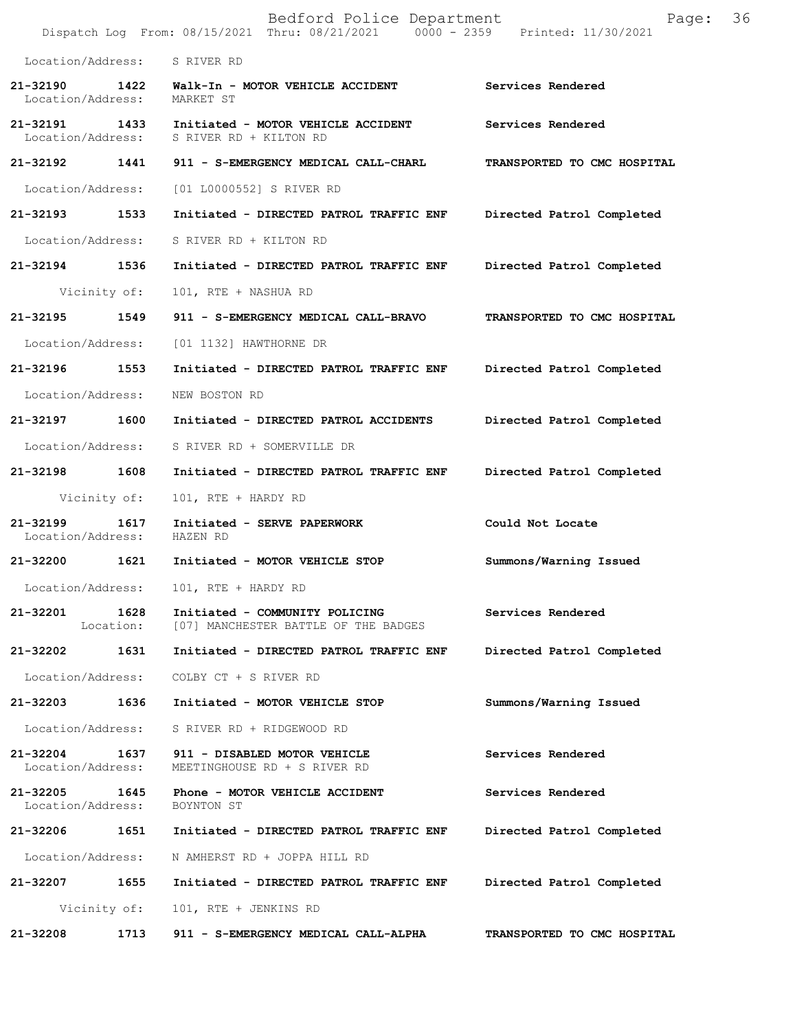Location/Address: S RIVER RD

| Call # | Time | Call Type | Disposition |
|---|---|---|---|
| 21-32190 | 1422 | Walk-In - MOTOR VEHICLE ACCIDENT | Services Rendered |
| Location/Address: | | MARKET ST | |
| 21-32191 | 1433 | Initiated - MOTOR VEHICLE ACCIDENT | Services Rendered |
| Location/Address: | | S RIVER RD + KILTON RD | |
| 21-32192 | 1441 | 911 - S-EMERGENCY MEDICAL CALL-CHARL | TRANSPORTED TO CMC HOSPITAL |
| Location/Address: | | [01 L0000552] S RIVER RD | |
| 21-32193 | 1533 | Initiated - DIRECTED PATROL TRAFFIC ENF | Directed Patrol Completed |
| Location/Address: | | S RIVER RD + KILTON RD | |
| 21-32194 | 1536 | Initiated - DIRECTED PATROL TRAFFIC ENF | Directed Patrol Completed |
| Vicinity of: | | 101, RTE + NASHUA RD | |
| 21-32195 | 1549 | 911 - S-EMERGENCY MEDICAL CALL-BRAVO | TRANSPORTED TO CMC HOSPITAL |
| Location/Address: | | [01 1132] HAWTHORNE DR | |
| 21-32196 | 1553 | Initiated - DIRECTED PATROL TRAFFIC ENF | Directed Patrol Completed |
| Location/Address: | | NEW BOSTON RD | |
| 21-32197 | 1600 | Initiated - DIRECTED PATROL ACCIDENTS | Directed Patrol Completed |
| Location/Address: | | S RIVER RD + SOMERVILLE DR | |
| 21-32198 | 1608 | Initiated - DIRECTED PATROL TRAFFIC ENF | Directed Patrol Completed |
| Vicinity of: | | 101, RTE + HARDY RD | |
| 21-32199 | 1617 | Initiated - SERVE PAPERWORK | Could Not Locate |
| Location/Address: | | HAZEN RD | |
| 21-32200 | 1621 | Initiated - MOTOR VEHICLE STOP | Summons/Warning Issued |
| Location/Address: | | 101, RTE + HARDY RD | |
| 21-32201 | 1628 | Initiated - COMMUNITY POLICING | Services Rendered |
| Location: | | [07] MANCHESTER BATTLE OF THE BADGES | |
| 21-32202 | 1631 | Initiated - DIRECTED PATROL TRAFFIC ENF | Directed Patrol Completed |
| Location/Address: | | COLBY CT + S RIVER RD | |
| 21-32203 | 1636 | Initiated - MOTOR VEHICLE STOP | Summons/Warning Issued |
| Location/Address: | | S RIVER RD + RIDGEWOOD RD | |
| 21-32204 | 1637 | 911 - DISABLED MOTOR VEHICLE | Services Rendered |
| Location/Address: | | MEETINGHOUSE RD + S RIVER RD | |
| 21-32205 | 1645 | Phone - MOTOR VEHICLE ACCIDENT | Services Rendered |
| Location/Address: | | BOYNTON ST | |
| 21-32206 | 1651 | Initiated - DIRECTED PATROL TRAFFIC ENF | Directed Patrol Completed |
| Location/Address: | | N AMHERST RD + JOPPA HILL RD | |
| 21-32207 | 1655 | Initiated - DIRECTED PATROL TRAFFIC ENF | Directed Patrol Completed |
| Vicinity of: | | 101, RTE + JENKINS RD | |
| 21-32208 | 1713 | 911 - S-EMERGENCY MEDICAL CALL-ALPHA | TRANSPORTED TO CMC HOSPITAL |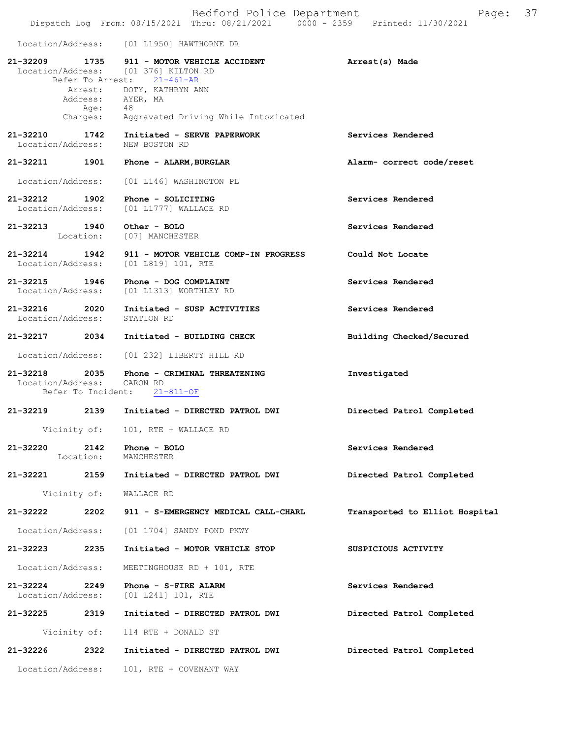Location/Address: [01 L1950] HAWTHORNE DR

**21-32209 1735 911 - MOTOR VEHICLE ACCIDENT** — **Arrest(s) Made**
Location/Address: [01 376] KILTON RD
Refer To Arrest: 21-461-AR
Arrest: DOTY, KATHRYN ANN
Address: AYER, MA
Age: 48
Charges: Aggravated Driving While Intoxicated

**21-32210 1742 Initiated - SERVE PAPERWORK** — **Services Rendered**
Location/Address: NEW BOSTON RD

**21-32211 1901 Phone - ALARM,BURGLAR** — **Alarm- correct code/reset**
Location/Address: [01 L146] WASHINGTON PL

**21-32212 1902 Phone - SOLICITING** — **Services Rendered**
Location/Address: [01 L1777] WALLACE RD

**21-32213 1940 Other - BOLO** — **Services Rendered**
Location: [07] MANCHESTER

**21-32214 1942 911 - MOTOR VEHICLE COMP-IN PROGRESS** — **Could Not Locate**
Location/Address: [01 L819] 101, RTE

**21-32215 1946 Phone - DOG COMPLAINT** — **Services Rendered**
Location/Address: [01 L1313] WORTHLEY RD

**21-32216 2020 Initiated - SUSP ACTIVITIES** — **Services Rendered**
Location/Address: STATION RD

**21-32217 2034 Initiated - BUILDING CHECK** — **Building Checked/Secured**
Location/Address: [01 232] LIBERTY HILL RD

**21-32218 2035 Phone - CRIMINAL THREATENING** — **Investigated**
Location/Address: CARON RD
Refer To Incident: 21-811-OF

**21-32219 2139 Initiated - DIRECTED PATROL DWI** — **Directed Patrol Completed**
Vicinity of: 101, RTE + WALLACE RD

**21-32220 2142 Phone - BOLO** — **Services Rendered**
Location: MANCHESTER

**21-32221 2159 Initiated - DIRECTED PATROL DWI** — **Directed Patrol Completed**
Vicinity of: WALLACE RD

**21-32222 2202 911 - S-EMERGENCY MEDICAL CALL-CHARL** — **Transported to Elliot Hospital**
Location/Address: [01 1704] SANDY POND PKWY

**21-32223 2235 Initiated - MOTOR VEHICLE STOP** — **SUSPICIOUS ACTIVITY**
Location/Address: MEETINGHOUSE RD + 101, RTE

**21-32224 2249 Phone - S-FIRE ALARM** — **Services Rendered**
Location/Address: [01 L241] 101, RTE

**21-32225 2319 Initiated - DIRECTED PATROL DWI** — **Directed Patrol Completed**
Vicinity of: 114 RTE + DONALD ST

**21-32226 2322 Initiated - DIRECTED PATROL DWI** — **Directed Patrol Completed**
Location/Address: 101, RTE + COVENANT WAY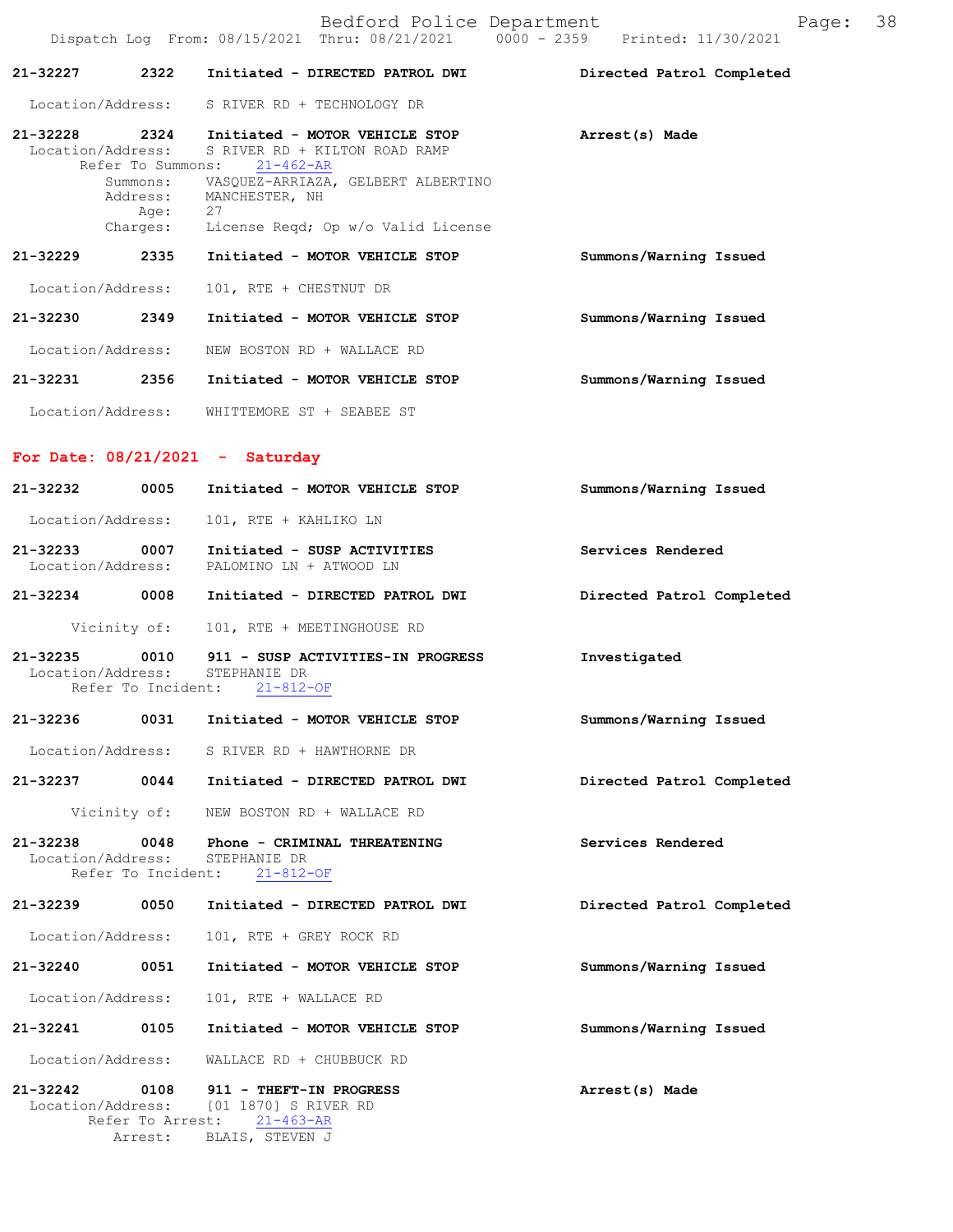21-32227 2322 Initiated - DIRECTED PATROL DWI Directed Patrol Completed

Location/Address: S RIVER RD + TECHNOLOGY DR

21-32228 2324 Initiated - MOTOR VEHICLE STOP Arrest(s) Made
Location/Address: S RIVER RD + KILTON ROAD RAMP
Refer To Summons: 21-462-AR
Summons: VASQUEZ-ARRIAZA, GELBERT ALBERTINO
Address: MANCHESTER, NH
Age: 27
Charges: License Reqd; Op w/o Valid License

21-32229 2335 Initiated - MOTOR VEHICLE STOP Summons/Warning Issued

Location/Address: 101, RTE + CHESTNUT DR

21-32230 2349 Initiated - MOTOR VEHICLE STOP Summons/Warning Issued

Location/Address: NEW BOSTON RD + WALLACE RD

21-32231 2356 Initiated - MOTOR VEHICLE STOP Summons/Warning Issued

Location/Address: WHITTEMORE ST + SEABEE ST

**For Date: 08/21/2021 - Saturday**

21-32232 0005 Initiated - MOTOR VEHICLE STOP Summons/Warning Issued

Location/Address: 101, RTE + KAHLIKO LN

21-32233 0007 Initiated - SUSP ACTIVITIES Services Rendered
Location/Address: PALOMINO LN + ATWOOD LN

21-32234 0008 Initiated - DIRECTED PATROL DWI Directed Patrol Completed

Vicinity of: 101, RTE + MEETINGHOUSE RD

21-32235 0010 911 - SUSP ACTIVITIES-IN PROGRESS Investigated
Location/Address: STEPHANIE DR
Refer To Incident: 21-812-OF

21-32236 0031 Initiated - MOTOR VEHICLE STOP Summons/Warning Issued

Location/Address: S RIVER RD + HAWTHORNE DR

21-32237 0044 Initiated - DIRECTED PATROL DWI Directed Patrol Completed

Vicinity of: NEW BOSTON RD + WALLACE RD

21-32238 0048 Phone - CRIMINAL THREATENING Services Rendered
Location/Address: STEPHANIE DR
Refer To Incident: 21-812-OF

21-32239 0050 Initiated - DIRECTED PATROL DWI Directed Patrol Completed

Location/Address: 101, RTE + GREY ROCK RD

21-32240 0051 Initiated - MOTOR VEHICLE STOP Summons/Warning Issued

Location/Address: 101, RTE + WALLACE RD

21-32241 0105 Initiated - MOTOR VEHICLE STOP Summons/Warning Issued

Location/Address: WALLACE RD + CHUBBUCK RD

21-32242 0108 911 - THEFT-IN PROGRESS Arrest(s) Made
Location/Address: [01 1870] S RIVER RD
Refer To Arrest: 21-463-AR
Arrest: BLAIS, STEVEN J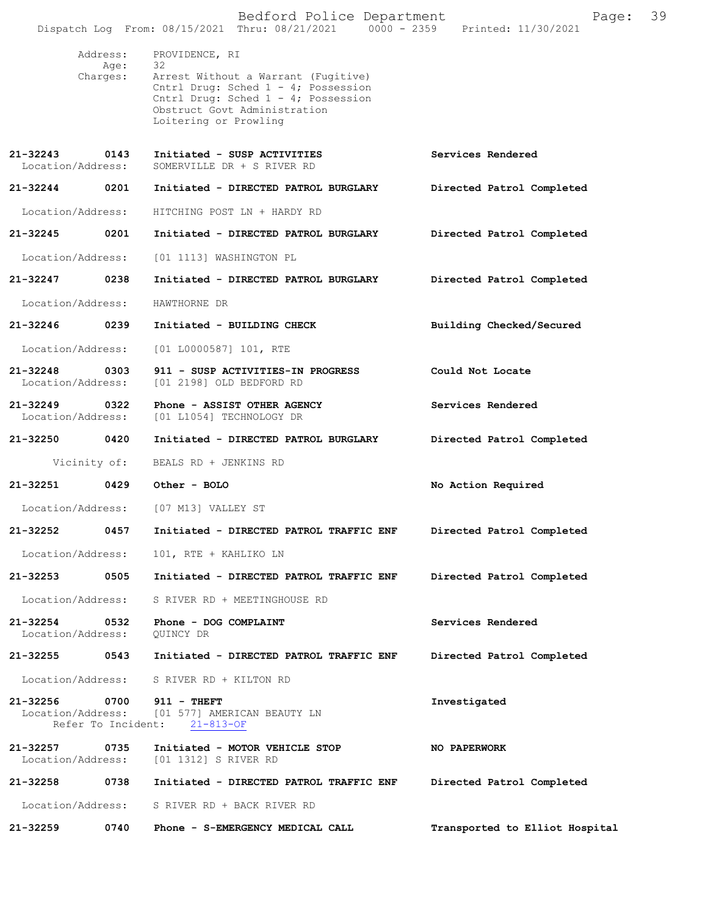Address: PROVIDENCE, RI
Age: 32
Charges: Arrest Without a Warrant (Fugitive)
Cntrl Drug: Sched 1 - 4; Possession
Cntrl Drug: Sched 1 - 4; Possession
Obstruct Govt Administration
Loitering or Prowling

**21-32243 0143 Initiated - SUSP ACTIVITIES** — **Services Rendered**
Location/Address: SOMERVILLE DR + S RIVER RD

**21-32244 0201 Initiated - DIRECTED PATROL BURGLARY** — **Directed Patrol Completed**
Location/Address: HITCHING POST LN + HARDY RD

**21-32245 0201 Initiated - DIRECTED PATROL BURGLARY** — **Directed Patrol Completed**
Location/Address: [01 1113] WASHINGTON PL

**21-32247 0238 Initiated - DIRECTED PATROL BURGLARY** — **Directed Patrol Completed**
Location/Address: HAWTHORNE DR

**21-32246 0239 Initiated - BUILDING CHECK** — **Building Checked/Secured**
Location/Address: [01 L0000587] 101, RTE

**21-32248 0303 911 - SUSP ACTIVITIES-IN PROGRESS** — **Could Not Locate**
Location/Address: [01 2198] OLD BEDFORD RD

**21-32249 0322 Phone - ASSIST OTHER AGENCY** — **Services Rendered**
Location/Address: [01 L1054] TECHNOLOGY DR

**21-32250 0420 Initiated - DIRECTED PATROL BURGLARY** — **Directed Patrol Completed**
Vicinity of: BEALS RD + JENKINS RD

**21-32251 0429 Other - BOLO** — **No Action Required**
Location/Address: [07 M13] VALLEY ST

**21-32252 0457 Initiated - DIRECTED PATROL TRAFFIC ENF** — **Directed Patrol Completed**
Location/Address: 101, RTE + KAHLIKO LN

**21-32253 0505 Initiated - DIRECTED PATROL TRAFFIC ENF** — **Directed Patrol Completed**
Location/Address: S RIVER RD + MEETINGHOUSE RD

**21-32254 0532 Phone - DOG COMPLAINT** — **Services Rendered**
Location/Address: QUINCY DR

**21-32255 0543 Initiated - DIRECTED PATROL TRAFFIC ENF** — **Directed Patrol Completed**
Location/Address: S RIVER RD + KILTON RD

**21-32256 0700 911 - THEFT** — **Investigated**
Location/Address: [01 577] AMERICAN BEAUTY LN
Refer To Incident: 21-813-OF

**21-32257 0735 Initiated - MOTOR VEHICLE STOP** — **NO PAPERWORK**
Location/Address: [01 1312] S RIVER RD

**21-32258 0738 Initiated - DIRECTED PATROL TRAFFIC ENF** — **Directed Patrol Completed**
Location/Address: S RIVER RD + BACK RIVER RD

**21-32259 0740 Phone - S-EMERGENCY MEDICAL CALL** — **Transported to Elliot Hospital**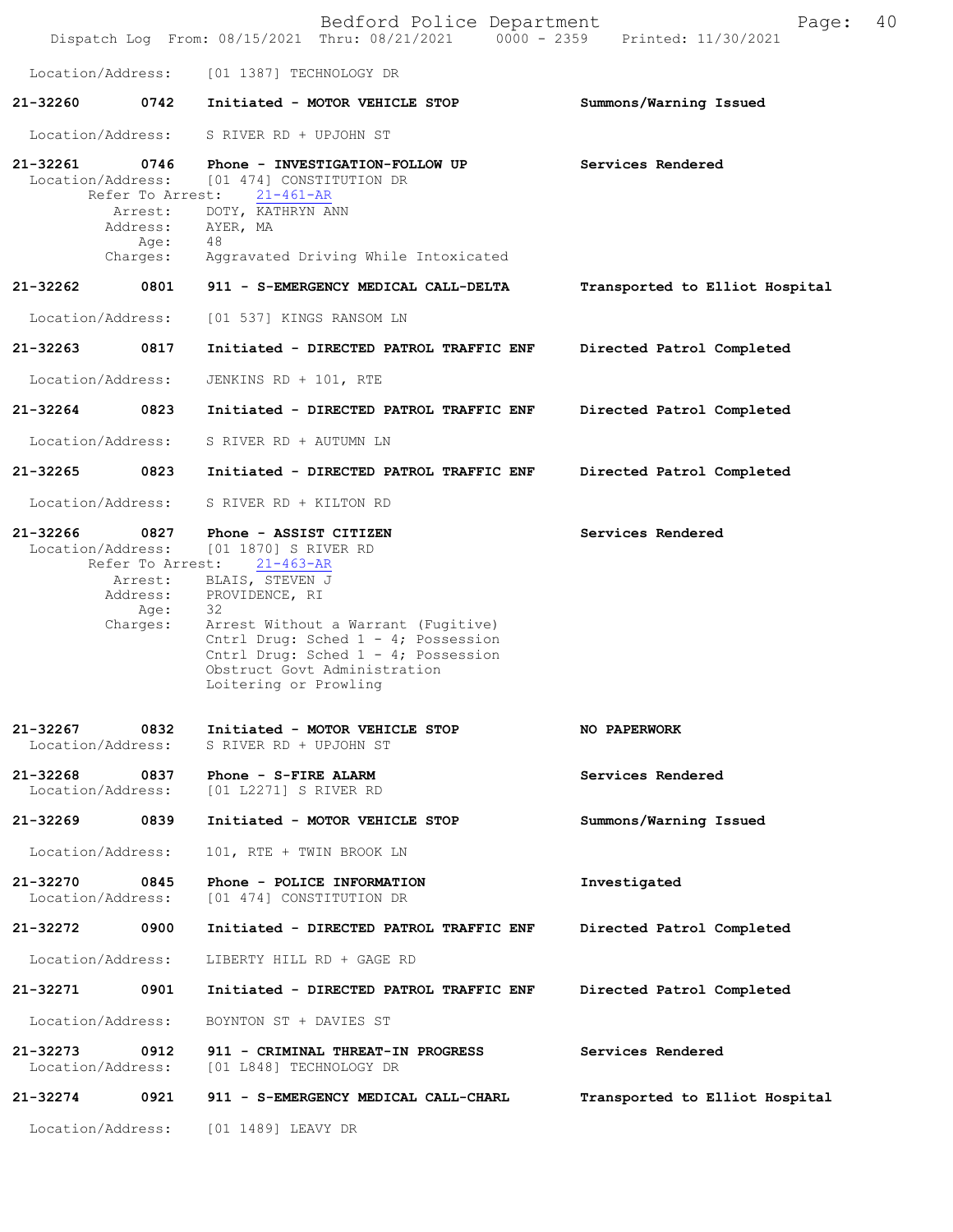Location/Address: [01 1387] TECHNOLOGY DR

**21-32260** 0742 **Initiated - MOTOR VEHICLE STOP** **Summons/Warning Issued**

Location/Address: S RIVER RD + UPJOHN ST

**21-32261** 0746 **Phone - INVESTIGATION-FOLLOW UP** **Services Rendered**
Location/Address: [01 474] CONSTITUTION DR
Refer To Arrest: 21-461-AR
Arrest: DOTY, KATHRYN ANN
Address: AYER, MA
Age: 48
Charges: Aggravated Driving While Intoxicated

**21-32262** 0801 **911 - S-EMERGENCY MEDICAL CALL-DELTA** **Transported to Elliot Hospital**

Location/Address: [01 537] KINGS RANSOM LN

**21-32263** 0817 **Initiated - DIRECTED PATROL TRAFFIC ENF** **Directed Patrol Completed**

Location/Address: JENKINS RD + 101, RTE

**21-32264** 0823 **Initiated - DIRECTED PATROL TRAFFIC ENF** **Directed Patrol Completed**

Location/Address: S RIVER RD + AUTUMN LN

**21-32265** 0823 **Initiated - DIRECTED PATROL TRAFFIC ENF** **Directed Patrol Completed**

Location/Address: S RIVER RD + KILTON RD

**21-32266** 0827 **Phone - ASSIST CITIZEN** **Services Rendered**
Location/Address: [01 1870] S RIVER RD
Refer To Arrest: 21-463-AR
Arrest: BLAIS, STEVEN J
Address: PROVIDENCE, RI
Age: 32
Charges: Arrest Without a Warrant (Fugitive)
Cntrl Drug: Sched 1 - 4; Possession
Cntrl Drug: Sched 1 - 4; Possession
Obstruct Govt Administration
Loitering or Prowling

**21-32267** 0832 **Initiated - MOTOR VEHICLE STOP** **NO PAPERWORK**
Location/Address: S RIVER RD + UPJOHN ST

**21-32268** 0837 **Phone - S-FIRE ALARM** **Services Rendered**
Location/Address: [01 L2271] S RIVER RD

**21-32269** 0839 **Initiated - MOTOR VEHICLE STOP** **Summons/Warning Issued**

Location/Address: 101, RTE + TWIN BROOK LN

**21-32270** 0845 **Phone - POLICE INFORMATION** **Investigated**
Location/Address: [01 474] CONSTITUTION DR

**21-32272** 0900 **Initiated - DIRECTED PATROL TRAFFIC ENF** **Directed Patrol Completed**

Location/Address: LIBERTY HILL RD + GAGE RD

**21-32271** 0901 **Initiated - DIRECTED PATROL TRAFFIC ENF** **Directed Patrol Completed**

Location/Address: BOYNTON ST + DAVIES ST

**21-32273** 0912 **911 - CRIMINAL THREAT-IN PROGRESS** **Services Rendered**
Location/Address: [01 L848] TECHNOLOGY DR

**21-32274** 0921 **911 - S-EMERGENCY MEDICAL CALL-CHARL** **Transported to Elliot Hospital**

Location/Address: [01 1489] LEAVY DR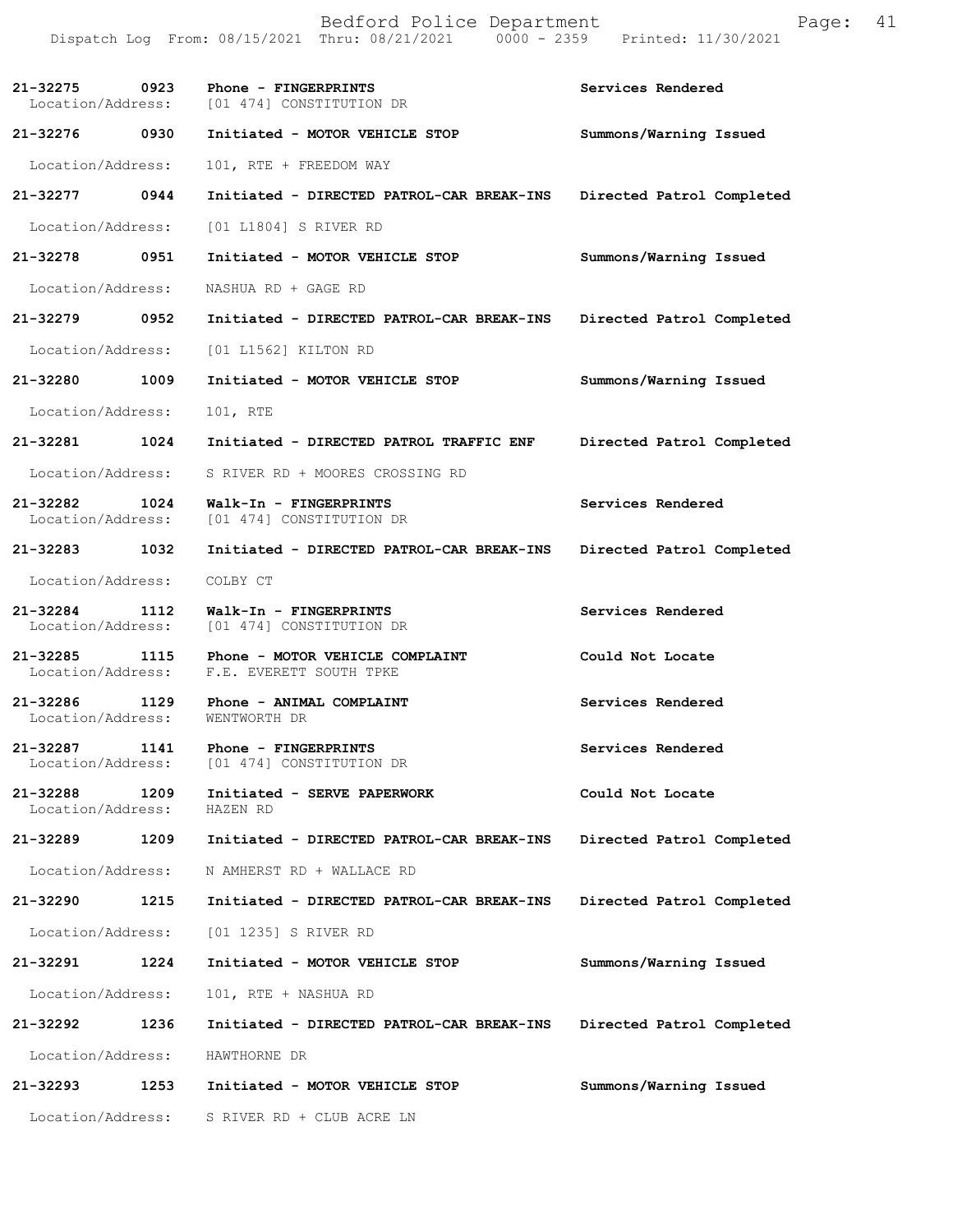| Call # | Time | Call Reason | Action |
|---|---|---|---|
| 21-32275 | 0923 | Phone - FINGERPRINTS | Services Rendered |
| Location/Address: | | [01 474] CONSTITUTION DR | |
| 21-32276 | 0930 | Initiated - MOTOR VEHICLE STOP | Summons/Warning Issued |
| Location/Address: | | 101, RTE + FREEDOM WAY | |
| 21-32277 | 0944 | Initiated - DIRECTED PATROL-CAR BREAK-INS | Directed Patrol Completed |
| Location/Address: | | [01 L1804] S RIVER RD | |
| 21-32278 | 0951 | Initiated - MOTOR VEHICLE STOP | Summons/Warning Issued |
| Location/Address: | | NASHUA RD + GAGE RD | |
| 21-32279 | 0952 | Initiated - DIRECTED PATROL-CAR BREAK-INS | Directed Patrol Completed |
| Location/Address: | | [01 L1562] KILTON RD | |
| 21-32280 | 1009 | Initiated - MOTOR VEHICLE STOP | Summons/Warning Issued |
| Location/Address: | | 101, RTE | |
| 21-32281 | 1024 | Initiated - DIRECTED PATROL TRAFFIC ENF | Directed Patrol Completed |
| Location/Address: | | S RIVER RD + MOORES CROSSING RD | |
| 21-32282 | 1024 | Walk-In - FINGERPRINTS | Services Rendered |
| Location/Address: | | [01 474] CONSTITUTION DR | |
| 21-32283 | 1032 | Initiated - DIRECTED PATROL-CAR BREAK-INS | Directed Patrol Completed |
| Location/Address: | | COLBY CT | |
| 21-32284 | 1112 | Walk-In - FINGERPRINTS | Services Rendered |
| Location/Address: | | [01 474] CONSTITUTION DR | |
| 21-32285 | 1115 | Phone - MOTOR VEHICLE COMPLAINT | Could Not Locate |
| Location/Address: | | F.E. EVERETT SOUTH TPKE | |
| 21-32286 | 1129 | Phone - ANIMAL COMPLAINT | Services Rendered |
| Location/Address: | | WENTWORTH DR | |
| 21-32287 | 1141 | Phone - FINGERPRINTS | Services Rendered |
| Location/Address: | | [01 474] CONSTITUTION DR | |
| 21-32288 | 1209 | Initiated - SERVE PAPERWORK | Could Not Locate |
| Location/Address: | | HAZEN RD | |
| 21-32289 | 1209 | Initiated - DIRECTED PATROL-CAR BREAK-INS | Directed Patrol Completed |
| Location/Address: | | N AMHERST RD + WALLACE RD | |
| 21-32290 | 1215 | Initiated - DIRECTED PATROL-CAR BREAK-INS | Directed Patrol Completed |
| Location/Address: | | [01 1235] S RIVER RD | |
| 21-32291 | 1224 | Initiated - MOTOR VEHICLE STOP | Summons/Warning Issued |
| Location/Address: | | 101, RTE + NASHUA RD | |
| 21-32292 | 1236 | Initiated - DIRECTED PATROL-CAR BREAK-INS | Directed Patrol Completed |
| Location/Address: | | HAWTHORNE DR | |
| 21-32293 | 1253 | Initiated - MOTOR VEHICLE STOP | Summons/Warning Issued |
| Location/Address: | | S RIVER RD + CLUB ACRE LN | |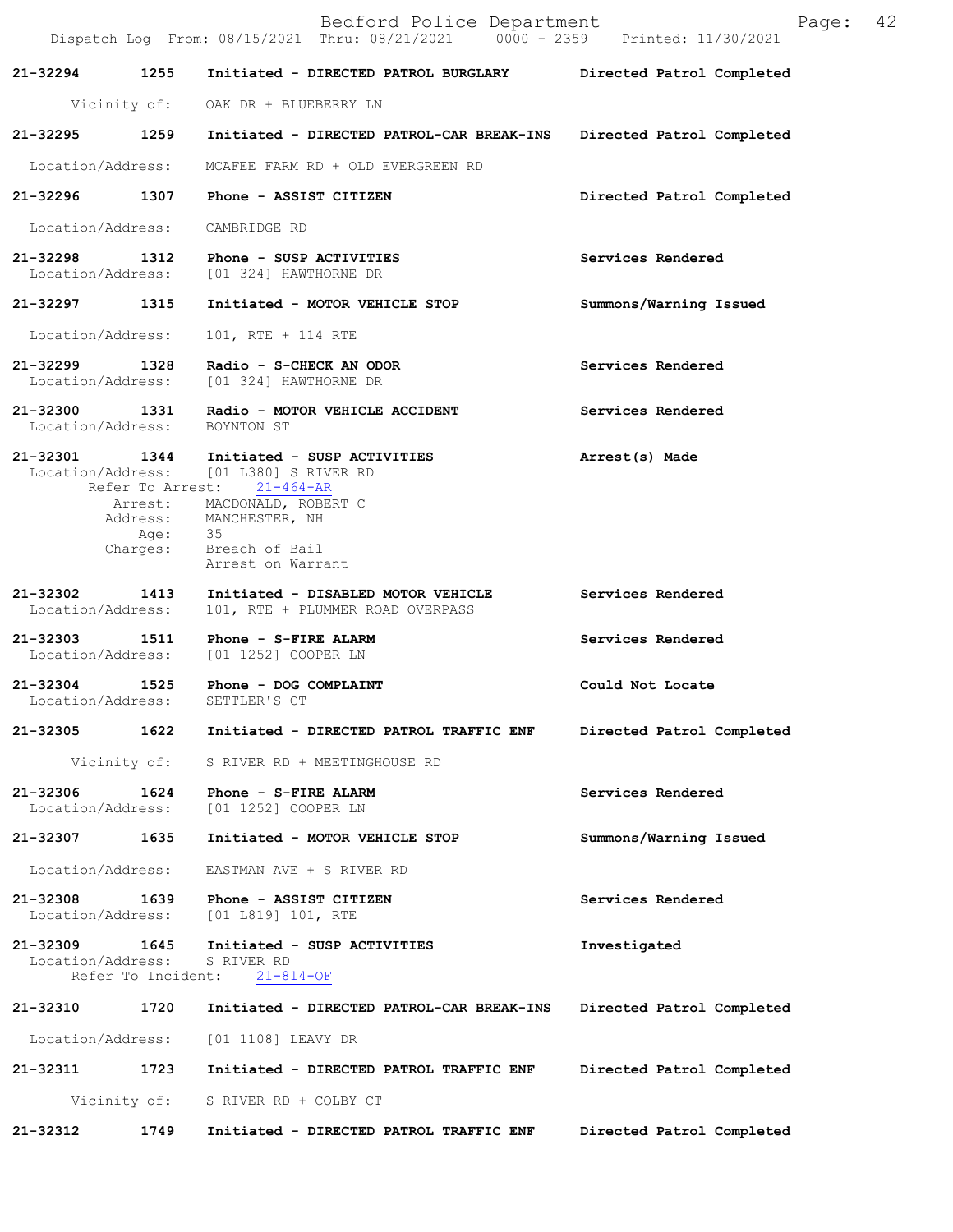**21-32294** **1255** **Initiated - DIRECTED PATROL BURGLARY** **Directed Patrol Completed**

Vicinity of: OAK DR + BLUEBERRY LN

**21-32295** **1259** **Initiated - DIRECTED PATROL-CAR BREAK-INS** **Directed Patrol Completed**

Location/Address: MCAFEE FARM RD + OLD EVERGREEN RD

**21-32296** **1307** **Phone - ASSIST CITIZEN** **Directed Patrol Completed**

Location/Address: CAMBRIDGE RD

**21-32298** **1312** **Phone - SUSP ACTIVITIES** **Services Rendered**
Location/Address: [01 324] HAWTHORNE DR

**21-32297** **1315** **Initiated - MOTOR VEHICLE STOP** **Summons/Warning Issued**

Location/Address: 101, RTE + 114 RTE

**21-32299** **1328** **Radio - S-CHECK AN ODOR** **Services Rendered**
Location/Address: [01 324] HAWTHORNE DR

**21-32300** **1331** **Radio - MOTOR VEHICLE ACCIDENT** **Services Rendered**
Location/Address: BOYNTON ST

**21-32301** **1344** **Initiated - SUSP ACTIVITIES** **Arrest(s) Made**
Location/Address: [01 L380] S RIVER RD
Refer To Arrest: 21-464-AR
Arrest: MACDONALD, ROBERT C
Address: MANCHESTER, NH
Age: 35
Charges: Breach of Bail
Arrest on Warrant

**21-32302** **1413** **Initiated - DISABLED MOTOR VEHICLE** **Services Rendered**
Location/Address: 101, RTE + PLUMMER ROAD OVERPASS

**21-32303** **1511** **Phone - S-FIRE ALARM** **Services Rendered**
Location/Address: [01 1252] COOPER LN

**21-32304** **1525** **Phone - DOG COMPLAINT** **Could Not Locate**
Location/Address: SETTLER'S CT

**21-32305** **1622** **Initiated - DIRECTED PATROL TRAFFIC ENF** **Directed Patrol Completed**

Vicinity of: S RIVER RD + MEETINGHOUSE RD

**21-32306** **1624** **Phone - S-FIRE ALARM** **Services Rendered**
Location/Address: [01 1252] COOPER LN

**21-32307** **1635** **Initiated - MOTOR VEHICLE STOP** **Summons/Warning Issued**

Location/Address: EASTMAN AVE + S RIVER RD

**21-32308** **1639** **Phone - ASSIST CITIZEN** **Services Rendered**
Location/Address: [01 L819] 101, RTE

**21-32309** **1645** **Initiated - SUSP ACTIVITIES** **Investigated**
Location/Address: S RIVER RD
Refer To Incident: 21-814-OF

**21-32310** **1720** **Initiated - DIRECTED PATROL-CAR BREAK-INS** **Directed Patrol Completed**

Location/Address: [01 1108] LEAVY DR

**21-32311** **1723** **Initiated - DIRECTED PATROL TRAFFIC ENF** **Directed Patrol Completed**

Vicinity of: S RIVER RD + COLBY CT

**21-32312** **1749** **Initiated - DIRECTED PATROL TRAFFIC ENF** **Directed Patrol Completed**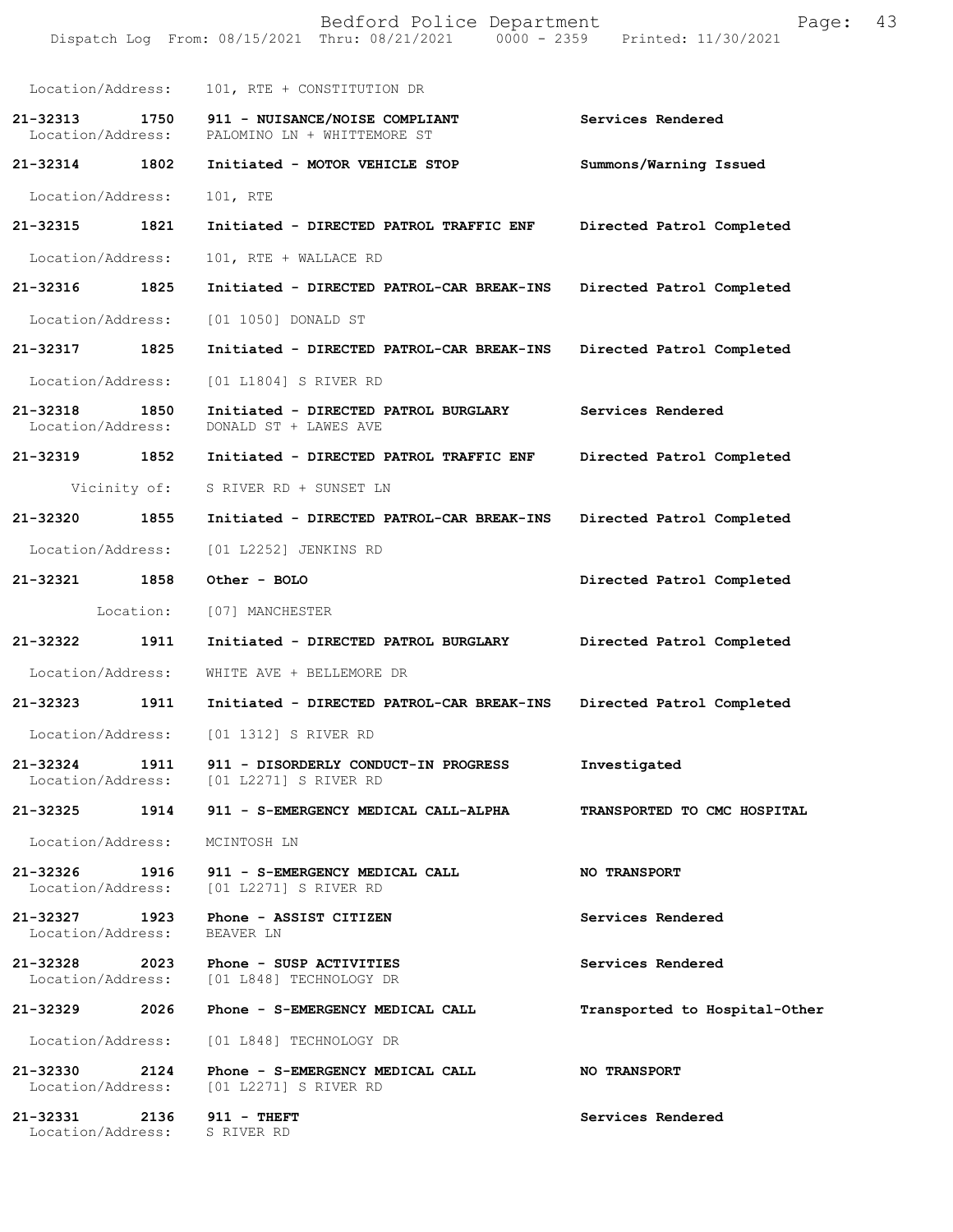Location/Address: 101, RTE + CONSTITUTION DR

**21-32313 1750 911 - NUISANCE/NOISE COMPLIANT** **Services Rendered**
Location/Address: PALOMINO LN + WHITTEMORE ST

**21-32314 1802 Initiated - MOTOR VEHICLE STOP** **Summons/Warning Issued**
Location/Address: 101, RTE

**21-32315 1821 Initiated - DIRECTED PATROL TRAFFIC ENF** **Directed Patrol Completed**
Location/Address: 101, RTE + WALLACE RD

**21-32316 1825 Initiated - DIRECTED PATROL-CAR BREAK-INS** **Directed Patrol Completed**
Location/Address: [01 1050] DONALD ST

**21-32317 1825 Initiated - DIRECTED PATROL-CAR BREAK-INS** **Directed Patrol Completed**
Location/Address: [01 L1804] S RIVER RD

**21-32318 1850 Initiated - DIRECTED PATROL BURGLARY** **Services Rendered**
Location/Address: DONALD ST + LAWES AVE

**21-32319 1852 Initiated - DIRECTED PATROL TRAFFIC ENF** **Directed Patrol Completed**
Vicinity of: S RIVER RD + SUNSET LN

**21-32320 1855 Initiated - DIRECTED PATROL-CAR BREAK-INS** **Directed Patrol Completed**
Location/Address: [01 L2252] JENKINS RD

**21-32321 1858 Other - BOLO** **Directed Patrol Completed**
Location: [07] MANCHESTER

**21-32322 1911 Initiated - DIRECTED PATROL BURGLARY** **Directed Patrol Completed**
Location/Address: WHITE AVE + BELLEMORE DR

**21-32323 1911 Initiated - DIRECTED PATROL-CAR BREAK-INS** **Directed Patrol Completed**
Location/Address: [01 1312] S RIVER RD

**21-32324 1911 911 - DISORDERLY CONDUCT-IN PROGRESS** **Investigated**
Location/Address: [01 L2271] S RIVER RD

**21-32325 1914 911 - S-EMERGENCY MEDICAL CALL-ALPHA** **TRANSPORTED TO CMC HOSPITAL**
Location/Address: MCINTOSH LN

**21-32326 1916 911 - S-EMERGENCY MEDICAL CALL** **NO TRANSPORT**
Location/Address: [01 L2271] S RIVER RD

**21-32327 1923 Phone - ASSIST CITIZEN** **Services Rendered**
Location/Address: BEAVER LN

**21-32328 2023 Phone - SUSP ACTIVITIES** **Services Rendered**
Location/Address: [01 L848] TECHNOLOGY DR

**21-32329 2026 Phone - S-EMERGENCY MEDICAL CALL** **Transported to Hospital-Other**
Location/Address: [01 L848] TECHNOLOGY DR

**21-32330 2124 Phone - S-EMERGENCY MEDICAL CALL** **NO TRANSPORT**
Location/Address: [01 L2271] S RIVER RD

**21-32331 2136 911 - THEFT** **Services Rendered**
Location/Address: S RIVER RD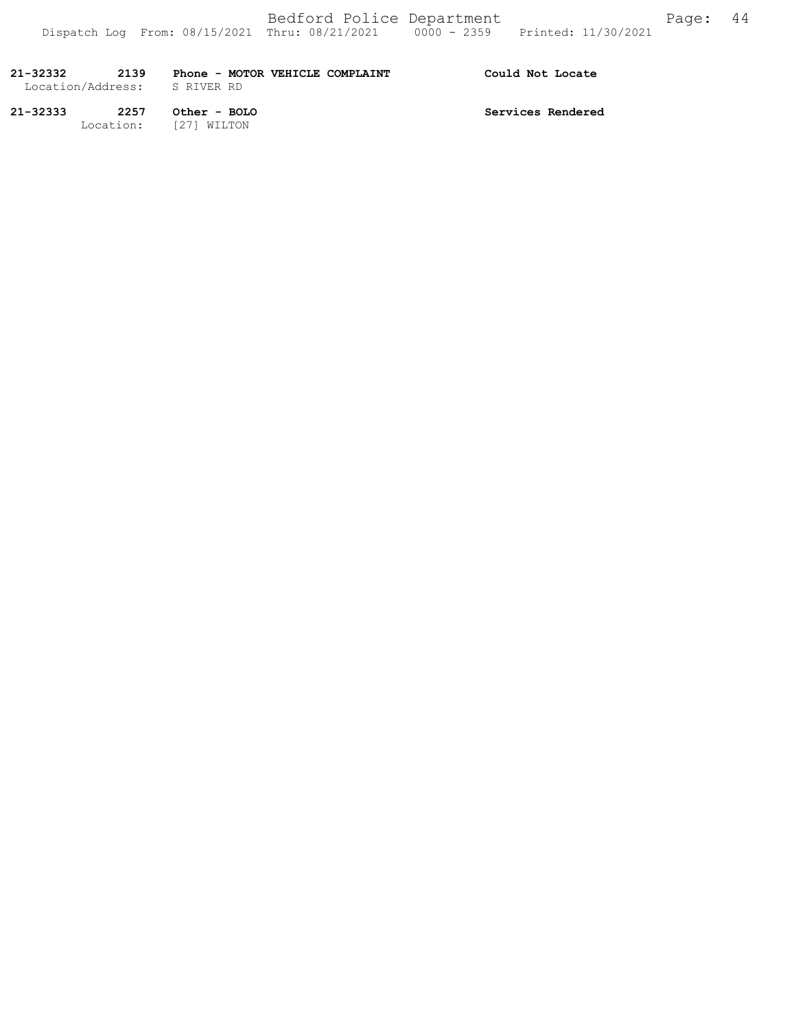**21-32332** **2139** **Phone - MOTOR VEHICLE COMPLAINT** **Could Not Locate**
Location/Address: S RIVER RD

**21-32333** **2257** **Other - BOLO** **Services Rendered**
Location: [27] WILTON